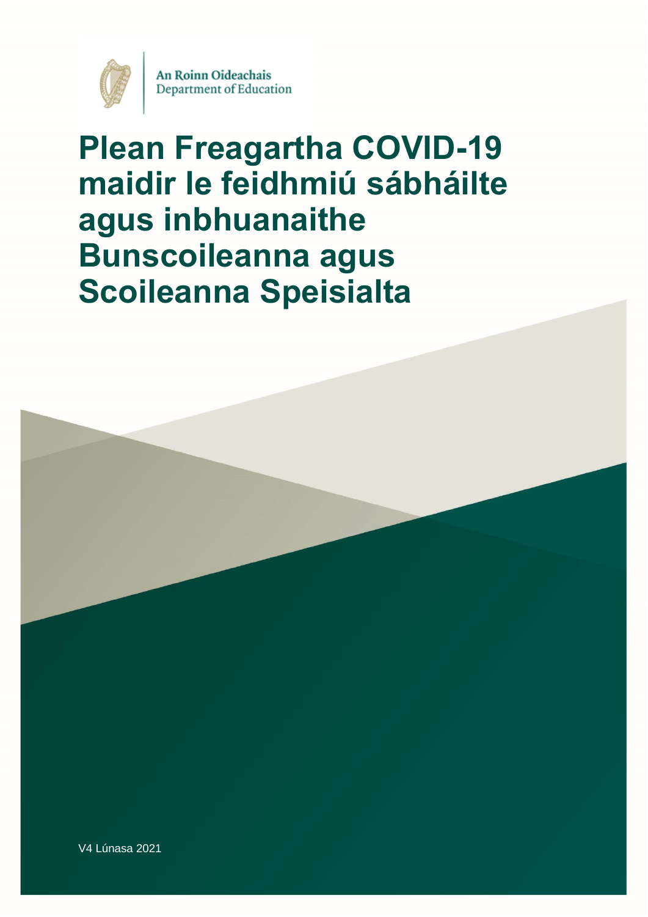An Roinn Oideachais
Department of Education

# Plean Freagartha COVID-19 maidir le feidhmiú sábháilte agus inbhuanaithe Bunscoileanna agus Scoileanna Speisialta

V4 Lúnasa 2021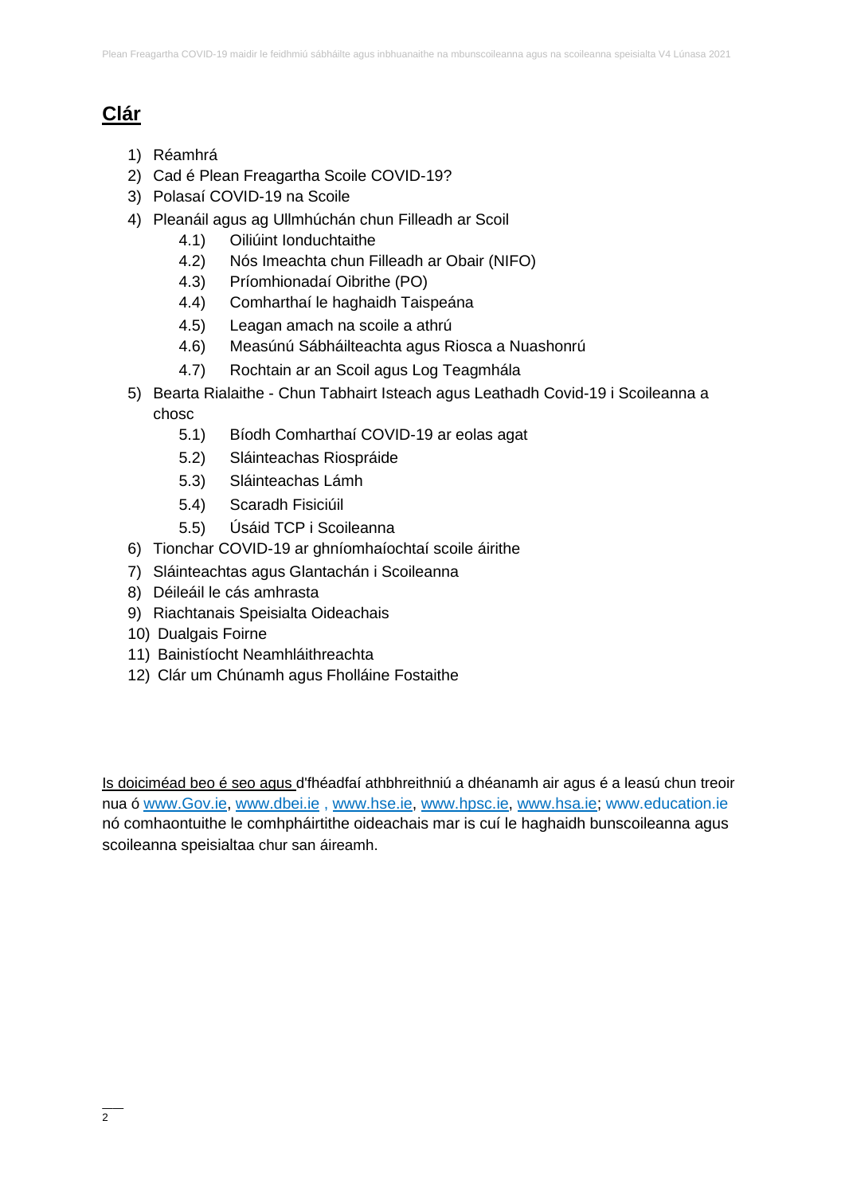# Clár

1) Réamhrá
2) Cad é Plean Freagartha Scoile COVID-19?
3) Polasaí COVID-19 na Scoile
4) Pleanáil agus ag Ullmhúchán chun Filleadh ar Scoil
   - 4.1) Oiliúint Ionduchtaithe
   - 4.2) Nós Imeachta chun Filleadh ar Obair (NIFO)
   - 4.3) Príomhionadaí Oibrithe (PO)
   - 4.4) Comharthaí le haghaidh Taispeána
   - 4.5) Leagan amach na scoile a athrú
   - 4.6) Measúnú Sábháilteachta agus Riosca a Nuashonrú
   - 4.7) Rochtain ar an Scoil agus Log Teagmhála
5) Bearta Rialaithe - Chun Tabhairt Isteach agus Leathadh Covid-19 i Scoileanna a chosc
   - 5.1) Bíodh Comharthaí COVID-19 ar eolas agat
   - 5.2) Sláinteachas Riospráide
   - 5.3) Sláinteachas Lámh
   - 5.4) Scaradh Fisiciúil
   - 5.5) Úsáid TCP i Scoileanna
6) Tionchar COVID-19 ar ghníomhaíochtaí scoile áirithe
7) Sláinteachtas agus Glantachán i Scoileanna
8) Déileáil le cás amhrasta
9) Riachtanais Speisialta Oideachais
10) Dualgais Foirne
11) Bainistíocht Neamhláithreachta
12) Clár um Chúnamh agus Fholláine Fostaithe

Is doiciméad beo é seo agus d'fhéadfaí athbhreithniú a dhéanamh air agus é a leasú chun treoir nua ó www.Gov.ie, www.dbei.ie , www.hse.ie, www.hpsc.ie, www.hsa.ie; www.education.ie nó comhaontuithe le comhpháirtithe oideachais mar is cuí le haghaidh bunscoileanna agus scoileanna speisialtaa chur san áireamh.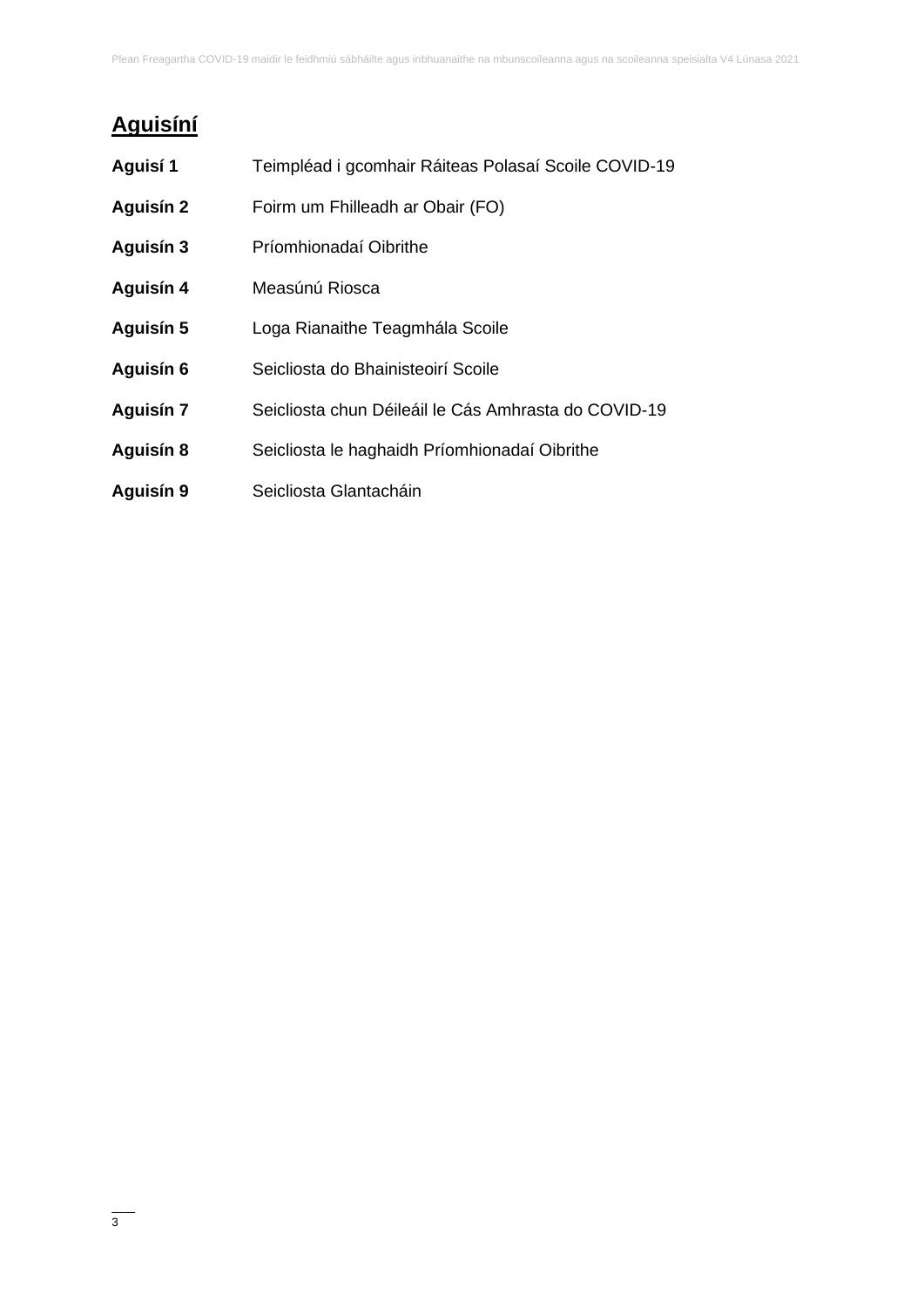## Aguisíní

| | |
|---|---|
| **Aguisí 1** | Teimpléad i gcomhair Ráiteas Polasaí Scoile COVID-19 |
| **Aguisín 2** | Foirm um Fhilleadh ar Obair (FO) |
| **Aguisín 3** | Príomhionadaí Oibrithe |
| **Aguisín 4** | Measúnú Riosca |
| **Aguisín 5** | Loga Rianaithe Teagmhála Scoile |
| **Aguisín 6** | Seicliosta do Bhainisteoirí Scoile |
| **Aguisín 7** | Seicliosta chun Déileáil le Cás Amhrasta do COVID-19 |
| **Aguisín 8** | Seicliosta le haghaidh Príomhionadaí Oibrithe |
| **Aguisín 9** | Seicliosta Glantacháin |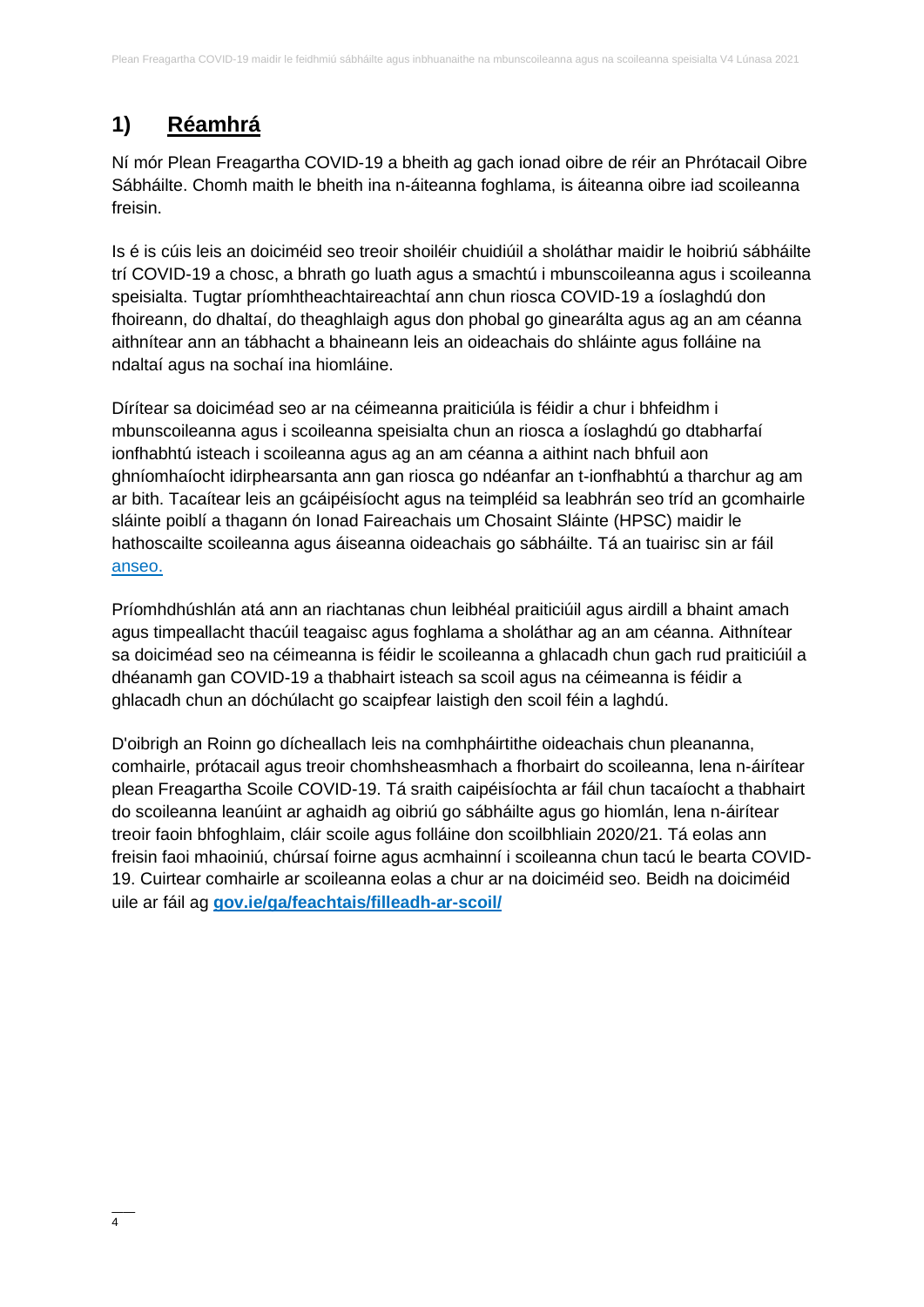## 1) **Réamhrá**

Ní mór Plean Freagartha COVID-19 a bheith ag gach ionad oibre de réir an Phrótacail Oibre Sábháilte. Chomh maith le bheith ina n-áiteanna foghlama, is áiteanna oibre iad scoileanna freisin.

Is é is cúis leis an doiciméid seo treoir shoiléir chuidiúil a sholáthar maidir le hoibriú sábháilte trí COVID-19 a chosc, a bhrath go luath agus a smachtú i mbunscoileanna agus i scoileanna speisialta. Tugtar príomhtheachtaireachtaí ann chun riosca COVID-19 a íoslaghdú don fhoireann, do dhaltaí, do theaghlaigh agus don phobal go ginearálta agus ag an am céanna aithnítear ann an tábhacht a bhaineann leis an oideachais do shláinte agus folláine na ndaltaí agus na sochaí ina hiomláine.

Dírítear sa doiciméad seo ar na céimeanna praiticiúla is féidir a chur i bhfeidhm i mbunscoileanna agus i scoileanna speisialta chun an riosca a íoslaghdú go dtabharfaí ionfhabhtú isteach i scoileanna agus ag an am céanna a aithint nach bhfuil aon ghníomhaíocht idirphearsanta ann gan riosca go ndéanfar an t-ionfhabhtú a tharchur ag am ar bith. Tacaítear leis an gcáipéisíocht agus na teimpléid sa leabhrán seo tríd an gcomhairle sláinte poiblí a thagann ón Ionad Faireachais um Chosaint Sláinte (HPSC) maidir le hathoscailte scoileanna agus áiseanna oideachais go sábháilte. Tá an tuairisc sin ar fáil [anseo.](anseo.)

Príomhdhúshlán atá ann an riachtanas chun leibhéal praiticiúil agus airdill a bhaint amach agus timpeallacht thacúil teagaisc agus foghlama a sholáthar ag an am céanna. Aithnítear sa doiciméad seo na céimeanna is féidir le scoileanna a ghlacadh chun gach rud praiticiúil a dhéanamh gan COVID-19 a thabhairt isteach sa scoil agus na céimeanna is féidir a ghlacadh chun an dóchúlacht go scaipfear laistigh den scoil féin a laghdú.

D'oibrigh an Roinn go dícheallach leis na comhpháirtithe oideachais chun pleananna, comhairle, prótacail agus treoir chomhsheasmhach a fhorbairt do scoileanna, lena n-áirítear plean Freagartha Scoile COVID-19. Tá sraith caipéisíochta ar fáil chun tacaíocht a thabhairt do scoileanna leanúint ar aghaidh ag oibriú go sábháilte agus go hiomlán, lena n-áirítear treoir faoin bhfoghlaim, cláir scoile agus folláine don scoilbhliain 2020/21. Tá eolas ann freisin faoi mhaoiniú, chúrsaí foirne agus acmhainní i scoileanna chun tacú le bearta COVID-19. Cuirtear comhairle ar scoileanna eolas a chur ar na doiciméid seo. Beidh na doiciméid uile ar fáil ag **[gov.ie/ga/feachtais/filleadh-ar-scoil/](gov.ie/ga/feachtais/filleadh-ar-scoil/)**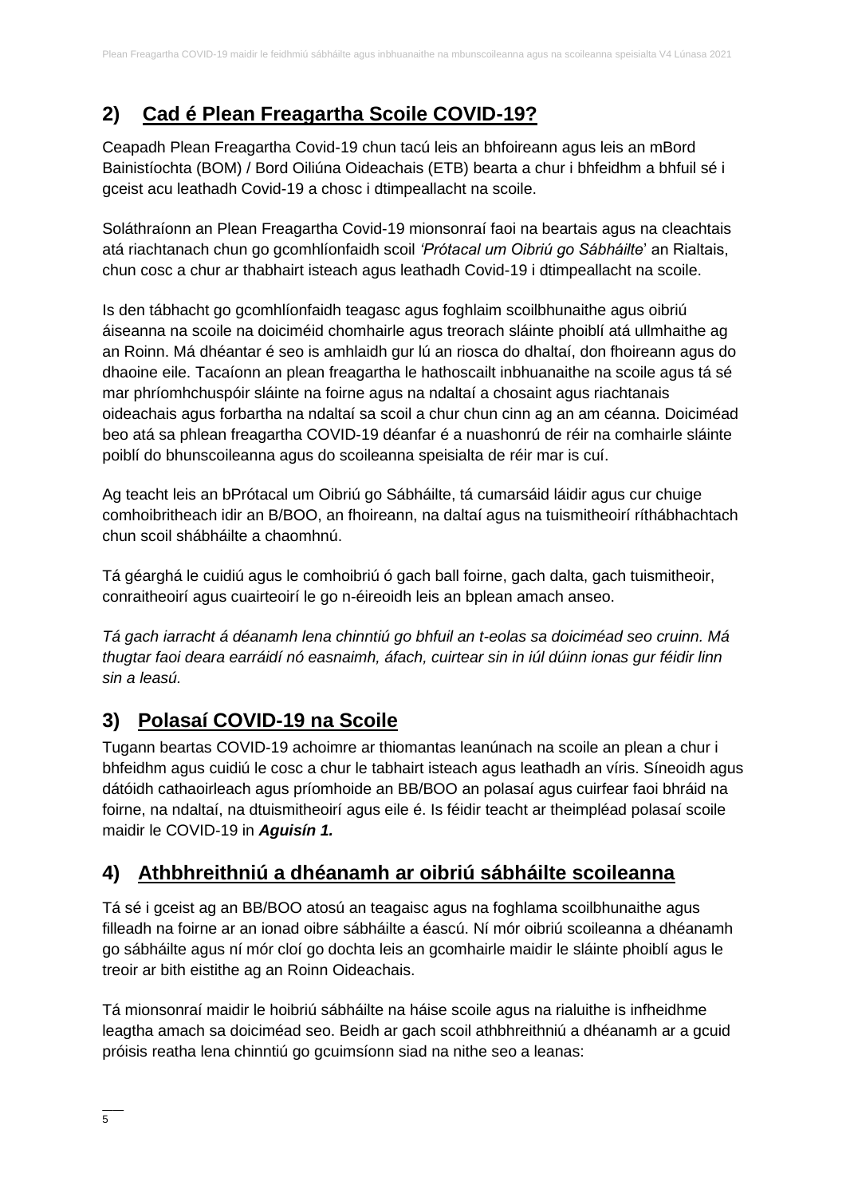## 2) Cad é Plean Freagartha Scoile COVID-19?

Ceapadh Plean Freagartha Covid-19 chun tacú leis an bhfoireann agus leis an mBord Bainistíochta (BOM) / Bord Oiliúna Oideachais (ETB) bearta a chur i bhfeidhm a bhfuil sé i gceist acu leathadh Covid-19 a chosc i dtimpeallacht na scoile.

Soláthraíonn an Plean Freagartha Covid-19 mionsonraí faoi na beartais agus na cleachtais atá riachtanach chun go gcomhlíonfaidh scoil *'Prótacal um Oibriú go Sábháilte*' an Rialtais, chun cosc a chur ar thabhairt isteach agus leathadh Covid-19 i dtimpeallacht na scoile.

Is den tábhacht go gcomhlíonfaidh teagasc agus foghlaim scoilbhunaithe agus oibriú áiseanna na scoile na doiciméid chomhairle agus treorach sláinte phoiblí atá ullmhaithe ag an Roinn. Má dhéantar é seo is amhlaidh gur lú an riosca do dhaltaí, don fhoireann agus do dhaoine eile. Tacaíonn an plean freagartha le hathoscailt inbhuanaithe na scoile agus tá sé mar phríomhchuspóir sláinte na foirne agus na ndaltaí a chosaint agus riachtanais oideachais agus forbartha na ndaltaí sa scoil a chur chun cinn ag an am céanna. Doiciméad beo atá sa phlean freagartha COVID-19 déanfar é a nuashonrú de réir na comhairle sláinte poiblí do bhunscoileanna agus do scoileanna speisialta de réir mar is cuí.

Ag teacht leis an bPrótacal um Oibriú go Sábháilte, tá cumarsáid láidir agus cur chuige comhoibritheach idir an B/BOO, an fhoireann, na daltaí agus na tuismitheoirí ríthábhachtach chun scoil shábháilte a chaomhnú.

Tá géarghá le cuidiú agus le comhoibriú ó gach ball foirne, gach dalta, gach tuismitheoir, conraitheoirí agus cuairteoirí le go n-éireoidh leis an bplean amach anseo.

*Tá gach iarracht á déanamh lena chinntiú go bhfuil an t-eolas sa doiciméad seo cruinn. Má thugtar faoi deara earráidí nó easnaimh, áfach, cuirtear sin in iúl dúinn ionas gur féidir linn sin a leasú.*

## 3) Polasaí COVID-19 na Scoile

Tugann beartas COVID-19 achoimre ar thiomantas leanúnach na scoile an plean a chur i bhfeidhm agus cuidiú le cosc a chur le tabhairt isteach agus leathadh an víris. Síneoidh agus dátóidh cathaoirleach agus príomhoide an BB/BOO an polasaí agus cuirfear faoi bhráid na foirne, na ndaltaí, na dtuismitheoirí agus eile é. Is féidir teacht ar theimpléad polasaí scoile maidir le COVID-19 in ***Aguisín 1.***

## 4) Athbhreithniú a dhéanamh ar oibriú sábháilte scoileanna

Tá sé i gceist ag an BB/BOO atosú an teagaisc agus na foghlama scoilbhunaithe agus filleadh na foirne ar an ionad oibre sábháilte a éascú. Ní mór oibriú scoileanna a dhéanamh go sábháilte agus ní mór cloí go dochta leis an gcomhairle maidir le sláinte phoiblí agus le treoir ar bith eisithe ag an Roinn Oideachais.

Tá mionsonraí maidir le hoibriú sábháilte na háise scoile agus na rialuithe is infheidhme leagtha amach sa doiciméad seo. Beidh ar gach scoil athbhreithniú a dhéanamh ar a gcuid próisis reatha lena chinntiú go gcuimsíonn siad na nithe seo a leanas: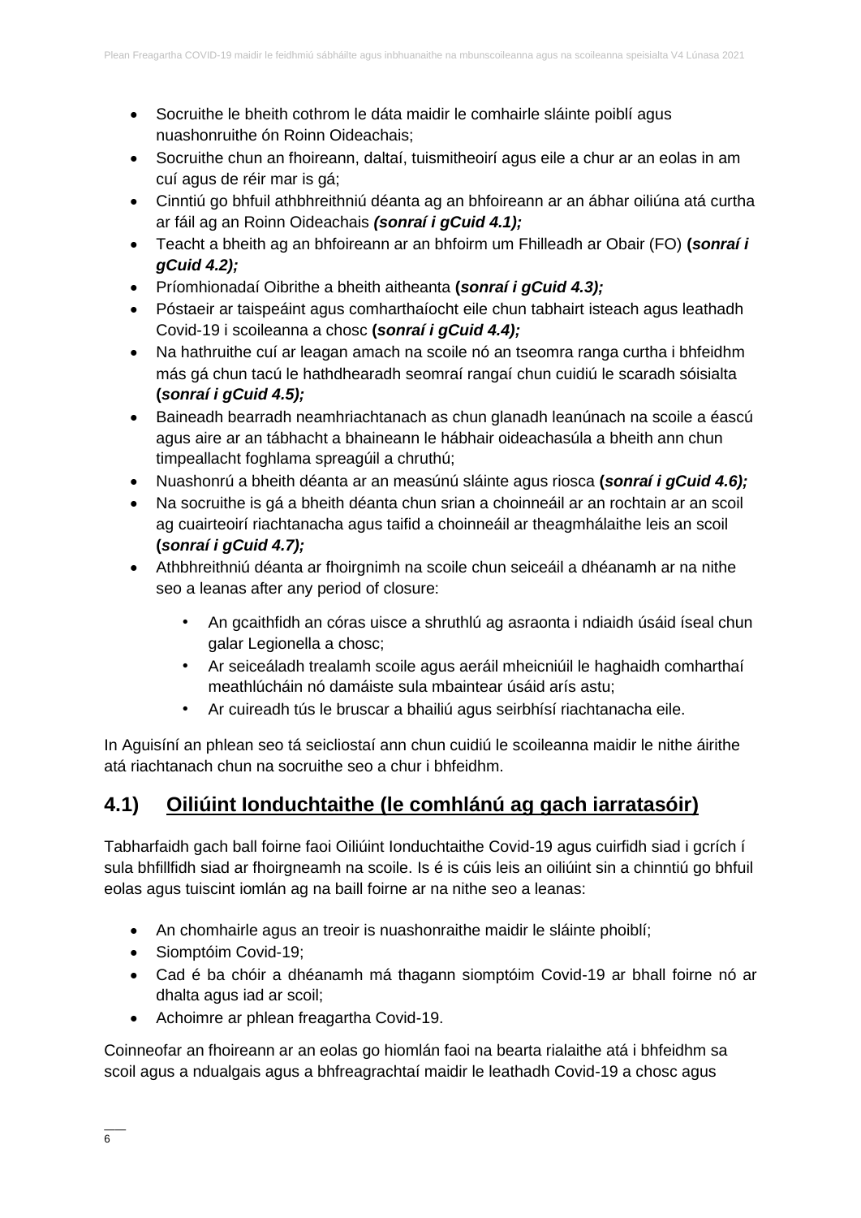- Socruithe le bheith cothrom le dáta maidir le comhairle sláinte poiblí agus nuashonruithe ón Roinn Oideachais;
- Socruithe chun an fhoireann, daltaí, tuismitheoirí agus eile a chur ar an eolas in am cuí agus de réir mar is gá;
- Cinntiú go bhfuil athbhreithniú déanta ag an bhfoireann ar an ábhar oiliúna atá curtha ar fáil ag an Roinn Oideachais ***(sonraí i gCuid 4.1);***
- Teacht a bheith ag an bhfoireann ar an bhfoirm um Fhilleadh ar Obair (FO) **(*sonraí i gCuid 4.2);***
- Príomhionadaí Oibrithe a bheith aitheanta **(*sonraí i gCuid 4.3);***
- Póstaeir ar taispeáint agus comharthaíocht eile chun tabhairt isteach agus leathadh Covid-19 i scoileanna a chosc **(*sonraí i gCuid 4.4);***
- Na hathruithe cuí ar leagan amach na scoile nó an tseomra ranga curtha i bhfeidhm más gá chun tacú le hathdhearadh seomraí rangaí chun cuidiú le scaradh sóisialta **(*sonraí i gCuid 4.5);***
- Baineadh bearradh neamhriachtanach as chun glanadh leanúnach na scoile a éascú agus aire ar an tábhacht a bhaineann le hábhair oideachasúla a bheith ann chun timpeallacht foghlama spreagúil a chruthú;
- Nuashonrú a bheith déanta ar an measúnú sláinte agus riosca **(*sonraí i gCuid 4.6);***
- Na socruithe is gá a bheith déanta chun srian a choinneáil ar an rochtain ar an scoil ag cuairteoirí riachtanacha agus taifid a choinneáil ar theagmhálaithe leis an scoil **(*sonraí i gCuid 4.7);***
- Athbhreithniú déanta ar fhoirgnimh na scoile chun seiceáil a dhéanamh ar na nithe seo a leanas after any period of closure:
  - An gcaithfidh an córas uisce a shruthlú ag asraonta i ndiaidh úsáid íseal chun galar Legionella a chosc;
  - Ar seiceáladh trealamh scoile agus aeráil mheicniúil le haghaidh comharthaí meathlúcháin nó damáiste sula mbaintear úsáid arís astu;
  - Ar cuireadh tús le bruscar a bhailiú agus seirbhísí riachtanacha eile.

In Aguisíní an phlean seo tá seicliostaí ann chun cuidiú le scoileanna maidir le nithe áirithe atá riachtanach chun na socruithe seo a chur i bhfeidhm.

## 4.1) Oiliúint Ionduchtaithe (le comhlánú ag gach iarratasóir)

Tabharfaidh gach ball foirne faoi Oiliúint Ionduchtaithe Covid-19 agus cuirfidh siad i gcrích í sula bhfillfidh siad ar fhoirgneamh na scoile. Is é is cúis leis an oiliúint sin a chinntiú go bhfuil eolas agus tuiscint iomlán ag na baill foirne ar na nithe seo a leanas:

- An chomhairle agus an treoir is nuashonraithe maidir le sláinte phoiblí;
- Siomptóim Covid-19;
- Cad é ba chóir a dhéanamh má thagann siomptóim Covid-19 ar bhall foirne nó ar dhalta agus iad ar scoil;
- Achoimre ar phlean freagartha Covid-19.

Coinneofar an fhoireann ar an eolas go hiomlán faoi na bearta rialaithe atá i bhfeidhm sa scoil agus a ndualgais agus a bhfreagrachtaí maidir le leathadh Covid-19 a chosc agus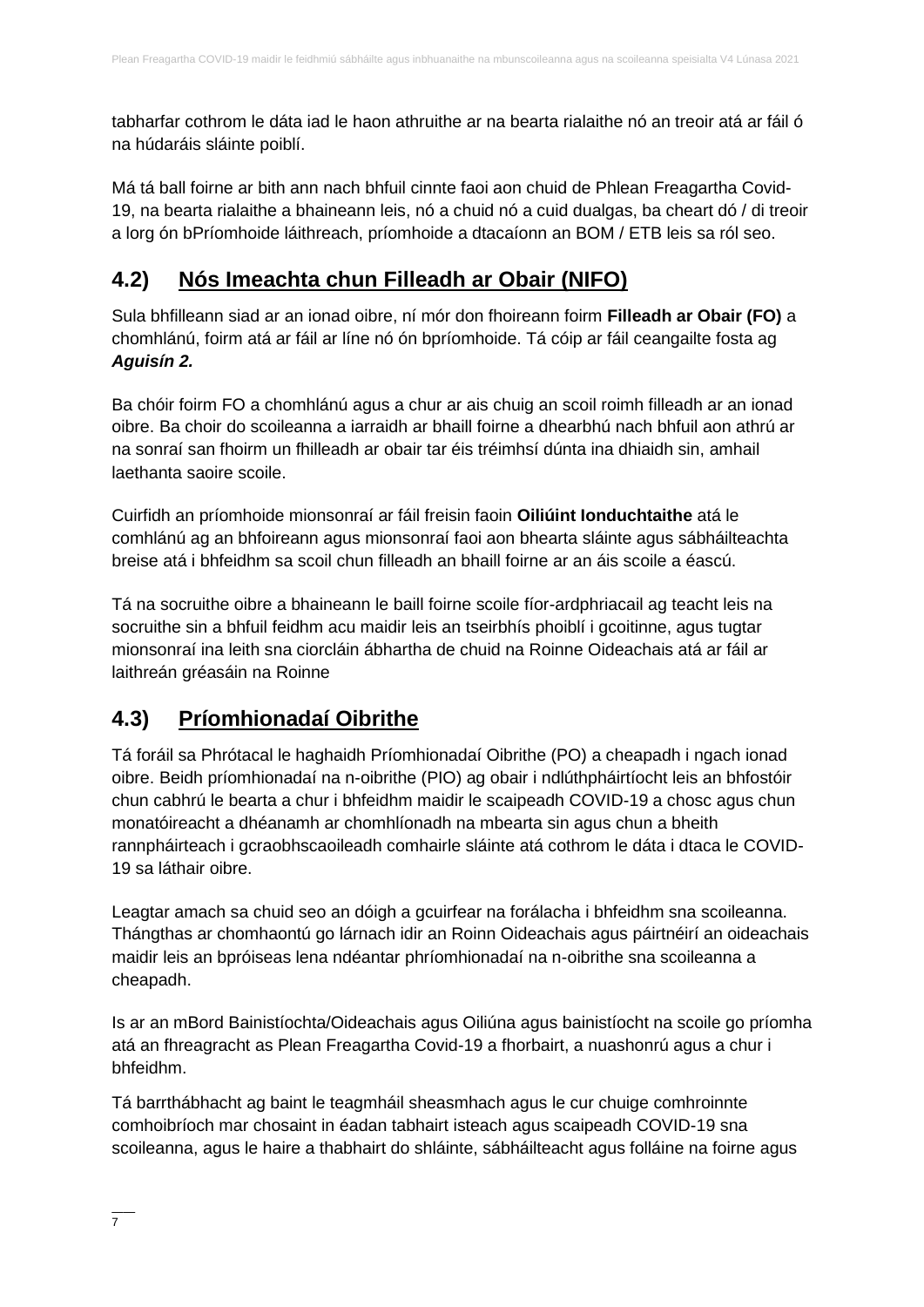tabharfar cothrom le dáta iad le haon athruithe ar na bearta rialaithe nó an treoir atá ar fáil ó na húdaráis sláinte poiblí.

Má tá ball foirne ar bith ann nach bhfuil cinnte faoi aon chuid de Phlean Freagartha Covid-19, na bearta rialaithe a bhaineann leis, nó a chuid nó a cuid dualgas, ba cheart dó / di treoir a lorg ón bPríomhoide láithreach, príomhoide a dtacaíonn an BOM / ETB leis sa ról seo.

## 4.2) Nós Imeachta chun Filleadh ar Obair (NIFO)

Sula bhfilleann siad ar an ionad oibre, ní mór don fhoireann foirm **Filleadh ar Obair (FO)** a chomhlánú, foirm atá ar fáil ar líne nó ón bpríomhoide. Tá cóip ar fáil ceangailte fosta ag ***Aguisín 2.***

Ba chóir foirm FO a chomhlánú agus a chur ar ais chuig an scoil roimh filleadh ar an ionad oibre. Ba choir do scoileanna a iarraidh ar bhaill foirne a dhearbhú nach bhfuil aon athrú ar na sonraí san fhoirm un fhilleadh ar obair tar éis tréimhsí dúnta ina dhiaidh sin, amhail laethanta saoire scoile.

Cuirfidh an príomhoide mionsonraí ar fáil freisin faoin **Oiliúint Ionduchtaithe** atá le comhlánú ag an bhfoireann agus mionsonraí faoi aon bhearta sláinte agus sábháilteachta breise atá i bhfeidhm sa scoil chun filleadh an bhaill foirne ar an áis scoile a éascú.

Tá na socruithe oibre a bhaineann le baill foirne scoile fíor-ardphriacail ag teacht leis na socruithe sin a bhfuil feidhm acu maidir leis an tseirbhís phoiblí i gcoitinne, agus tugtar mionsonraí ina leith sna ciorcláin ábhartha de chuid na Roinne Oideachais atá ar fáil ar laithreán gréasáin na Roinne

## 4.3) Príomhionadaí Oibrithe

Tá foráil sa Phrótacal le haghaidh Príomhionadaí Oibrithe (PO) a cheapadh i ngach ionad oibre. Beidh príomhionadaí na n-oibrithe (PIO) ag obair i ndlúthpháirtíocht leis an bhfostóir chun cabhrú le bearta a chur i bhfeidhm maidir le scaipeadh COVID-19 a chosc agus chun monatóireacht a dhéanamh ar chomhlíonadh na mbearta sin agus chun a bheith rannpháirteach i gcraobhscaoileadh comhairle sláinte atá cothrom le dáta i dtaca le COVID-19 sa láthair oibre.

Leagtar amach sa chuid seo an dóigh a gcuirfear na forálacha i bhfeidhm sna scoileanna. Thángthas ar chomhaontú go lárnach idir an Roinn Oideachais agus páirtnéirí an oideachais maidir leis an bpróiseas lena ndéantar phríomhionadaí na n-oibrithe sna scoileanna a cheapadh.

Is ar an mBord Bainistíochta/Oideachais agus Oiliúna agus bainistíocht na scoile go príomha atá an fhreagracht as Plean Freagartha Covid-19 a fhorbairt, a nuashonrú agus a chur i bhfeidhm.

Tá barrthábhacht ag baint le teagmháil sheasmhach agus le cur chuige comhroinnte comhoibríoch mar chosaint in éadan tabhairt isteach agus scaipeadh COVID-19 sna scoileanna, agus le haire a thabhairt do shláinte, sábháilteacht agus folláine na foirne agus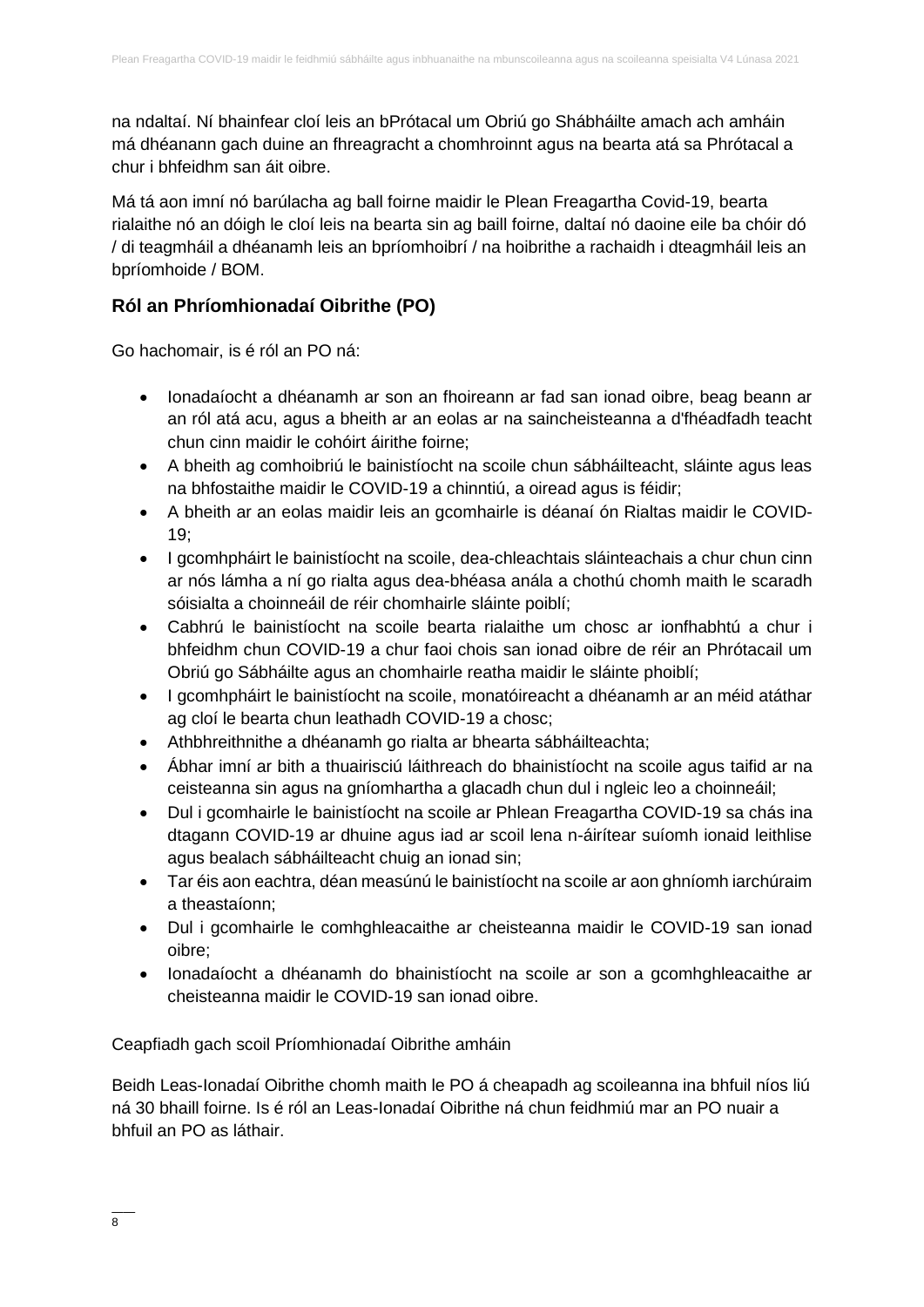na ndaltaí. Ní bhainfear cloí leis an bPrótacal um Obriú go Shábháilte amach ach amháin má dhéanann gach duine an fhreagracht a chomhroinnt agus na bearta atá sa Phrótacal a chur i bhfeidhm san áit oibre.

Má tá aon imní nó barúlacha ag ball foirne maidir le Plean Freagartha Covid-19, bearta rialaithe nó an dóigh le cloí leis na bearta sin ag baill foirne, daltaí nó daoine eile ba chóir dó / di teagmháil a dhéanamh leis an bpríomhoibrí / na hoibrithe a rachaidh i dteagmháil leis an bpríomhoide / BOM.

## Ról an Phríomhionadaí Oibrithe (PO)

Go hachomair, is é ról an PO ná:

- Ionadaíocht a dhéanamh ar son an fhoireann ar fad san ionad oibre, beag beann ar an ról atá acu, agus a bheith ar an eolas ar na saincheisteanna a d'fhéadfadh teacht chun cinn maidir le cohóirt áirithe foirne;
- A bheith ag comhoibriú le bainistíocht na scoile chun sábháilteacht, sláinte agus leas na bhfostaithe maidir le COVID-19 a chinntiú, a oiread agus is féidir;
- A bheith ar an eolas maidir leis an gcomhairle is déanaí ón Rialtas maidir le COVID-19;
- I gcomhpháirt le bainistíocht na scoile, dea-chleachtais sláinteachais a chur chun cinn ar nós lámha a ní go rialta agus dea-bhéasa anála a chothú chomh maith le scaradh sóisialta a choinneáil de réir chomhairle sláinte poiblí;
- Cabhrú le bainistíocht na scoile bearta rialaithe um chosc ar ionfhabhtú a chur i bhfeidhm chun COVID-19 a chur faoi chois san ionad oibre de réir an Phrótacail um Obriú go Sábháilte agus an chomhairle reatha maidir le sláinte phoiblí;
- I gcomhpháirt le bainistíocht na scoile, monatóireacht a dhéanamh ar an méid atáthar ag cloí le bearta chun leathadh COVID-19 a chosc;
- Athbhreithnithe a dhéanamh go rialta ar bhearta sábháilteachta;
- Ábhar imní ar bith a thuairisciú láithreach do bhainistíocht na scoile agus taifid ar na ceisteanna sin agus na gníomhartha a glacadh chun dul i ngleic leo a choinneáil;
- Dul i gcomhairle le bainistíocht na scoile ar Phlean Freagartha COVID-19 sa chás ina dtagann COVID-19 ar dhuine agus iad ar scoil lena n-áirítear suíomh ionaid leithlise agus bealach sábháilteacht chuig an ionad sin;
- Tar éis aon eachtra, déan measúnú le bainistíocht na scoile ar aon ghníomh iarchúraim a theastaíonn;
- Dul i gcomhairle le comhghleacaithe ar cheisteanna maidir le COVID-19 san ionad oibre;
- Ionadaíocht a dhéanamh do bhainistíocht na scoile ar son a gcomhghleacaithe ar cheisteanna maidir le COVID-19 san ionad oibre.

Ceapfiadh gach scoil Príomhionadaí Oibrithe amháin

Beidh Leas-Ionadaí Oibrithe chomh maith le PO á cheapadh ag scoileanna ina bhfuil níos liú ná 30 bhaill foirne. Is é ról an Leas-Ionadaí Oibrithe ná chun feidhmiú mar an PO nuair a bhfuil an PO as láthair.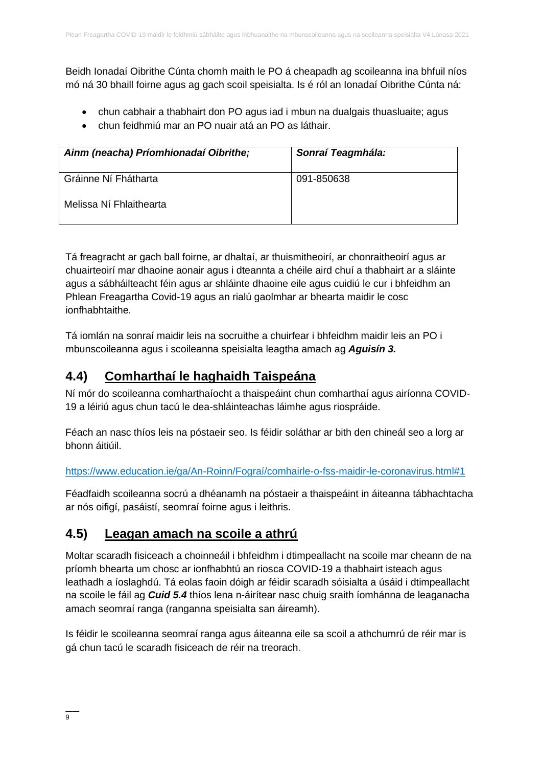Beidh Ionadaí Oibrithe Cúnta chomh maith le PO á cheapadh ag scoileanna ina bhfuil níos mó ná 30 bhaill foirne agus ag gach scoil speisialta. Is é ról an Ionadaí Oibrithe Cúnta ná:

- chun cabhair a thabhairt don PO agus iad i mbun na dualgais thuasluaite; agus
- chun feidhmiú mar an PO nuair atá an PO as láthair.

| ***Ainm (neacha) Príomhionadaí Oibrithe;*** | ***Sonraí Teagmhála:*** |
| --- | --- |
| Gráinne Ní Fhátharta<br><br>Melissa Ní Fhlaithearta | 091-850638 |

Tá freagracht ar gach ball foirne, ar dhaltaí, ar thuismitheoirí, ar chonraitheoirí agus ar chuairteoirí mar dhaoine aonair agus i dteannta a chéile aird chuí a thabhairt ar a sláinte agus a sábháilteacht féin agus ar shláinte dhaoine eile agus cuidiú le cur i bhfeidhm an Phlean Freagartha Covid-19 agus an rialú gaolmhar ar bhearta maidir le cosc ionfhabhtaithe.

Tá iomlán na sonraí maidir leis na socruithe a chuirfear i bhfeidhm maidir leis an PO i mbunscoileanna agus i scoileanna speisialta leagtha amach ag ***Aguisín 3.***

## 4.4) Comharthaí le haghaidh Taispeána

Ní mór do scoileanna comharthaíocht a thaispeáint chun comharthaí agus airíonna COVID-19 a léiriú agus chun tacú le dea-shláinteachas láimhe agus riospráide.

Féach an nasc thíos leis na póstaeir seo. Is féidir soláthar ar bith den chineál seo a lorg ar bhonn áitiúil.

https://www.education.ie/ga/An-Roinn/Fograí/comhairle-o-fss-maidir-le-coronavirus.html#1

Féadfaidh scoileanna socrú a dhéanamh na póstaeir a thaispeáint in áiteanna tábhachtacha ar nós oifigí, pasáistí, seomraí foirne agus i leithris.

## 4.5) Leagan amach na scoile a athrú

Moltar scaradh fisiceach a choinneáil i bhfeidhm i dtimpeallacht na scoile mar cheann de na príomh bhearta um chosc ar ionfhabhtú an riosca COVID-19 a thabhairt isteach agus leathadh a íoslaghdú. Tá eolas faoin dóigh ar féidir scaradh sóisialta a úsáid i dtimpeallacht na scoile le fáil ag ***Cuid 5.4*** thíos lena n-áirítear nasc chuig sraith íomhánna de leaganacha amach seomraí ranga (ranganna speisialta san áireamh).

Is féidir le scoileanna seomraí ranga agus áiteanna eile sa scoil a athchumrú de réir mar is gá chun tacú le scaradh fisiceach de réir na treorach.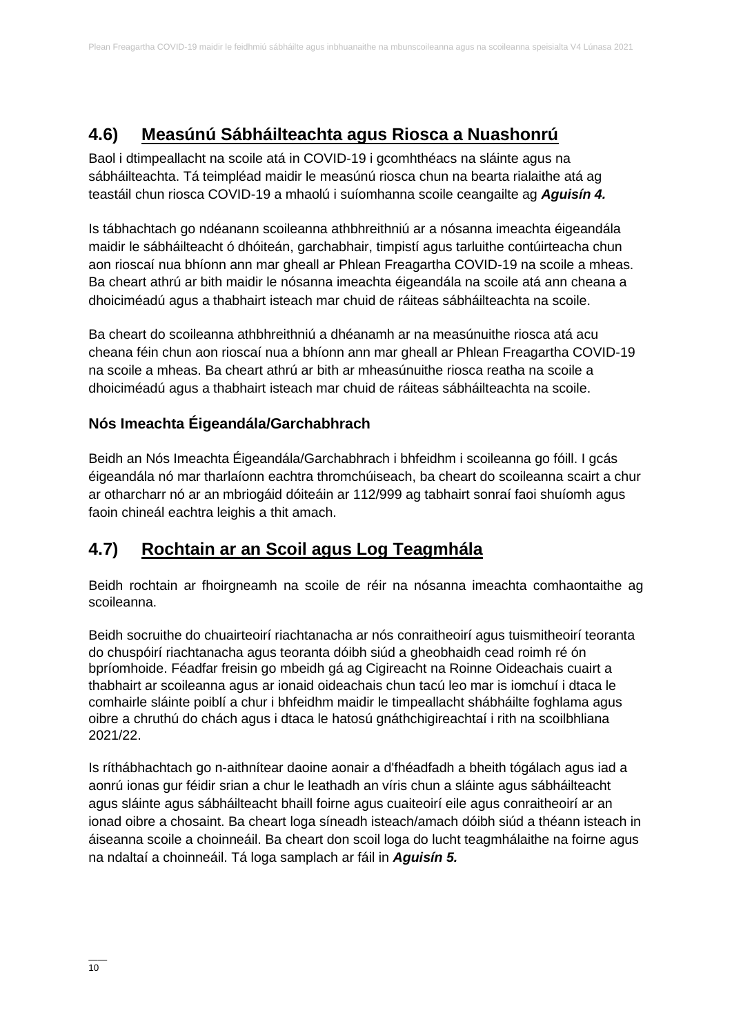## 4.6) Measúnú Sábháilteachta agus Riosca a Nuashonrú

Baol i dtimpeallacht na scoile atá in COVID-19 i gcomhthéacs na sláinte agus na sábháilteachta. Tá teimpléad maidir le measúnú riosca chun na bearta rialaithe atá ag teastáil chun riosca COVID-19 a mhaolú i suíomhanna scoile ceangailte ag ***Aguisín 4.***

Is tábhachtach go ndéanann scoileanna athbhreithniú ar a nósanna imeachta éigeandála maidir le sábháilteacht ó dhóiteán, garchabhair, timpistí agus tarluithe contúirteacha chun aon rioscaí nua bhíonn ann mar gheall ar Phlean Freagartha COVID-19 na scoile a mheas. Ba cheart athrú ar bith maidir le nósanna imeachta éigeandála na scoile atá ann cheana a dhoiciméadú agus a thabhairt isteach mar chuid de ráiteas sábháilteachta na scoile.

Ba cheart do scoileanna athbhreithniú a dhéanamh ar na measúnuithe riosca atá acu cheana féin chun aon rioscaí nua a bhíonn ann mar gheall ar Phlean Freagartha COVID-19 na scoile a mheas. Ba cheart athrú ar bith ar mheasúnuithe riosca reatha na scoile a dhoiciméadú agus a thabhairt isteach mar chuid de ráiteas sábháilteachta na scoile.

### Nós Imeachta Éigeandála/Garchabhrach

Beidh an Nós Imeachta Éigeandála/Garchabhrach i bhfeidhm i scoileanna go fóill. I gcás éigeandála nó mar tharlaíonn eachtra thromchúiseach, ba cheart do scoileanna scairt a chur ar otharcharr nó ar an mbriogáid dóiteáin ar 112/999 ag tabhairt sonraí faoi shuíomh agus faoin chineál eachtra leighis a thit amach.

## 4.7) Rochtain ar an Scoil agus Log Teagmhála

Beidh rochtain ar fhoirgneamh na scoile de réir na nósanna imeachta comhaontaithe ag scoileanna.

Beidh socruithe do chuairteoirí riachtanacha ar nós conraitheoirí agus tuismitheoirí teoranta do chuspóirí riachtanacha agus teoranta dóibh siúd a gheobhaidh cead roimh ré ón bpríomhoide. Féadfar freisin go mbeidh gá ag Cigireacht na Roinne Oideachais cuairt a thabhairt ar scoileanna agus ar ionaid oideachais chun tacú leo mar is iomchuí i dtaca le comhairle sláinte poiblí a chur i bhfeidhm maidir le timpeallacht shábháilte foghlama agus oibre a chruthú do chách agus i dtaca le hatosú gnáthchigireachtaí i rith na scoilbhliana 2021/22.

Is ríthábhachtach go n-aithnítear daoine aonair a d'fhéadfadh a bheith tógálach agus iad a aonrú ionas gur féidir srian a chur le leathadh an víris chun a sláinte agus sábháilteacht agus sláinte agus sábháilteacht bhaill foirne agus cuaiteoirí eile agus conraitheoirí ar an ionad oibre a chosaint. Ba cheart loga síneadh isteach/amach dóibh siúd a théann isteach in áiseanna scoile a choinneáil. Ba cheart don scoil loga do lucht teagmhálaithe na foirne agus na ndaltaí a choinneáil. Tá loga samplach ar fáil in ***Aguisín 5.***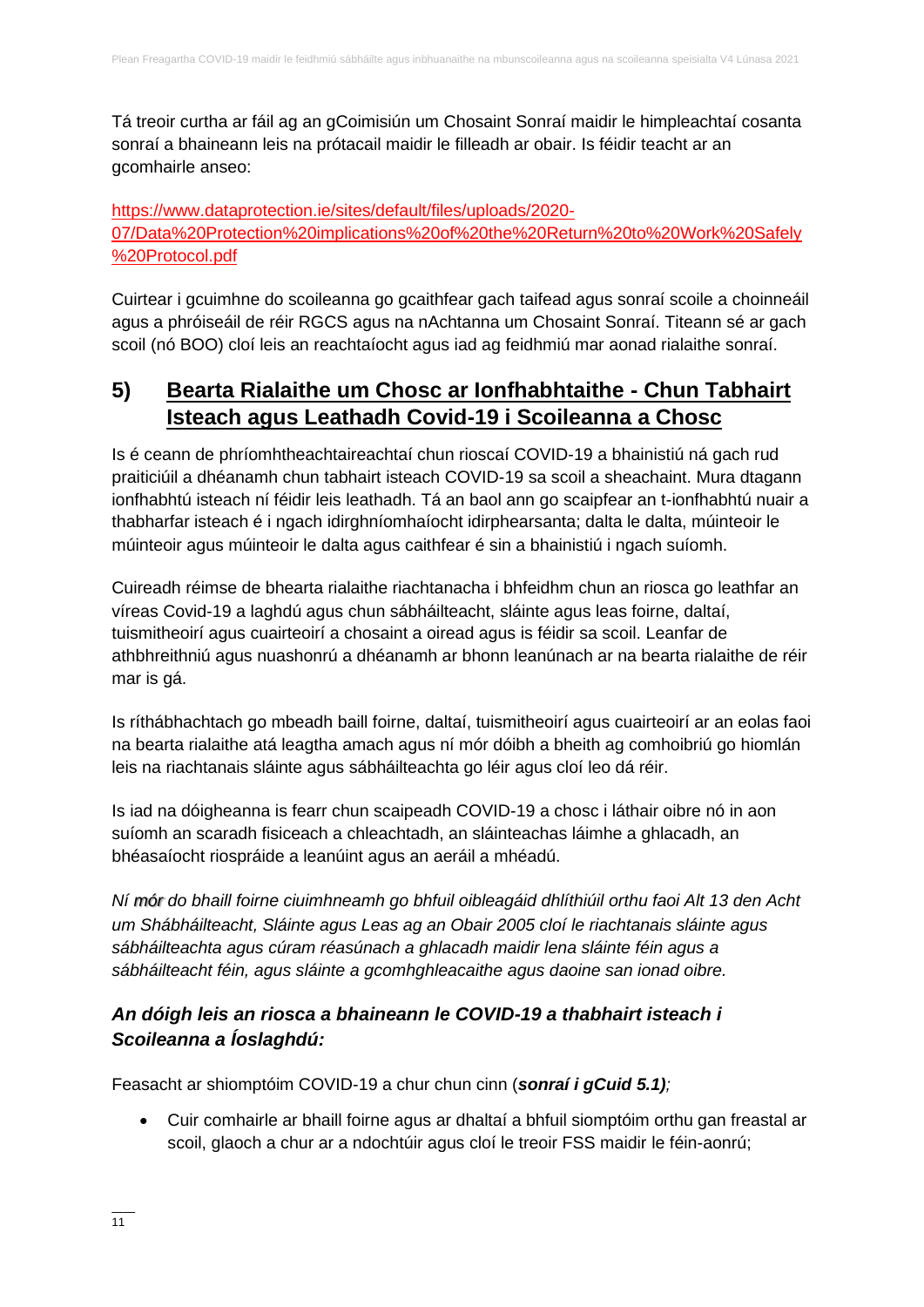Tá treoir curtha ar fáil ag an gCoimisiún um Chosaint Sonraí maidir le himpleachtaí cosanta sonraí a bhaineann leis na prótacail maidir le filleadh ar obair. Is féidir teacht ar an gcomhairle anseo:

https://www.dataprotection.ie/sites/default/files/uploads/2020-07/Data%20Protection%20implications%20of%20the%20Return%20to%20Work%20Safely%20Protocol.pdf

Cuirtear i gcuimhne do scoileanna go gcaithfear gach taifead agus sonraí scoile a choinneáil agus a phróiseáil de réir RGCS agus na nAchtanna um Chosaint Sonraí. Titeann sé ar gach scoil (nó BOO) cloí leis an reachtaíocht agus iad ag feidhmiú mar aonad rialaithe sonraí.

## 5) Bearta Rialaithe um Chosc ar Ionfhabhtaithe - Chun Tabhairt Isteach agus Leathadh Covid-19 i Scoileanna a Chosc

Is é ceann de phríomhtheachtaireachtaí chun rioscaí COVID-19 a bhainistiú ná gach rud praiticiúil a dhéanamh chun tabhairt isteach COVID-19 sa scoil a sheachaint. Mura dtagann ionfhabhtú isteach ní féidir leis leathadh. Tá an baol ann go scaipfear an t-ionfhabhtú nuair a thabharfar isteach é i ngach idirghníomhaíocht idirphearsanta; dalta le dalta, múinteoir le múinteoir agus múinteoir le dalta agus caithfear é sin a bhainistiú i ngach suíomh.

Cuireadh réimse de bhearta rialaithe riachtanacha i bhfeidhm chun an riosca go leathfar an víreas Covid-19 a laghdú agus chun sábháilteacht, sláinte agus leas foirne, daltaí, tuismitheoirí agus cuairteoirí a chosaint a oiread agus is féidir sa scoil. Leanfar de athbhreithniú agus nuashonrú a dhéanamh ar bhonn leanúnach ar na bearta rialaithe de réir mar is gá.

Is ríthábhachtach go mbeadh baill foirne, daltaí, tuismitheoirí agus cuairteoirí ar an eolas faoi na bearta rialaithe atá leagtha amach agus ní mór dóibh a bheith ag comhoibriú go hiomlán leis na riachtanais sláinte agus sábháilteachta go léir agus cloí leo dá réir.

Is iad na dóigheanna is fearr chun scaipeadh COVID-19 a chosc i láthair oibre nó in aon suíomh an scaradh fisiceach a chleachtadh, an sláinteachas láimhe a ghlacadh, an bhéasaíocht riospráide a leanúint agus an aeráil a mhéadú.

*Ní mór do bhaill foirne ciuimhneamh go bhfuil oibleagáid dhlíthiúil orthu faoi Alt 13 den Acht um Shábháilteacht, Sláinte agus Leas ag an Obair 2005 cloí le riachtanais sláinte agus sábháilteachta agus cúram réasúnach a ghlacadh maidir lena sláinte féin agus a sábháilteacht féin, agus sláinte a gcomhghleacaithe agus daoine san ionad oibre.*

### *An dóigh leis an riosca a bhaineann le COVID-19 a thabhairt isteach i Scoileanna a Íoslaghdú:*

Feasacht ar shiomptóim COVID-19 a chur chun cinn (***sonraí i gCuid 5.1)****;*

- Cuir comhairle ar bhaill foirne agus ar dhaltaí a bhfuil siomptóim orthu gan freastal ar scoil, glaoch a chur ar a ndochtúir agus cloí le treoir FSS maidir le féin-aonrú;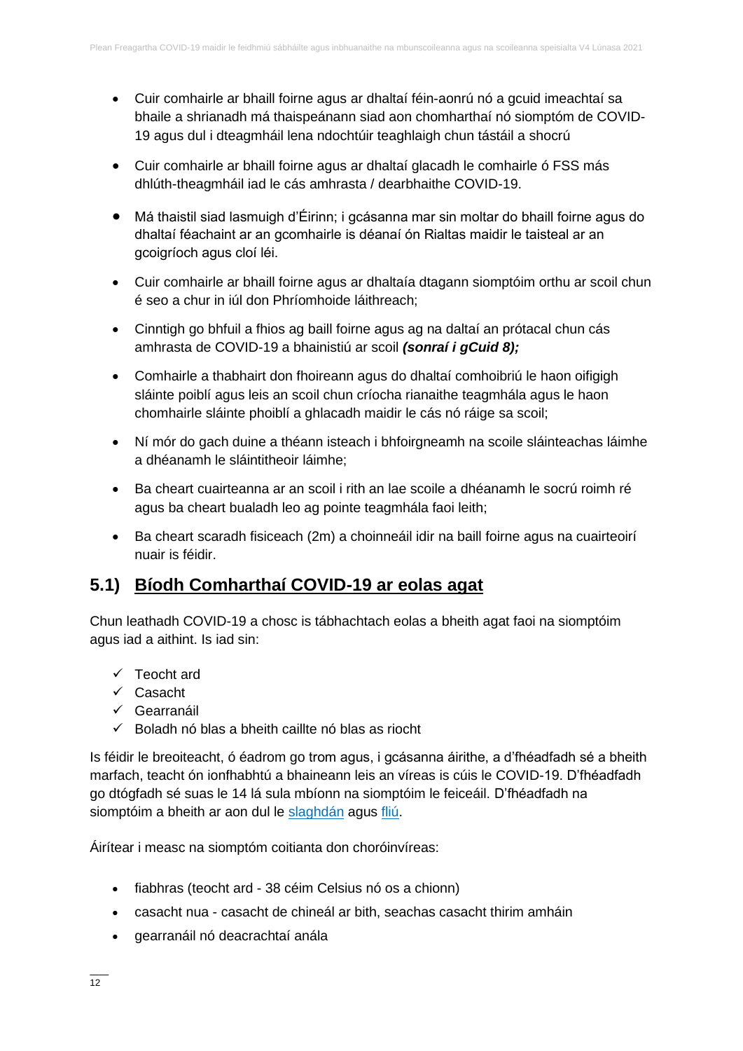- Cuir comhairle ar bhaill foirne agus ar dhaltaí féin-aonrú nó a gcuid imeachtaí sa bhaile a shrianadh má thaispeánann siad aon chomharthaí nó siomptóm de COVID-19 agus dul i dteagmháil lena ndochtúir teaghlaigh chun tástáil a shocrú
- Cuir comhairle ar bhaill foirne agus ar dhaltaí glacadh le comhairle ó FSS más dhlúth-theagmháil iad le cás amhrasta / dearbhaithe COVID-19.
- Má thaistil siad lasmuigh d'Éirinn; i gcásanna mar sin moltar do bhaill foirne agus do dhaltaí féachaint ar an gcomhairle is déanaí ón Rialtas maidir le taisteal ar an gcoigríoch agus cloí léi.
- Cuir comhairle ar bhaill foirne agus ar dhaltaía dtagann siomptóim orthu ar scoil chun é seo a chur in iúl don Phríomhoide láithreach;
- Cinntigh go bhfuil a fhios ag baill foirne agus ag na daltaí an prótacal chun cás amhrasta de COVID-19 a bhainistiú ar scoil ***(sonraí i gCuid 8);***
- Comhairle a thabhairt don fhoireann agus do dhaltaí comhoibriú le haon oifigigh sláinte poiblí agus leis an scoil chun críocha rianaithe teagmhála agus le haon chomhairle sláinte phoiblí a ghlacadh maidir le cás nó ráige sa scoil;
- Ní mór do gach duine a théann isteach i bhfoirgneamh na scoile sláinteachas láimhe a dhéanamh le sláintitheoir láimhe;
- Ba cheart cuairteanna ar an scoil i rith an lae scoile a dhéanamh le socrú roimh ré agus ba cheart bualadh leo ag pointe teagmhála faoi leith;
- Ba cheart scaradh fisiceach (2m) a choinneáil idir na baill foirne agus na cuairteoirí nuair is féidir.

## 5.1) Bíodh Comharthaí COVID-19 ar eolas agat

Chun leathadh COVID-19 a chosc is tábhachtach eolas a bheith agat faoi na siomptóim agus iad a aithint. Is iad sin:

- ✓ Teocht ard
- ✓ Casacht
- ✓ Gearranáil
- ✓ Boladh nó blas a bheith caillte nó blas as riocht

Is féidir le breoiteacht, ó éadrom go trom agus, i gcásanna áirithe, a d'fhéadfadh sé a bheith marfach, teacht ón ionfhabhtú a bhaineann leis an víreas is cúis le COVID-19. D'fhéadfadh go dtógfadh sé suas le 14 lá sula mbíonn na siomptóim le feiceáil. D'fhéadfadh na siomptóim a bheith ar aon dul le slaghdán agus fliú.

Áirítear i measc na siomptóm coitianta don choróinvíreas:

- fiabhras (teocht ard - 38 céim Celsius nó os a chionn)
- casacht nua - casacht de chineál ar bith, seachas casacht thirim amháin
- gearranáil nó deacrachtaí anála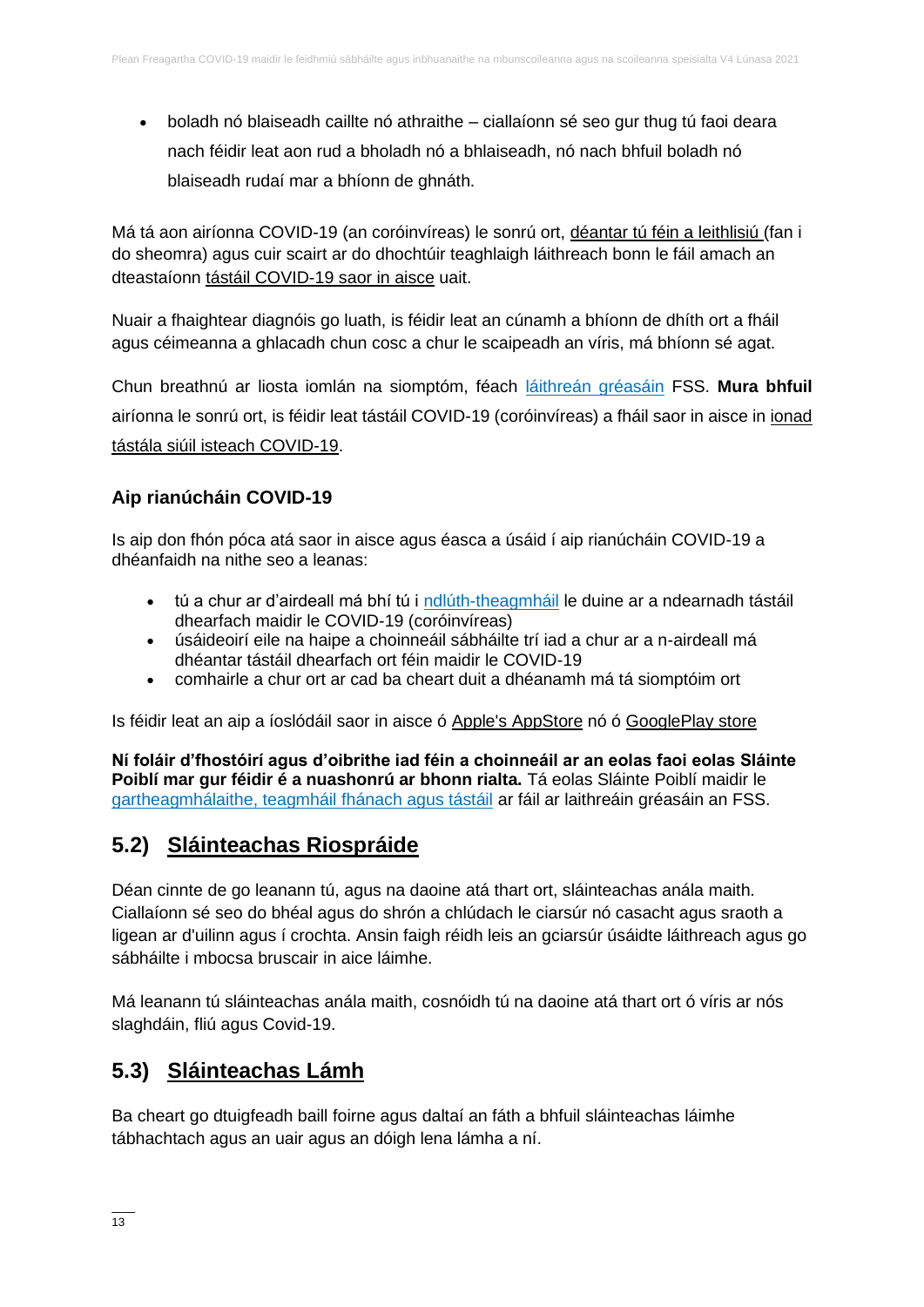- boladh nó blaiseadh caillte nó athraithe – ciallaíonn sé seo gur thug tú faoi deara nach féidir leat aon rud a bholadh nó a bhlaiseadh, nó nach bhfuil boladh nó blaiseadh rudaí mar a bhíonn de ghnáth.

Má tá aon airíonna COVID-19 (an coróinvíreas) le sonrú ort, déantar tú féin a leithlisiú (fan i do sheomra) agus cuir scairt ar do dhochtúir teaghlaigh láithreach bonn le fáil amach an dteastaíonn tástáil COVID-19 saor in aisce uait.

Nuair a fhaightear diagnóis go luath, is féidir leat an cúnamh a bhíonn de dhíth ort a fháil agus céimeanna a ghlacadh chun cosc a chur le scaipeadh an víris, má bhíonn sé agat.

Chun breathnú ar liosta iomlán na siomptóm, féach láithreán gréasáin FSS. **Mura bhfuil** airíonna le sonrú ort, is féidir leat tástáil COVID-19 (coróinvíreas) a fháil saor in aisce in ionad tástála siúil isteach COVID-19.

### Aip rianúcháin COVID-19

Is aip don fhón póca atá saor in aisce agus éasca a úsáid í aip rianúcháin COVID-19 a dhéanfaidh na nithe seo a leanas:

- tú a chur ar d'airdeall má bhí tú i ndlúth-theagmháil le duine ar a ndearnadh tástáil dhearfach maidir le COVID-19 (coróinvíreas)
- úsáideoirí eile na haipe a choinneáil sábháilte trí iad a chur ar a n-airdeall má dhéantar tástáil dhearfach ort féin maidir le COVID-19
- comhairle a chur ort ar cad ba cheart duit a dhéanamh má tá siomptóim ort

Is féidir leat an aip a íoslódáil saor in aisce ó Apple's AppStore nó ó GooglePlay store

**Ní foláir d'fhostóirí agus d'oibrithe iad féin a choinneáil ar an eolas faoi eolas Sláinte Poiblí mar gur féidir é a nuashonrú ar bhonn rialta.** Tá eolas Sláinte Poiblí maidir le gartheagmhálaithe, teagmháil fhánach agus tástáil ar fáil ar laithreáin gréasáin an FSS.

## 5.2) Sláinteachas Riospráide

Déan cinnte de go leanann tú, agus na daoine atá thart ort, sláinteachas anála maith. Ciallaíonn sé seo do bhéal agus do shrón a chlúdach le ciarsúr nó casacht agus sraoth a ligean ar d'uilinn agus í crochta. Ansin faigh réidh leis an gciarsúr úsáidte láithreach agus go sábháilte i mbocsa bruscair in aice láimhe.

Má leanann tú sláinteachas anála maith, cosnóidh tú na daoine atá thart ort ó víris ar nós slaghdáin, fliú agus Covid-19.

## 5.3) Sláinteachas Lámh

Ba cheart go dtuigfeadh baill foirne agus daltaí an fáth a bhfuil sláinteachas láimhe tábhachtach agus an uair agus an dóigh lena lámha a ní.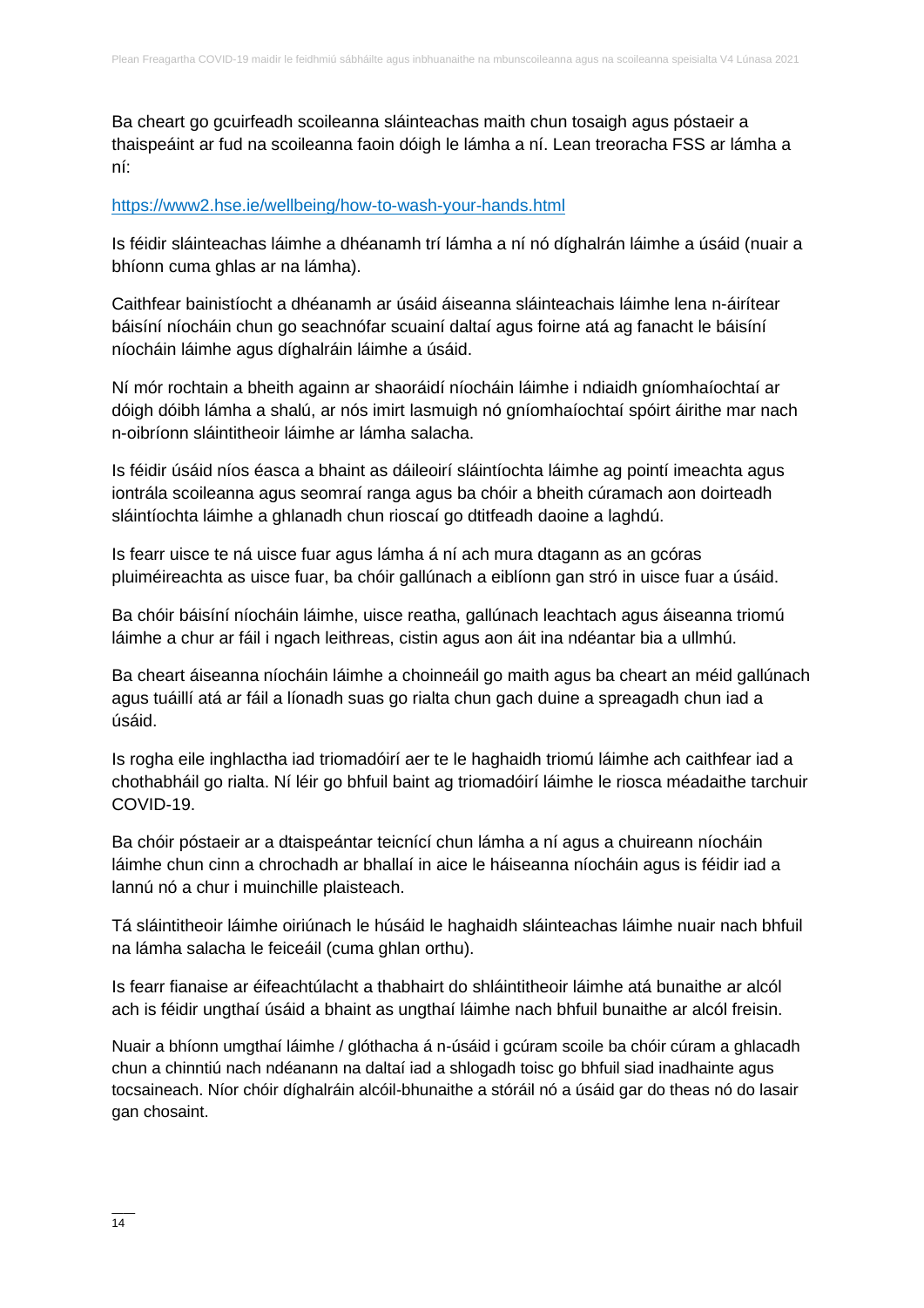Ba cheart go gcuirfeadh scoileanna sláinteachas maith chun tosaigh agus póstaeir a thaispeáint ar fud na scoileanna faoin dóigh le lámha a ní. Lean treoracha FSS ar lámha a ní:

https://www2.hse.ie/wellbeing/how-to-wash-your-hands.html

Is féidir sláinteachas láimhe a dhéanamh trí lámha a ní nó díghalrán láimhe a úsáid (nuair a bhíonn cuma ghlas ar na lámha).

Caithfear bainistíocht a dhéanamh ar úsáid áiseanna sláinteachais láimhe lena n-áirítear báisíní níocháin chun go seachnófar scuainí daltaí agus foirne atá ag fanacht le báisíní níocháin láimhe agus díghalráin láimhe a úsáid.

Ní mór rochtain a bheith againn ar shaoráidí níocháin láimhe i ndiaidh gníomhaíochtaí ar dóigh dóibh lámha a shalú, ar nós imirt lasmuigh nó gníomhaíochtaí spóirt áirithe mar nach n-oibríonn sláintitheoir láimhe ar lámha salacha.

Is féidir úsáid níos éasca a bhaint as dáileoirí sláintíochta láimhe ag pointí imeachta agus iontrála scoileanna agus seomraí ranga agus ba chóir a bheith cúramach aon doirteadh sláintíochta láimhe a ghlanadh chun rioscaí go dtitfeadh daoine a laghdú.

Is fearr uisce te ná uisce fuar agus lámha á ní ach mura dtagann as an gcóras pluiméireachta as uisce fuar, ba chóir gallúnach a eiblíonn gan stró in uisce fuar a úsáid.

Ba chóir báisíní níocháin láimhe, uisce reatha, gallúnach leachtach agus áiseanna triomú láimhe a chur ar fáil i ngach leithreas, cistin agus aon áit ina ndéantar bia a ullmhú.

Ba cheart áiseanna níocháin láimhe a choinneáil go maith agus ba cheart an méid gallúnach agus tuáillí atá ar fáil a líonadh suas go rialta chun gach duine a spreagadh chun iad a úsáid.

Is rogha eile inghlactha iad triomadóirí aer te le haghaidh triomú láimhe ach caithfear iad a chothabháil go rialta. Ní léir go bhfuil baint ag triomadóirí láimhe le riosca méadaithe tarchuir COVID-19.

Ba chóir póstaeir ar a dtaispeántar teicnící chun lámha a ní agus a chuireann níocháin láimhe chun cinn a chrochadh ar bhallaí in aice le háiseanna níocháin agus is féidir iad a lannú nó a chur i muinchille plaisteach.

Tá sláintitheoir láimhe oiriúnach le húsáid le haghaidh sláinteachas láimhe nuair nach bhfuil na lámha salacha le feiceáil (cuma ghlan orthu).

Is fearr fianaise ar éifeachtúlacht a thabhairt do shláintitheoir láimhe atá bunaithe ar alcól ach is féidir ungthaí úsáid a bhaint as ungthaí láimhe nach bhfuil bunaithe ar alcól freisin.

Nuair a bhíonn umgthaí láimhe / glóthacha á n-úsáid i gcúram scoile ba chóir cúram a ghlacadh chun a chinntiú nach ndéanann na daltaí iad a shlogadh toisc go bhfuil siad inadhainte agus tocsaineach. Níor chóir díghalráin alcóil-bhunaithe a stóráil nó a úsáid gar do theas nó do lasair gan chosaint.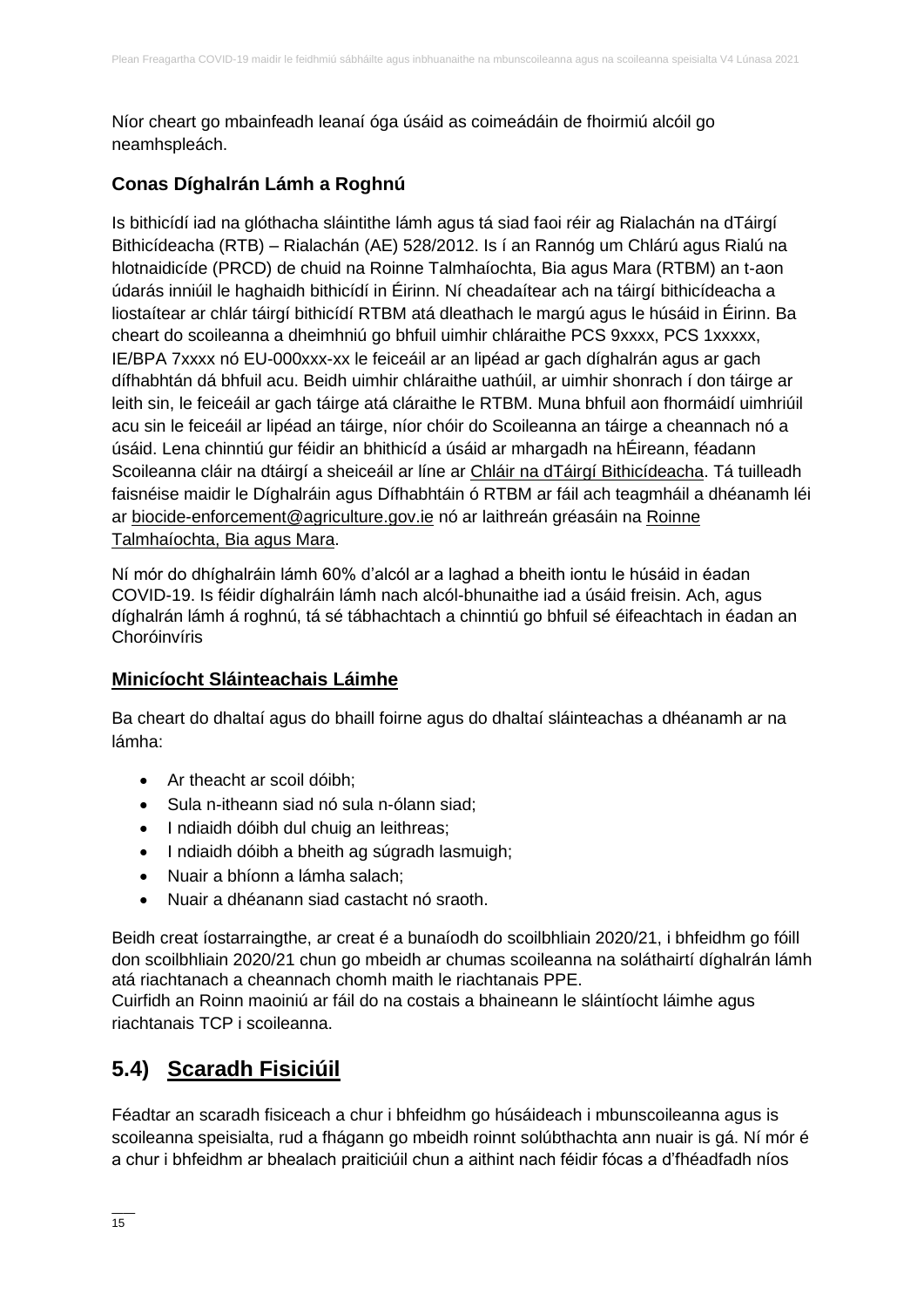Níor cheart go mbainfeadh leanaí óga úsáid as coimeádáin de fhoirmiú alcóil go neamhspleách.

### Conas Díghalrán Lámh a Roghnú

Is bithicídí iad na glóthacha sláintithe lámh agus tá siad faoi réir ag Rialachán na dTáirgí Bithicídeacha (RTB) – Rialachán (AE) 528/2012. Is í an Rannóg um Chlárú agus Rialú na hIotnaidicíde (PRCD) de chuid na Roinne Talmhaíochta, Bia agus Mara (RTBM) an t-aon údarás inniúil le haghaidh bithicídí in Éirinn. Ní cheadaítear ach na táirgí bithicídeacha a liostaítear ar chlár táirgí bithicídí RTBM atá dleathach le margú agus le húsáid in Éirinn. Ba cheart do scoileanna a dheimhniú go bhfuil uimhir chláraithe PCS 9xxxx, PCS 1xxxxx, IE/BPA 7xxxx nó EU-000xxx-xx le feiceáil ar an lipéad ar gach díghalrán agus ar gach dífhabhtán dá bhfuil acu. Beidh uimhir chláraithe uathúil, ar uimhir shonrach í don táirge ar leith sin, le feiceáil ar gach táirge atá cláraithe le RTBM. Muna bhfuil aon fhormáidí uimhriúil acu sin le feiceáil ar lipéad an táirge, níor chóir do Scoileanna an táirge a cheannach nó a úsáid. Lena chinntiú gur féidir an bhithicíd a úsáid ar mhargadh na hÉireann, féadann Scoileanna cláir na dtáirgí a sheiceáil ar líne ar Chláir na dTáirgí Bithicídeacha. Tá tuilleadh faisnéise maidir le Díghalráin agus Dífhabhtáin ó RTBM ar fáil ach teagmháil a dhéanamh léi ar biocide-enforcement@agriculture.gov.ie nó ar laithreán gréasáin na Roinne Talmhaíochta, Bia agus Mara.

Ní mór do dhíghalráin lámh 60% d'alcól ar a laghad a bheith iontu le húsáid in éadan COVID-19. Is féidir díghalráin lámh nach alcól-bhunaithe iad a úsáid freisin. Ach, agus díghalrán lámh á roghnú, tá sé tábhachtach a chinntiú go bhfuil sé éifeachtach in éadan an Choróinvíris

### Minicíocht Sláinteachais Láimhe

Ba cheart do dhaltaí agus do bhaill foirne agus do dhaltaí sláinteachas a dhéanamh ar na lámha:

- Ar theacht ar scoil dóibh;
- Sula n-itheann siad nó sula n-ólann siad;
- I ndiaidh dóibh dul chuig an leithreas;
- I ndiaidh dóibh a bheith ag súgradh lasmuigh;
- Nuair a bhíonn a lámha salach;
- Nuair a dhéanann siad castacht nó sraoth.

Beidh creat íostarraingthe, ar creat é a bunaíodh do scoilbhliain 2020/21, i bhfeidhm go fóill don scoilbhliain 2020/21 chun go mbeidh ar chumas scoileanna na soláthairtí díghalrán lámh atá riachtanach a cheannach chomh maith le riachtanais PPE.
Cuirfidh an Roinn maoiniú ar fáil do na costais a bhaineann le sláintíocht láimhe agus riachtanais TCP i scoileanna.

## 5.4) Scaradh Fisiciúil

Féadtar an scaradh fisiceach a chur i bhfeidhm go húsáideach i mbunscoileanna agus is scoileanna speisialta, rud a fhágann go mbeidh roinnt solúbthachta ann nuair is gá. Ní mór é a chur i bhfeidhm ar bhealach praiticiúil chun a aithint nach féidir fócas a d'fhéadfadh níos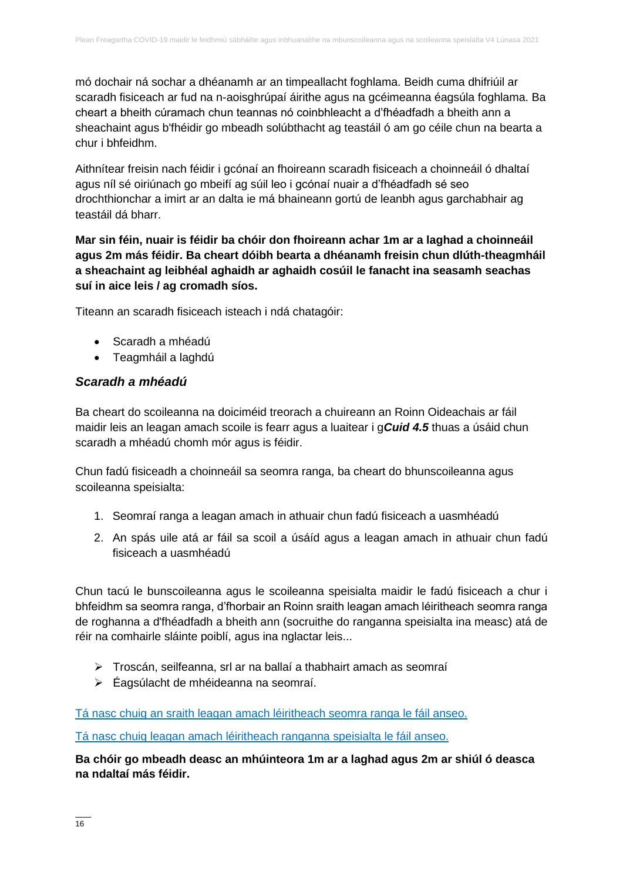mó dochair ná sochar a dhéanamh ar an timpeallacht foghlama. Beidh cuma dhifriúil ar scaradh fisiceach ar fud na n-aoisghrúpaí áirithe agus na gcéimeanna éagsúla foghlama. Ba cheart a bheith cúramach chun teannas nó coinbhleacht a d'fhéadfadh a bheith ann a sheachaint agus b'fhéidir go mbeadh solúbthacht ag teastáil ó am go céile chun na bearta a chur i bhfeidhm.

Aithnítear freisin nach féidir i gcónaí an fhoireann scaradh fisiceach a choinneáil ó dhaltaí agus níl sé oiriúnach go mbeifí ag súil leo i gcónaí nuair a d'fhéadfadh sé seo drochthionchar a imirt ar an dalta ie má bhaineann gortú de leanbh agus garchabhair ag teastáil dá bharr.

**Mar sin féin, nuair is féidir ba chóir don fhoireann achar 1m ar a laghad a choinneáil agus 2m más féidir. Ba cheart dóibh bearta a dhéanamh freisin chun dlúth-theagmháil a sheachaint ag leibhéal aghaidh ar aghaidh cosúil le fanacht ina seasamh seachas suí in aice leis / ag cromadh síos.**

Titeann an scaradh fisiceach isteach i ndá chatagóir:

- Scaradh a mhéadú
- Teagmháil a laghdú

### *Scaradh a mhéadú*

Ba cheart do scoileanna na doiciméid treorach a chuireann an Roinn Oideachais ar fáil maidir leis an leagan amach scoile is fearr agus a luaitear i g***Cuid 4.5*** thuas a úsáid chun scaradh a mhéadú chomh mór agus is féidir.

Chun fadú fisiceadh a choinneáil sa seomra ranga, ba cheart do bhunscoileanna agus scoileanna speisialta:

1. Seomraí ranga a leagan amach in athuair chun fadú fisiceach a uasmhéadú
2. An spás uile atá ar fáil sa scoil a úsáíd agus a leagan amach in athuair chun fadú fisiceach a uasmhéadú

Chun tacú le bunscoileanna agus le scoileanna speisialta maidir le fadú fisiceach a chur i bhfeidhm sa seomra ranga, d'fhorbair an Roinn sraith leagan amach léiritheach seomra ranga de roghanna a d'fhéadfadh a bheith ann (socruithe do ranganna speisialta ina measc) atá de réir na comhairle sláinte poiblí, agus ina nglactar leis...

- Troscán, seilfeanna, srl ar na ballaí a thabhairt amach as seomraí
- Éagsúlacht de mhéideanna na seomraí.

Tá nasc chuig an sraith leagan amach léiritheach seomra ranga le fáil anseo.

Tá nasc chuig leagan amach léiritheach ranganna speisialta le fáil anseo.

**Ba chóir go mbeadh deasc an mhúinteora 1m ar a laghad agus 2m ar shiúl ó deasca na ndaltaí más féidir.**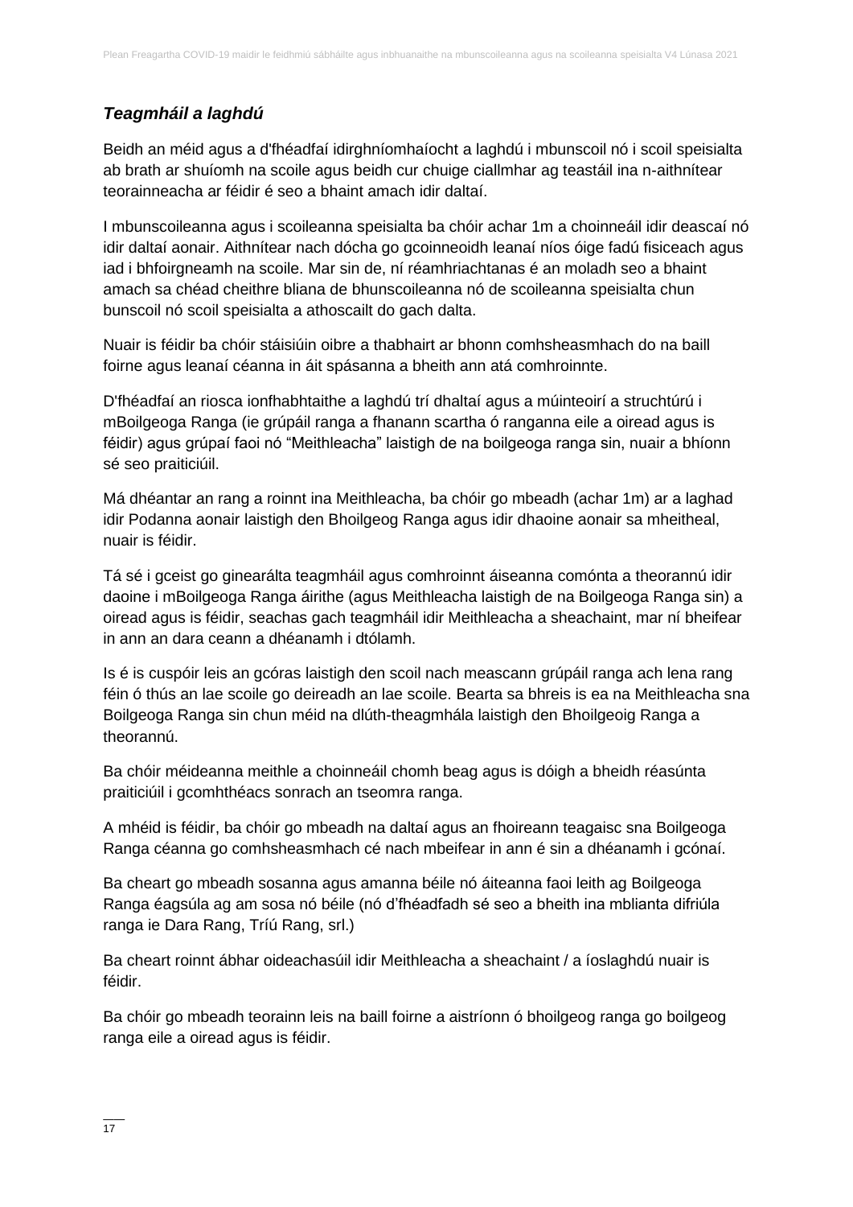### *Teagmháil a laghdú*

Beidh an méid agus a d'fhéadfaí idirghníomhaíocht a laghdú i mbunscoil nó i scoil speisialta ab brath ar shuíomh na scoile agus beidh cur chuige ciallmhar ag teastáil ina n-aithnítear teorainneacha ar féidir é seo a bhaint amach idir daltaí.

I mbunscoileanna agus i scoileanna speisialta ba chóir achar 1m a choinneáil idir deascaí nó idir daltaí aonair. Aithnítear nach dócha go gcoinneoidh leanaí níos óige fadú fisiceach agus iad i bhfoirgneamh na scoile. Mar sin de, ní réamhriachtanas é an moladh seo a bhaint amach sa chéad cheithre bliana de bhunscoileanna nó de scoileanna speisialta chun bunscoil nó scoil speisialta a athoscailt do gach dalta.

Nuair is féidir ba chóir stáisiúin oibre a thabhairt ar bhonn comhsheasmhach do na baill foirne agus leanaí céanna in áit spásanna a bheith ann atá comhroinnte.

D'fhéadfaí an riosca ionfhabhtaithe a laghdú trí dhaltaí agus a múinteoirí a struchtúrú i mBoilgeoga Ranga (ie grúpáil ranga a fhanann scartha ó ranganna eile a oiread agus is féidir) agus grúpaí faoi nó "Meithleacha" laistigh de na boilgeoga ranga sin, nuair a bhíonn sé seo praiticiúil.

Má dhéantar an rang a roinnt ina Meithleacha, ba chóir go mbeadh (achar 1m) ar a laghad idir Podanna aonair laistigh den Bhoilgeog Ranga agus idir dhaoine aonair sa mheitheal, nuair is féidir.

Tá sé i gceist go ginearálta teagmháil agus comhroinnt áiseanna comónta a theorannú idir daoine i mBoilgeoga Ranga áirithe (agus Meithleacha laistigh de na Boilgeoga Ranga sin) a oiread agus is féidir, seachas gach teagmháil idir Meithleacha a sheachaint, mar ní bheifear in ann an dara ceann a dhéanamh i dtólamh.

Is é is cuspóir leis an gcóras laistigh den scoil nach meascann grúpáil ranga ach lena rang féin ó thús an lae scoile go deireadh an lae scoile. Bearta sa bhreis is ea na Meithleacha sna Boilgeoga Ranga sin chun méid na dlúth-theagmhála laistigh den Bhoilgeoig Ranga a theorannú.

Ba chóir méideanna meithle a choinneáil chomh beag agus is dóigh a bheidh réasúnta praiticiúil i gcomhthéacs sonrach an tseomra ranga.

A mhéid is féidir, ba chóir go mbeadh na daltaí agus an fhoireann teagaisc sna Boilgeoga Ranga céanna go comhsheasmhach cé nach mbeifear in ann é sin a dhéanamh i gcónaí.

Ba cheart go mbeadh sosanna agus amanna béile nó áiteanna faoi leith ag Boilgeoga Ranga éagsúla ag am sosa nó béile (nó d'fhéadfadh sé seo a bheith ina mblianta difriúla ranga ie Dara Rang, Tríú Rang, srl.)

Ba cheart roinnt ábhar oideachasúil idir Meithleacha a sheachaint / a íoslaghdú nuair is féidir.

Ba chóir go mbeadh teorainn leis na baill foirne a aistríonn ó bhoilgeog ranga go boilgeog ranga eile a oiread agus is féidir.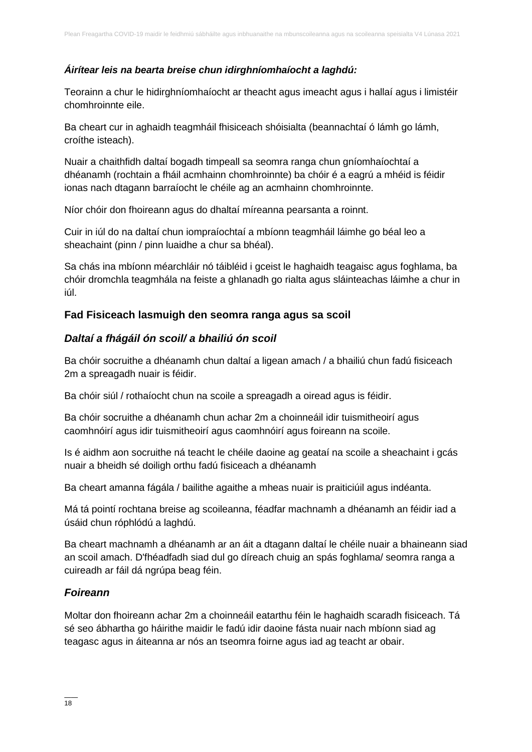***Áirítear leis na bearta breise chun idirghníomhaíocht a laghdú:***

Teorainn a chur le hidirghníomhaíocht ar theacht agus imeacht agus i hallaí agus i limistéir chomhroinnte eile.

Ba cheart cur in aghaidh teagmháil fhisiceach shóisialta (beannachtaí ó lámh go lámh, croíthe isteach).

Nuair a chaithfidh daltaí bogadh timpeall sa seomra ranga chun gníomhaíochtaí a dhéanamh (rochtain a fháil acmhainn chomhroinnte) ba chóir é a eagrú a mhéid is féidir ionas nach dtagann barraíocht le chéile ag an acmhainn chomhroinnte.

Níor chóir don fhoireann agus do dhaltaí míreanna pearsanta a roinnt.

Cuir in iúl do na daltaí chun iompraíochtaí a mbíonn teagmháil láimhe go béal leo a sheachaint (pinn / pinn luaidhe a chur sa bhéal).

Sa chás ina mbíonn méarchláir nó táibléid i gceist le haghaidh teagaisc agus foghlama, ba chóir dromchla teagmhála na feiste a ghlanadh go rialta agus sláinteachas láimhe a chur in iúl.

## Fad Fisiceach lasmuigh den seomra ranga agus sa scoil

### *Daltaí a fhágáil ón scoil/ a bhailiú ón scoil*

Ba chóir socruithe a dhéanamh chun daltaí a ligean amach / a bhailiú chun fadú fisiceach 2m a spreagadh nuair is féidir.

Ba chóir siúl / rothaíocht chun na scoile a spreagadh a oiread agus is féidir.

Ba chóir socruithe a dhéanamh chun achar 2m a choinneáil idir tuismitheoirí agus caomhnóirí agus idir tuismitheoirí agus caomhnóirí agus foireann na scoile.

Is é aidhm aon socruithe ná teacht le chéile daoine ag geataí na scoile a sheachaint i gcás nuair a bheidh sé doiligh orthu fadú fisiceach a dhéanamh

Ba cheart amanna fágála / bailithe agaithe a mheas nuair is praiticiúil agus indéanta.

Má tá pointí rochtana breise ag scoileanna, féadfar machnamh a dhéanamh an féidir iad a úsáid chun róphlódú a laghdú.

Ba cheart machnamh a dhéanamh ar an áit a dtagann daltaí le chéile nuair a bhaineann siad an scoil amach. D'fhéadfadh siad dul go díreach chuig an spás foghlama/ seomra ranga a cuireadh ar fáil dá ngrúpa beag féin.

### *Foireann*

Moltar don fhoireann achar 2m a choinneáil eatarthu féin le haghaidh scaradh fisiceach. Tá sé seo ábhartha go háirithe maidir le fadú idir daoine fásta nuair nach mbíonn siad ag teagasc agus in áiteanna ar nós an tseomra foirne agus iad ag teacht ar obair.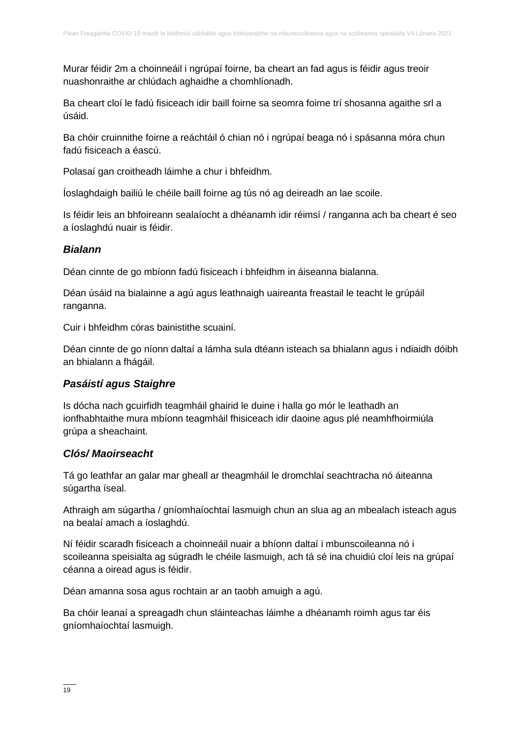Murar féidir 2m a choinneáil i ngrúpaí foirne, ba cheart an fad agus is féidir agus treoir nuashonraithe ar chlúdach aghaidhe a chomhlíonadh.

Ba cheart cloí le fadú fisiceach idir baill foirne sa seomra foirne trí shosanna agaithe srl a úsáid.

Ba chóir cruinnithe foirne a reáchtáil ó chian nó i ngrúpaí beaga nó i spásanna móra chun fadú fisiceach a éascú.

Polasaí gan croitheadh láimhe a chur i bhfeidhm.

Íoslaghdaigh bailiú le chéile baill foirne ag tús nó ag deireadh an lae scoile.

Is féidir leis an bhfoireann sealaíocht a dhéanamh idir réimsí / ranganna ach ba cheart é seo a íoslaghdú nuair is féidir.

### *Bialann*

Déan cinnte de go mbíonn fadú fisiceach i bhfeidhm in áiseanna bialanna.

Déan úsáid na bialainne a agú agus leathnaigh uaireanta freastail le teacht le grúpáil ranganna.

Cuir i bhfeidhm córas bainistithe scuainí.

Déan cinnte de go níonn daltaí a lámha sula dtéann isteach sa bhialann agus i ndiaidh dóibh an bhialann a fhágáil.

### *Pasáistí agus Staighre*

Is dócha nach gcuirfidh teagmháil ghairid le duine i halla go mór le leathadh an ionfhabhtaithe mura mbíonn teagmháil fhisiceach idir daoine agus plé neamhfhoirmiúla grúpa a sheachaint.

### *Clós/ Maoirseacht*

Tá go leathfar an galar mar gheall ar theagmháil le dromchlaí seachtracha nó áiteanna súgartha íseal.

Athraigh am súgartha / gníomhaíochtaí lasmuigh chun an slua ag an mbealach isteach agus na bealaí amach a íoslaghdú.

Ní féidir scaradh fisiceach a choinneáil nuair a bhíonn daltaí i mbunscoileanna nó i scoileanna speisialta ag súgradh le chéile lasmuigh, ach tá sé ina chuidiú cloí leis na grúpaí céanna a oiread agus is féidir.

Déan amanna sosa agus rochtain ar an taobh amuigh a agú.

Ba chóir leanaí a spreagadh chun sláinteachas láimhe a dhéanamh roimh agus tar éis gníomhaíochtaí lasmuigh.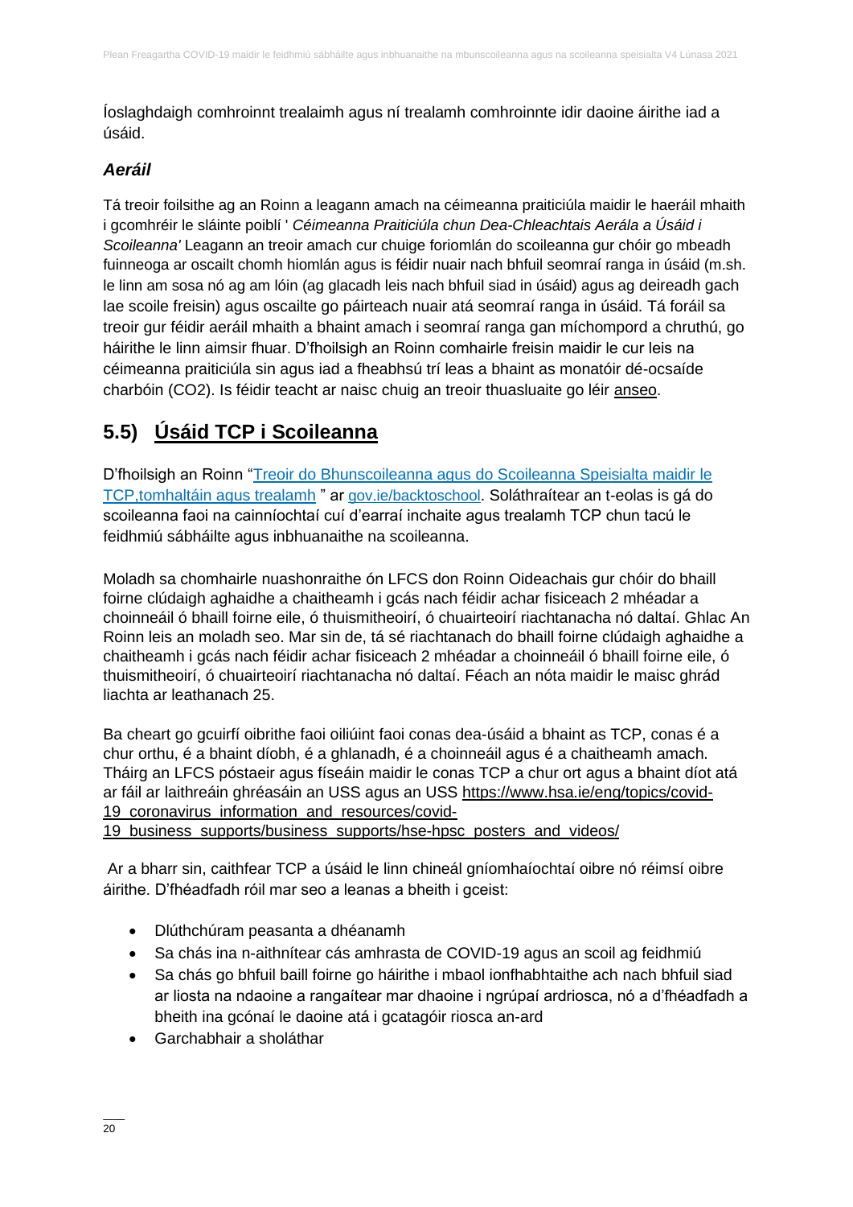Íoslaghdaigh comhroinnt trealaimh agus ní trealamh comhroinnte idir daoine áirithe iad a úsáid.

### *Aeráil*

Tá treoir foilsithe ag an Roinn a leagann amach na céimeanna praiticiúla maidir le haeráil mhaith i gcomhréir le sláinte poiblí ' *Céimeanna Praiticiúla chun Dea-Chleachtais Aerála a Úsáid i Scoileanna'* Leagann an treoir amach cur chuige foriomlán do scoileanna gur chóir go mbeadh fuinneoga ar oscailt chomh hiomlán agus is féidir nuair nach bhfuil seomraí ranga in úsáid (m.sh. le linn am sosa nó ag am lóin (ag glacadh leis nach bhfuil siad in úsáid) agus ag deireadh gach lae scoile freisin) agus oscailte go páirteach nuair atá seomraí ranga in úsáid. Tá foráil sa treoir gur féidir aeráil mhaith a bhaint amach i seomraí ranga gan míchompord a chruthú, go háirithe le linn aimsir fhuar. D'fhoilsigh an Roinn comhairle freisin maidir le cur leis na céimeanna praiticiúla sin agus iad a fheabhsú trí leas a bhaint as monatóir dé-ocsaíde charbóin ($CO_2$). Is féidir teacht ar naisc chuig an treoir thuasluaite go léir anseo.

## 5.5) Úsáid TCP i Scoileanna

D'fhoilsigh an Roinn "Treoir do Bhunscoileanna agus do Scoileanna Speisialta maidir le TCP,tomhaltáin agus trealamh " ar gov.ie/backtoschool. Soláthraítear an t-eolas is gá do scoileanna faoi na cainníochtaí cuí d'earraí inchaite agus trealamh TCP chun tacú le feidhmiú sábháilte agus inbhuanaithe na scoileanna.

Moladh sa chomhairle nuashonraithe ón LFCS don Roinn Oideachais gur chóir do bhaill foirne clúdaigh aghaidhe a chaitheamh i gcás nach féidir achar fisiceach 2 mhéadar a choinneáil ó bhaill foirne eile, ó thuismitheoirí, ó chuairteoirí riachtanacha nó daltaí. Ghlac An Roinn leis an moladh seo. Mar sin de, tá sé riachtanach do bhaill foirne clúdaigh aghaidhe a chaitheamh i gcás nach féidir achar fisiceach 2 mhéadar a choinneáil ó bhaill foirne eile, ó thuismitheoirí, ó chuairteoirí riachtanacha nó daltaí. Féach an nóta maidir le maisc ghrád liachta ar leathanach 25.

Ba cheart go gcuirfí oibrithe faoi oiliúint faoi conas dea-úsáid a bhaint as TCP, conas é a chur orthu, é a bhaint díobh, é a ghlanadh, é a choinneáil agus é a chaitheamh amach. Tháirg an LFCS póstaeir agus físeáin maidir le conas TCP a chur ort agus a bhaint díot atá ar fáil ar laithreáin ghréasáin an USS agus an USS https://www.hsa.ie/eng/topics/covid-19_coronavirus_information_and_resources/covid-19_business_supports/business_supports/hse-hpsc_posters_and_videos/

Ar a bharr sin, caithfear TCP a úsáid le linn chineál gníomhaíochtaí oibre nó réimsí oibre áirithe. D'fhéadfadh róil mar seo a leanas a bheith i gceist:

- Dlúthchúram peasanta a dhéanamh
- Sa chás ina n-aithnítear cás amhrasta de COVID-19 agus an scoil ag feidhmiú
- Sa chás go bhfuil baill foirne go háirithe i mbaol ionfhabhtaithe ach nach bhfuil siad ar liosta na ndaoine a rangaítear mar dhaoine i ngrúpaí ardriosca, nó a d'fhéadfadh a bheith ina gcónaí le daoine atá i gcatagóir riosca an-ard
- Garchabhair a sholáthar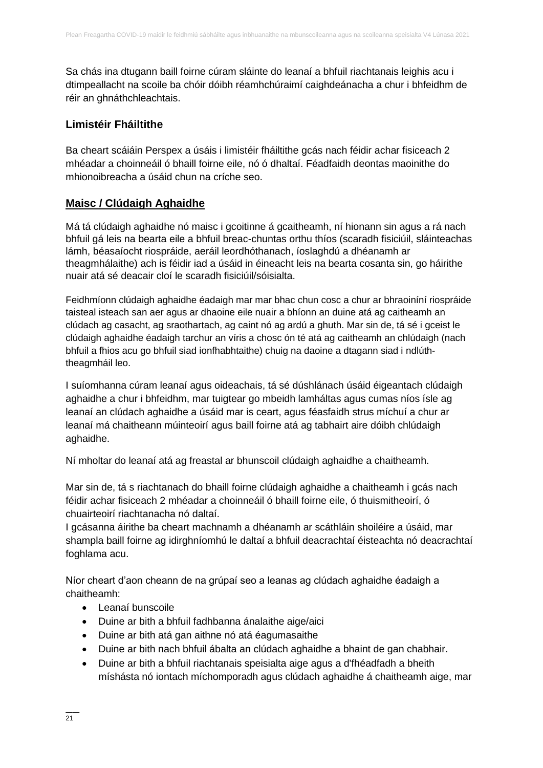Sa chás ina dtugann baill foirne cúram sláinte do leanaí a bhfuil riachtanais leighis acu i dtimpeallacht na scoile ba chóir dóibh réamhchúraimí caighdeánacha a chur i bhfeidhm de réir an ghnáthchleachtais.

### Limistéir Fháiltithe

Ba cheart scáiáin Perspex a úsáis i limistéir fháiltithe gcás nach féidir achar fisiceach 2 mhéadar a choinneáil ó bhaill foirne eile, nó ó dhaltaí. Féadfaidh deontas maoinithe do mhionoibreacha a úsáid chun na críche seo.

### Maisc / Clúdaigh Aghaidhe

Má tá clúdaigh aghaidhe nó maisc i gcoitinne á gcaitheamh, ní hionann sin agus a rá nach bhfuil gá leis na bearta eile a bhfuil breac-chuntas orthu thíos (scaradh fisiciúil, sláinteachas lámh, béasaíocht riospráide, aeráil leordhóthanach, íoslaghdú a dhéanamh ar theagmhálaithe) ach is féidir iad a úsáid in éineacht leis na bearta cosanta sin, go háirithe nuair atá sé deacair cloí le scaradh fisiciúil/sóisialta.

Feidhmíonn clúdaigh aghaidhe éadaigh mar mar bhac chun cosc a chur ar bhraoiníní riospráide taisteal isteach san aer agus ar dhaoine eile nuair a bhíonn an duine atá ag caitheamh an clúdach ag casacht, ag sraothartach, ag caint nó ag ardú a ghuth. Mar sin de, tá sé i gceist le clúdaigh aghaidhe éadaigh tarchur an víris a chosc ón té atá ag caitheamh an chlúdaigh (nach bhfuil a fhios acu go bhfuil siad ionfhabhtaithe) chuig na daoine a dtagann siad i ndlúth-theagmháil leo.

I suíomhanna cúram leanaí agus oideachais, tá sé dúshlánach úsáid éigeantach clúdaigh aghaidhe a chur i bhfeidhm, mar tuigtear go mbeidh lamháltas agus cumas níos ísle ag leanaí an clúdach aghaidhe a úsáid mar is ceart, agus féasfaidh strus míchuí a chur ar leanaí má chaitheann múinteoirí agus baill foirne atá ag tabhairt aire dóibh chlúdaigh aghaidhe.

Ní mholtar do leanaí atá ag freastal ar bhunscoil clúdaigh aghaidhe a chaitheamh.

Mar sin de, tá s riachtanach do bhaill foirne clúdaigh aghaidhe a chaitheamh i gcás nach féidir achar fisiceach 2 mhéadar a choinneáil ó bhaill foirne eile, ó thuismitheoirí, ó chuairteoirí riachtanacha nó daltaí.
I gcásanna áirithe ba cheart machnamh a dhéanamh ar scáthláin shoiléire a úsáid, mar shampla baill foirne ag idirghníomhú le daltaí a bhfuil deacrachtaí éisteachta nó deacrachtaí foghlama acu.

Níor cheart d'aon cheann de na grúpaí seo a leanas ag clúdach aghaidhe éadaigh a chaitheamh:

- Leanaí bunscoile
- Duine ar bith a bhfuil fadhbanna ánalaithe aige/aici
- Duine ar bith atá gan aithne nó atá éagumasaithe
- Duine ar bith nach bhfuil ábalta an clúdach aghaidhe a bhaint de gan chabhair.
- Duine ar bith a bhfuil riachtanais speisialta aige agus a d'fhéadfadh a bheith míshásta nó iontach míchomporadh agus clúdach aghaidhe á chaitheamh aige, mar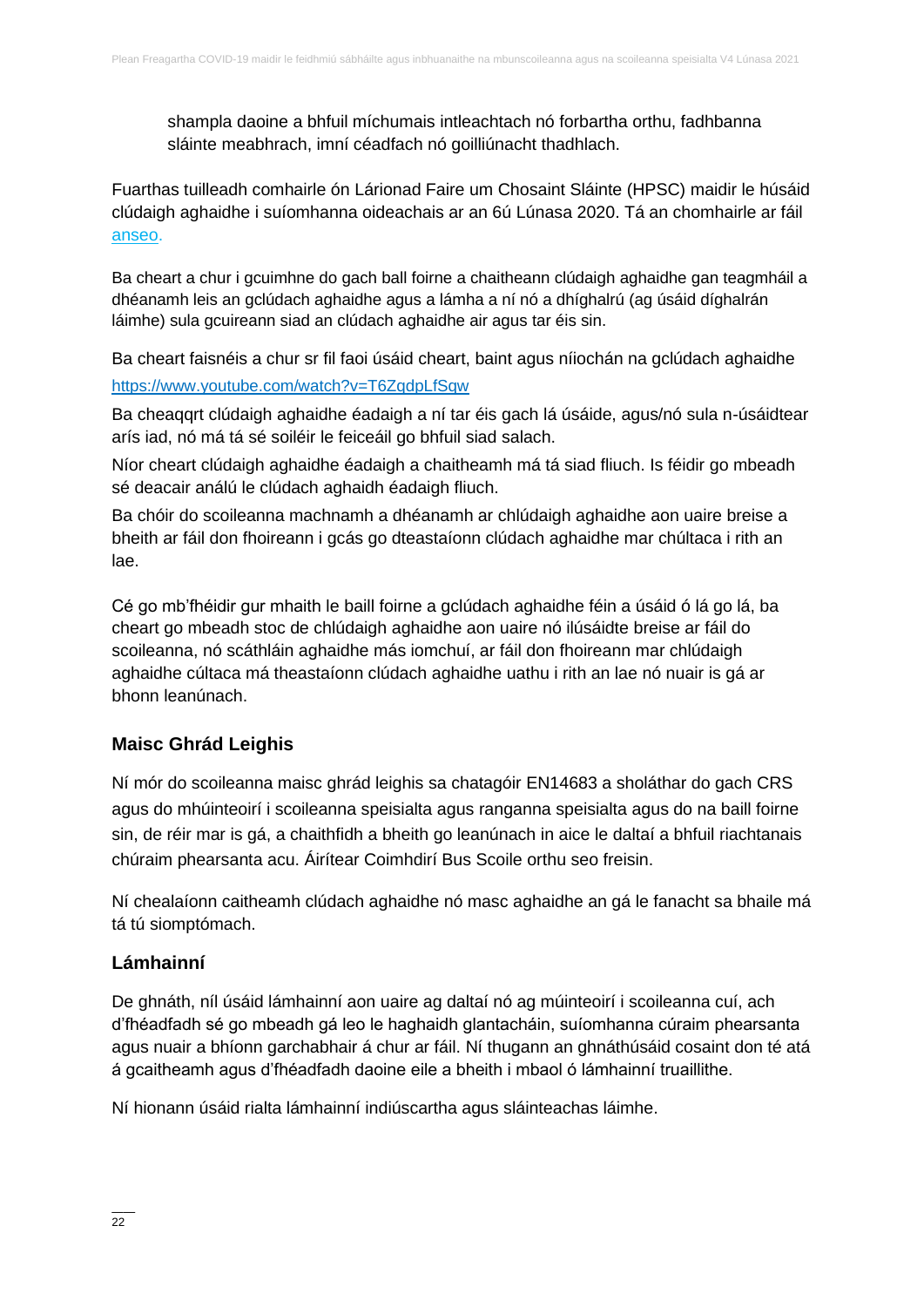shampla daoine a bhfuil míchumais intleachtach nó forbartha orthu, fadhbanna sláinte meabhrach, imní céadfach nó goilliúnacht thadhlach.

Fuarthas tuilleadh comhairle ón Lárionad Faire um Chosaint Sláinte (HPSC) maidir le húsáid clúdaigh aghaidhe i suíomhanna oideachais ar an 6ú Lúnasa 2020. Tá an chomhairle ar fáil [anseo.](anseo)

Ba cheart a chur i gcuimhne do gach ball foirne a chaitheann clúdaigh aghaidhe gan teagmháil a dhéanamh leis an gclúdach aghaidhe agus a lámha a ní nó a dhíghalrú (ag úsáid díghalrán láimhe) sula gcuireann siad an clúdach aghaidhe air agus tar éis sin.

Ba cheart faisnéis a chur sr fil faoi úsáid cheart, baint agus níochán na gclúdach aghaidhe
https://www.youtube.com/watch?v=T6ZqdpLfSqw

Ba cheaqqrt clúdaigh aghaidhe éadaigh a ní tar éis gach lá úsáide, agus/nó sula n-úsáidtear arís iad, nó má tá sé soiléir le feiceáil go bhfuil siad salach.

Níor cheart clúdaigh aghaidhe éadaigh a chaitheamh má tá siad fliuch. Is féidir go mbeadh sé deacair análú le clúdach aghaidh éadaigh fliuch.

Ba chóir do scoileanna machnamh a dhéanamh ar chlúdaigh aghaidhe aon uaire breise a bheith ar fáil don fhoireann i gcás go dteastaíonn clúdach aghaidhe mar chúltaca i rith an lae.

Cé go mb'fhéidir gur mhaith le baill foirne a gclúdach aghaidhe féin a úsáid ó lá go lá, ba cheart go mbeadh stoc de chlúdaigh aghaidhe aon uaire nó ilúsáidte breise ar fáil do scoileanna, nó scáthláin aghaidhe más iomchuí, ar fáil don fhoireann mar chlúdaigh aghaidhe cúltaca má theastaíonn clúdach aghaidhe uathu i rith an lae nó nuair is gá ar bhonn leanúnach.

### Maisc Ghrád Leighis

Ní mór do scoileanna maisc ghrád leighis sa chatagóir EN14683 a sholáthar do gach CRS agus do mhúinteoirí i scoileanna speisialta agus ranganna speisialta agus do na baill foirne sin, de réir mar is gá, a chaithfidh a bheith go leanúnach in aice le daltaí a bhfuil riachtanais chúraim phearsanta acu. Áirítear Coimhdirí Bus Scoile orthu seo freisin.

Ní chealaíonn caitheamh clúdach aghaidhe nó masc aghaidhe an gá le fanacht sa bhaile má tá tú siomptómach.

### Lámhainní

De ghnáth, níl úsáid lámhainní aon uaire ag daltaí nó ag múinteoirí i scoileanna cuí, ach d'fhéadfadh sé go mbeadh gá leo le haghaidh glantacháin, suíomhanna cúraim phearsanta agus nuair a bhíonn garchabhair á chur ar fáil. Ní thugann an ghnáthúsáid cosaint don té atá á gcaitheamh agus d'fhéadfadh daoine eile a bheith i mbaol ó lámhainní truaillithe.

Ní hionann úsáid rialta lámhainní indiúscartha agus sláinteachas láimhe.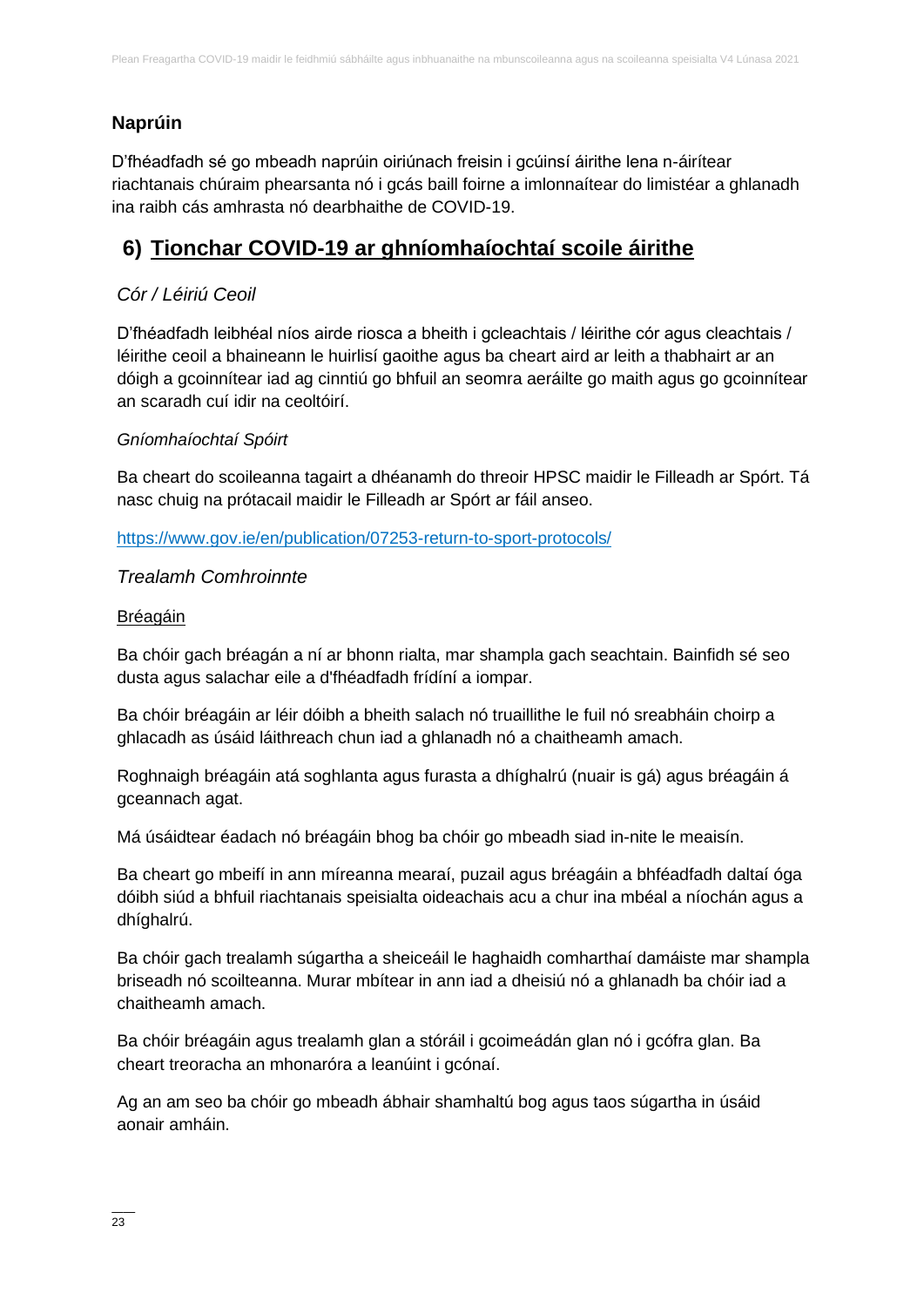### Naprúin

D'fhéadfadh sé go mbeadh naprúin oiriúnach freisin i gcúinsí áirithe lena n-áirítear riachtanais chúraim phearsanta nó i gcás baill foirne a imlonnaítear do limistéar a ghlanadh ina raibh cás amhrasta nó dearbhaithe de COVID-19.

## 6) Tionchar COVID-19 ar ghníomhaíochtaí scoile áirithe

### *Cór / Léiriú Ceoil*

D'fhéadfadh leibhéal níos airde riosca a bheith i gcleachtais / léirithe cór agus cleachtais / léirithe ceoil a bhaineann le huirlisí gaoithe agus ba cheart aird ar leith a thabhairt ar an dóigh a gcoinnítear iad ag cinntiú go bhfuil an seomra aeráilte go maith agus go gcoinnítear an scaradh cuí idir na ceoltóirí.

#### *Gníomhaíochtaí Spóirt*

Ba cheart do scoileanna tagairt a dhéanamh do threoir HPSC maidir le Filleadh ar Spórt. Tá nasc chuig na prótacail maidir le Filleadh ar Spórt ar fáil anseo.

https://www.gov.ie/en/publication/07253-return-to-sport-protocols/

### *Trealamh Comhroinnte*

Bréagáin

Ba chóir gach bréagán a ní ar bhonn rialta, mar shampla gach seachtain. Bainfidh sé seo dusta agus salachar eile a d'fhéadfadh frídíní a iompar.

Ba chóir bréagáin ar léir dóibh a bheith salach nó truaillithe le fuil nó sreabháin choirp a ghlacadh as úsáid láithreach chun iad a ghlanadh nó a chaitheamh amach.

Roghnaigh bréagáin atá soghlanta agus furasta a dhíghalrú (nuair is gá) agus bréagáin á gceannach agat.

Má úsáidtear éadach nó bréagáin bhog ba chóir go mbeadh siad in-nite le meaisín.

Ba cheart go mbeifí in ann míreanna mearaí, puzail agus bréagáin a bhféadfadh daltaí óga dóibh siúd a bhfuil riachtanais speisialta oideachais acu a chur ina mbéal a níochán agus a dhíghalrú.

Ba chóir gach trealamh súgartha a sheiceáil le haghaidh comharthaí damáiste mar shampla briseadh nó scoilteanna. Murar mbítear in ann iad a dheisiú nó a ghlanadh ba chóir iad a chaitheamh amach.

Ba chóir bréagáin agus trealamh glan a stóráil i gcoimeádán glan nó i gcófra glan. Ba cheart treoracha an mhonaróra a leanúint i gcónaí.

Ag an am seo ba chóir go mbeadh ábhair shamhaltú bog agus taos súgartha in úsáid aonair amháin.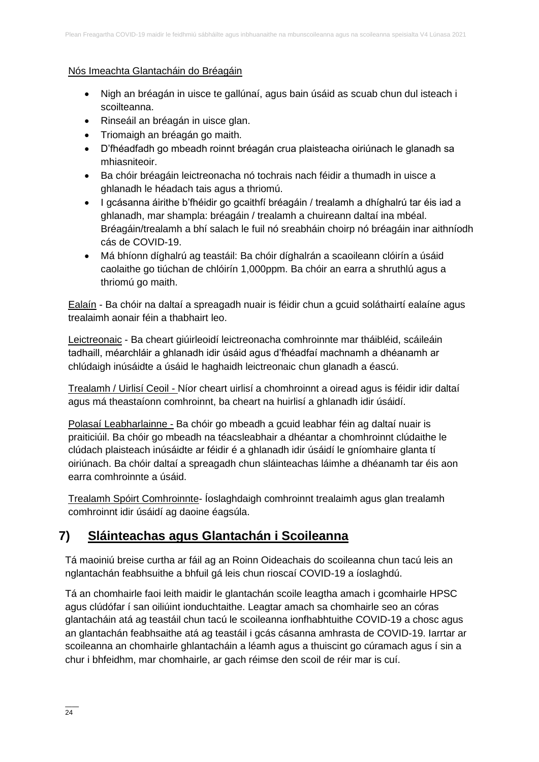Nós Imeachta Glantacháin do Bréagáin

- Nigh an bréagán in uisce te gallúnaí, agus bain úsáid as scuab chun dul isteach i scoilteanna.
- Rinseáil an bréagán in uisce glan.
- Triomaigh an bréagán go maith.
- D'fhéadfadh go mbeadh roinnt bréagán crua plaisteacha oiriúnach le glanadh sa mhiasniteoir.
- Ba chóir bréagáin leictreonacha nó tochrais nach féidir a thumadh in uisce a ghlanadh le héadach tais agus a thriomú.
- I gcásanna áirithe b'fhéidir go gcaithfí bréagáin / trealamh a dhíghalrú tar éis iad a ghlanadh, mar shampla: bréagáin / trealamh a chuireann daltaí ina mbéal. Bréagáin/trealamh a bhí salach le fuil nó sreabháin choirp nó bréagáin inar aithníodh cás de COVID-19.
- Má bhíonn díghalrú ag teastáil: Ba chóir díghalrán a scaoileann clóirín a úsáid caolaithe go tiúchan de chlóirín 1,000ppm. Ba chóir an earra a shruthlú agus a thriomú go maith.

Ealaín - Ba chóir na daltaí a spreagadh nuair is féidir chun a gcuid soláthairtí ealaíne agus trealaimh aonair féin a thabhairt leo.

Leictreonaic - Ba cheart giúirleoidí leictreonacha comhroinnte mar tháibléid, scáileáin tadhaill, méarchláir a ghlanadh idir úsáid agus d'fhéadfaí machnamh a dhéanamh ar chlúdaigh inúsáidte a úsáid le haghaidh leictreonaic chun glanadh a éascú.

Trealamh / Uirlisí Ceoil - Níor cheart uirlisí a chomhroinnt a oiread agus is féidir idir daltaí agus má theastaíonn comhroinnt, ba cheart na huirlisí a ghlanadh idir úsáidí.

Polasaí Leabharlainne - Ba chóir go mbeadh a gcuid leabhar féin ag daltaí nuair is praiticiúil. Ba chóir go mbeadh na téacsleabhair a dhéantar a chomhroinnt clúdaithe le clúdach plaisteach inúsáidte ar féidir é a ghlanadh idir úsáidí le gníomhaire glanta tí oiriúnach. Ba chóir daltaí a spreagadh chun sláinteachas láimhe a dhéanamh tar éis aon earra comhroinnte a úsáid.

Trealamh Spóirt Comhroinnte- Íoslaghdaigh comhroinnt trealaimh agus glan trealamh comhroinnt idir úsáidí ag daoine éagsúla.

## 7) Sláinteachas agus Glantachán i Scoileanna

Tá maoiniú breise curtha ar fáil ag an Roinn Oideachais do scoileanna chun tacú leis an nglantachán feabhsuithe a bhfuil gá leis chun rioscaí COVID-19 a íoslaghdú.

Tá an chomhairle faoi leith maidir le glantachán scoile leagtha amach i gcomhairle HPSC agus clúdófar í san oiliúint ionduchtaithe. Leagtar amach sa chomhairle seo an córas glantacháin atá ag teastáil chun tacú le scoileanna ionfhabhtuithe COVID-19 a chosc agus an glantachán feabhsaithe atá ag teastáil i gcás cásanna amhrasta de COVID-19. Iarrtar ar scoileanna an chomhairle ghlantacháin a léamh agus a thuiscint go cúramach agus í sin a chur i bhfeidhm, mar chomhairle, ar gach réimse den scoil de réir mar is cuí.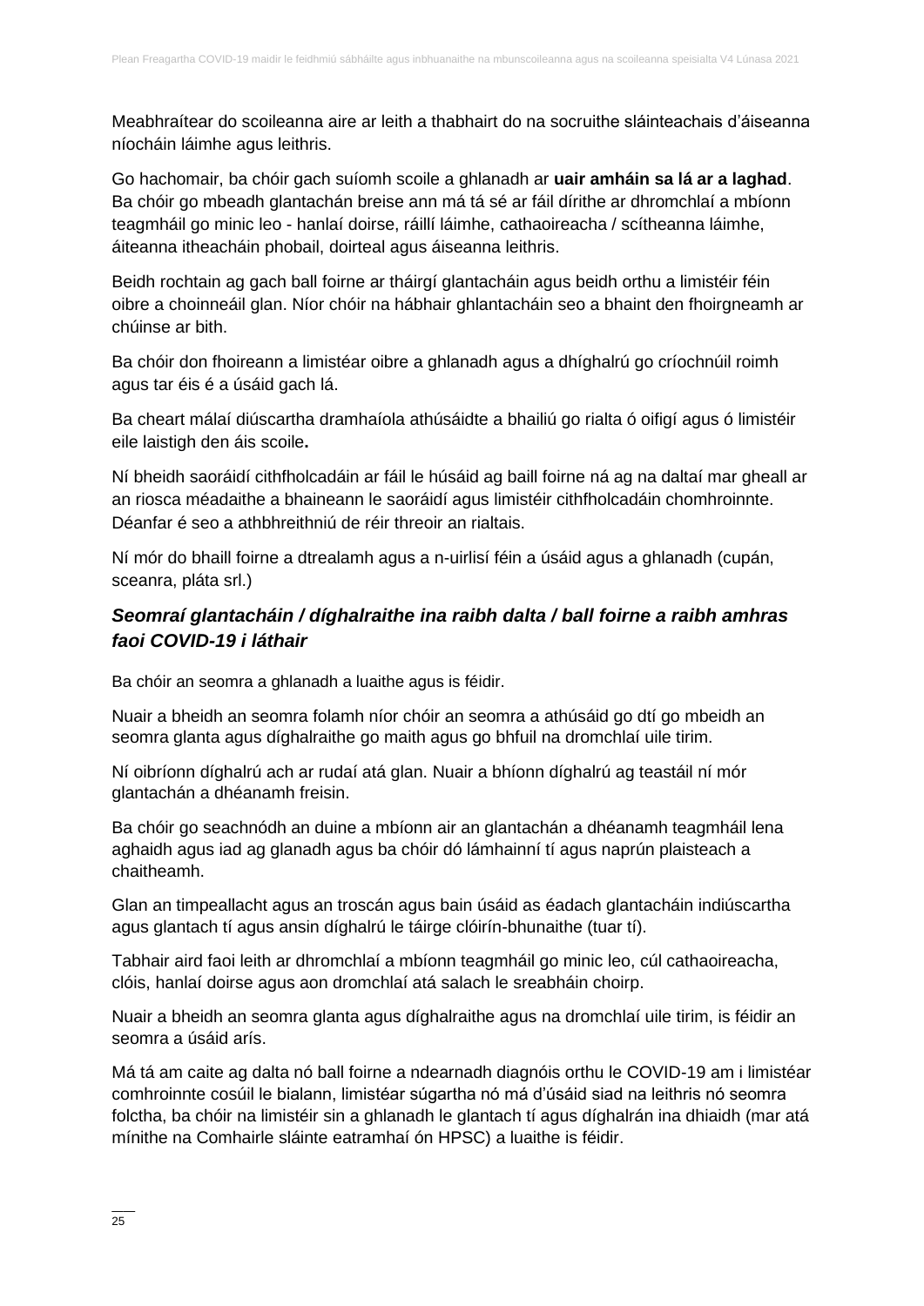Meabhraítear do scoileanna aire ar leith a thabhairt do na socruithe sláinteachais d'áiseanna níocháin láimhe agus leithris.

Go hachomair, ba chóir gach suíomh scoile a ghlanadh ar **uair amháin sa lá ar a laghad**. Ba chóir go mbeadh glantachán breise ann má tá sé ar fáil dírithe ar dhromchlaí a mbíonn teagmháil go minic leo - hanlaí doirse, ráillí láimhe, cathaoireacha / scítheanna láimhe, áiteanna itheacháin phobail, doirteal agus áiseanna leithris.

Beidh rochtain ag gach ball foirne ar tháirgí glantacháin agus beidh orthu a limistéir féin oibre a choinneáil glan. Níor chóir na hábhair ghlantacháin seo a bhaint den fhoirgneamh ar chúinse ar bith.

Ba chóir don fhoireann a limistéar oibre a ghlanadh agus a dhíghalrú go críochnúil roimh agus tar éis é a úsáid gach lá.

Ba cheart málaí diúscartha dramhaíola athúsáidte a bhailiú go rialta ó oifigí agus ó limistéir eile laistigh den áis scoile**.**

Ní bheidh saoráidí cithfholcadáin ar fáil le húsáid ag baill foirne ná ag na daltaí mar gheall ar an riosca méadaithe a bhaineann le saoráidí agus limistéir cithfholcadáin chomhroinnte. Déanfar é seo a athbhreithniú de réir threoir an rialtais.

Ní mór do bhaill foirne a dtrealamh agus a n-uirlisí féin a úsáid agus a ghlanadh (cupán, sceanra, pláta srl.)

### *Seomraí glantacháin / díghalraithe ina raibh dalta / ball foirne a raibh amhras faoi COVID-19 i láthair*

Ba chóir an seomra a ghlanadh a luaithe agus is féidir.

Nuair a bheidh an seomra folamh níor chóir an seomra a athúsáid go dtí go mbeidh an seomra glanta agus díghalraithe go maith agus go bhfuil na dromchlaí uile tirim.

Ní oibríonn díghalrú ach ar rudaí atá glan. Nuair a bhíonn díghalrú ag teastáil ní mór glantachán a dhéanamh freisin.

Ba chóir go seachnódh an duine a mbíonn air an glantachán a dhéanamh teagmháil lena aghaidh agus iad ag glanadh agus ba chóir dó lámhainní tí agus naprún plaisteach a chaitheamh.

Glan an timpeallacht agus an troscán agus bain úsáid as éadach glantacháin indiúscartha agus glantach tí agus ansin díghalrú le táirge clóirín-bhunaithe (tuar tí).

Tabhair aird faoi leith ar dhromchlaí a mbíonn teagmháil go minic leo, cúl cathaoireacha, clóis, hanlaí doirse agus aon dromchlaí atá salach le sreabháin choirp.

Nuair a bheidh an seomra glanta agus díghalraithe agus na dromchlaí uile tirim, is féidir an seomra a úsáid arís.

Má tá am caite ag dalta nó ball foirne a ndearnadh diagnóis orthu le COVID-19 am i limistéar comhroinnte cosúil le bialann, limistéar súgartha nó má d'úsáid siad na leithris nó seomra folctha, ba chóir na limistéir sin a ghlanadh le glantach tí agus díghalrán ina dhiaidh (mar atá mínithe na Comhairle sláinte eatramhaí ón HPSC) a luaithe is féidir.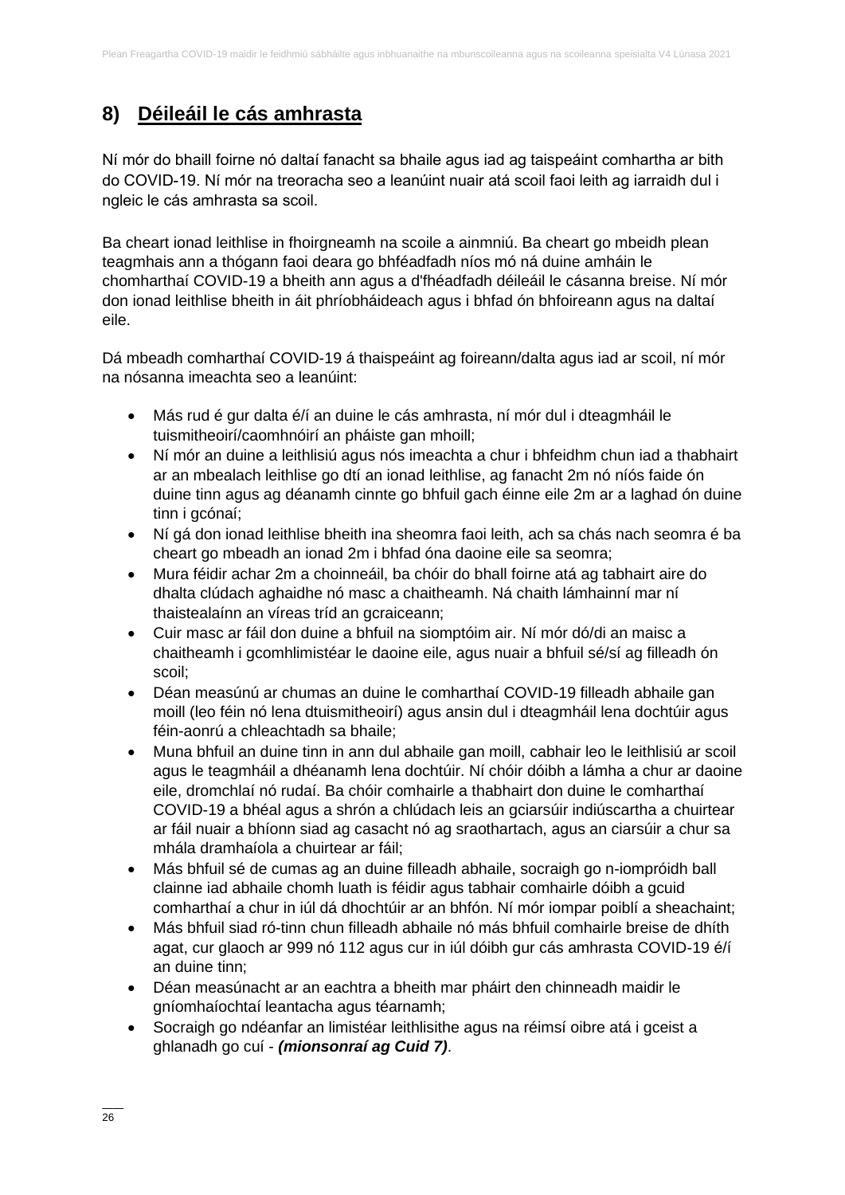## 8) Déileáil le cás amhrasta

Ní mór do bhaill foirne nó daltaí fanacht sa bhaile agus iad ag taispeáint comhartha ar bith do COVID-19. Ní mór na treoracha seo a leanúint nuair atá scoil faoi leith ag iarraidh dul i ngleic le cás amhrasta sa scoil.

Ba cheart ionad leithlise in fhoirgneamh na scoile a ainmniú. Ba cheart go mbeidh plean teagmhais ann a thógann faoi deara go bhféadfadh níos mó ná duine amháin le chomharthaí COVID-19 a bheith ann agus a d'fhéadfadh déileáil le cásanna breise. Ní mór don ionad leithlise bheith in áit phríobháideach agus i bhfad ón bhfoireann agus na daltaí eile.

Dá mbeadh comharthaí COVID-19 á thaispeáint ag foireann/dalta agus iad ar scoil, ní mór na nósanna imeachta seo a leanúint:

- Más rud é gur dalta é/í an duine le cás amhrasta, ní mór dul i dteagmháil le tuismitheoirí/caomhnóirí an pháiste gan mhoill;
- Ní mór an duine a leithlisiú agus nós imeachta a chur i bhfeidhm chun iad a thabhairt ar an mbealach leithlise go dtí an ionad leithlise, ag fanacht 2m nó níos faide ón duine tinn agus ag déanamh cinnte go bhfuil gach éinne eile 2m ar a laghad ón duine tinn i gcónaí;
- Ní gá don ionad leithlise bheith ina sheomra faoi leith, ach sa chás nach seomra é ba cheart go mbeadh an ionad 2m i bhfad óna daoine eile sa seomra;
- Mura féidir achar 2m a choinneáil, ba chóir do bhall foirne atá ag tabhairt aire do dhalta clúdach aghaidhe nó masc a chaitheamh. Ná chaith lámhainní mar ní thaistealaínn an víreas tríd an gcraiceann;
- Cuir masc ar fáil don duine a bhfuil na siomptóim air. Ní mór dó/di an maisc a chaitheamh i gcomhlimistéar le daoine eile, agus nuair a bhfuil sé/sí ag filleadh ón scoil;
- Déan measúnú ar chumas an duine le comharthaí COVID-19 filleadh abhaile gan moill (leo féin nó lena dtuismitheoirí) agus ansin dul i dteagmháil lena dochtúir agus féin-aonrú a chleachtadh sa bhaile;
- Muna bhfuil an duine tinn in ann dul abhaile gan moill, cabhair leo le leithlisiú ar scoil agus le teagmháil a dhéanamh lena dochtúir. Ní chóir dóibh a lámha a chur ar daoine eile, dromchlaí nó rudaí. Ba chóir comhairle a thabhairt don duine le comharthaí COVID-19 a bhéal agus a shrón a chlúdach leis an gciarsúir indiúscartha a chuirtear ar fáil nuair a bhíonn siad ag casacht nó ag sraothartach, agus an ciarsúir a chur sa mhála dramhaíola a chuirtear ar fáil;
- Más bhfuil sé de cumas ag an duine filleadh abhaile, socraigh go n-iompróidh ball clainne iad abhaile chomh luath is féidir agus tabhair comhairle dóibh a gcuid comharthaí a chur in iúl dá dhochtúir ar an bhfón. Ní mór iompar poiblí a sheachaint;
- Más bhfuil siad ró-tinn chun filleadh abhaile nó más bhfuil comhairle breise de dhíth agat, cur glaoch ar 999 nó 112 agus cur in iúl dóibh gur cás amhrasta COVID-19 é/í an duine tinn;
- Déan measúnacht ar an eachtra a bheith mar pháirt den chinneadh maidir le gníomhaíochtaí leantacha agus téarnamh;
- Socraigh go ndéanfar an limistéar leithlisithe agus na réimsí oibre atá i gceist a ghlanadh go cuí - ***(mionsonraí ag Cuid 7)***.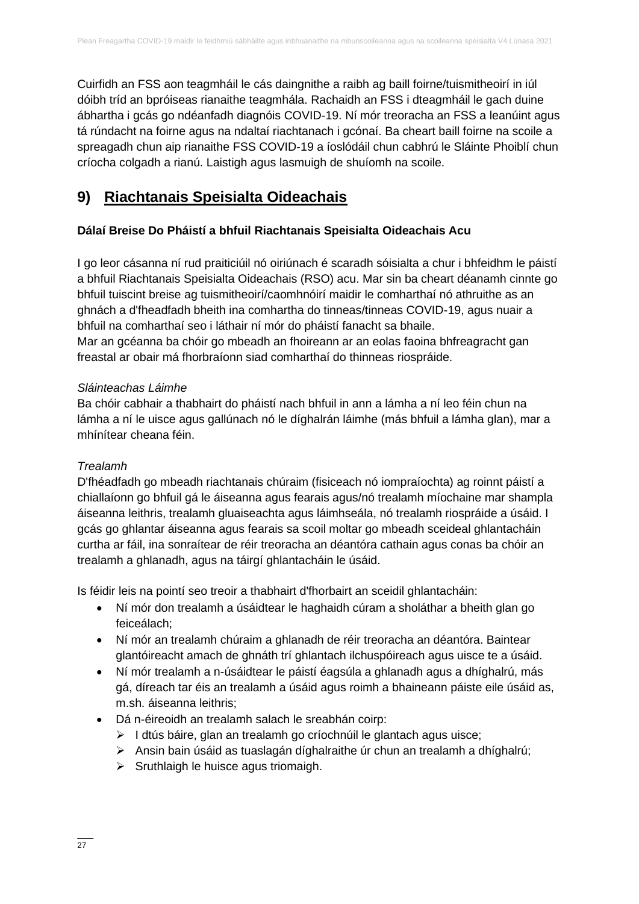Cuirfidh an FSS aon teagmháil le cás daingnithe a raibh ag baill foirne/tuismitheoirí in iúl dóibh tríd an bpróiseas rianaithe teagmhála. Rachaidh an FSS i dteagmháil le gach duine ábhartha i gcás go ndéanfadh diagnóis COVID-19. Ní mór treoracha an FSS a leanúint agus tá rúndacht na foirne agus na ndaltaí riachtanach i gcónaí. Ba cheart baill foirne na scoile a spreagadh chun aip rianaithe FSS COVID-19 a íoslódáil chun cabhrú le Sláinte Phoiblí chun críocha colgadh a rianú. Laistigh agus lasmuigh de shuíomh na scoile.

## 9) Riachtanais Speisialta Oideachais

**Dálaí Breise Do Pháistí a bhfuil Riachtanais Speisialta Oideachais Acu**

I go leor cásanna ní rud praiticiúil nó oiriúnach é scaradh sóisialta a chur i bhfeidhm le páistí a bhfuil Riachtanais Speisialta Oideachais (RSO) acu. Mar sin ba cheart déanamh cinnte go bhfuil tuiscint breise ag tuismitheoirí/caomhnóirí maidir le comharthaí nó athruithe as an ghnách a d'fheadfadh bheith ina comhartha do tinneas/tinneas COVID-19, agus nuair a bhfuil na comharthaí seo i láthair ní mór do pháistí fanacht sa bhaile.
Mar an gcéanna ba chóir go mbeadh an fhoireann ar an eolas faoina bhfreagracht gan freastal ar obair má fhorbraíonn siad comharthaí do thinneas riospráide.

*Sláinteachas Láimhe*
Ba chóir cabhair a thabhairt do pháistí nach bhfuil in ann a lámha a ní leo féin chun na lámha a ní le uisce agus gallúnach nó le díghalrán láimhe (más bhfuil a lámha glan), mar a mhínítear cheana féin.

*Trealamh*
D'fhéadfadh go mbeadh riachtanais chúraim (fisiceach nó iompraíochta) ag roinnt páistí a chiallaíonn go bhfuil gá le áiseanna agus fearais agus/nó trealamh míochaine mar shampla áiseanna leithris, trealamh gluaiseachta agus láimhseála, nó trealamh riospráide a úsáid. I gcás go ghlantar áiseanna agus fearais sa scoil moltar go mbeadh sceideal ghlantacháin curtha ar fáil, ina sonraítear de réir treoracha an déantóra cathain agus conas ba chóir an trealamh a ghlanadh, agus na táirgí ghlantacháin le úsáid.

Is féidir leis na pointí seo treoir a thabhairt d'fhorbairt an sceidil ghlantacháin:

- Ní mór don trealamh a úsáidtear le haghaidh cúram a sholáthar a bheith glan go feiceálach;
- Ní mór an trealamh chúraim a ghlanadh de réir treoracha an déantóra. Baintear glantóireacht amach de ghnáth trí ghlantach ilchuspóireach agus uisce te a úsáid.
- Ní mór trealamh a n-úsáidtear le páistí éagsúla a ghlanadh agus a dhíghalrú, más gá, díreach tar éis an trealamh a úsáid agus roimh a bhaineann páiste eile úsáid as, m.sh. áiseanna leithris;
- Dá n-éireoidh an trealamh salach le sreabhán coirp:
  - I dtús báire, glan an trealamh go críochnúil le glantach agus uisce;
  - Ansin bain úsáid as tuaslagán díghalraithe úr chun an trealamh a dhíghalrú;
  - Sruthlaigh le huisce agus triomaigh.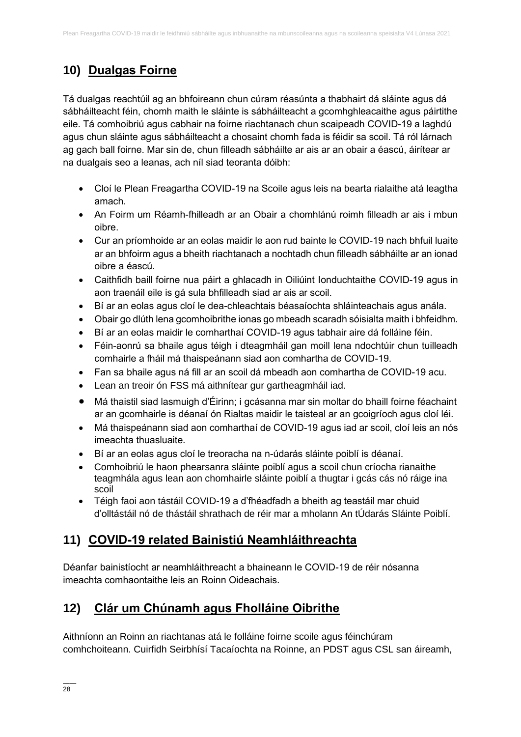## 10) Dualgas Foirne

Tá dualgas reachtúil ag an bhfoireann chun cúram réasúnta a thabhairt dá sláinte agus dá sábháilteacht féin, chomh maith le sláinte is sábháilteacht a gcomhghleacaithe agus páirtithe eile. Tá comhoibriú agus cabhair na foirne riachtanach chun scaipeadh COVID-19 a laghdú agus chun sláinte agus sábháilteacht a chosaint chomh fada is féidir sa scoil. Tá ról lárnach ag gach ball foirne. Mar sin de, chun filleadh sábháilte ar ais ar an obair a éascú, áirítear ar na dualgais seo a leanas, ach níl siad teoranta dóibh:

- Cloí le Plean Freagartha COVID-19 na Scoile agus leis na bearta rialaithe atá leagtha amach.
- An Foirm um Réamh-fhilleadh ar an Obair a chomhlánú roimh filleadh ar ais i mbun oibre.
- Cur an príomhoide ar an eolas maidir le aon rud bainte le COVID-19 nach bhfuil luaite ar an bhfoirm agus a bheith riachtanach a nochtadh chun filleadh sábháilte ar an ionad oibre a éascú.
- Caithfidh baill foirne nua páirt a ghlacadh in Oiliúint Ionduchtaithe COVID-19 agus in aon traenáil eile is gá sula bhfilleadh siad ar ais ar scoil.
- Bí ar an eolas agus cloí le dea-chleachtais béasaíochta shláinteachais agus anála.
- Obair go dlúth lena gcomhoibrithe ionas go mbeadh scaradh sóisialta maith i bhfeidhm.
- Bí ar an eolas maidir le comharthaí COVID-19 agus tabhair aire dá folláine féin.
- Féin-aonrú sa bhaile agus téigh i dteagmháil gan moill lena ndochtúir chun tuilleadh comhairle a fháil má thaispeánann siad aon comhartha de COVID-19.
- Fan sa bhaile agus ná fill ar an scoil dá mbeadh aon comhartha de COVID-19 acu.
- Lean an treoir ón FSS má aithnítear gur gartheagmháil iad.
- Má thaistil siad lasmuigh d'Éirinn; i gcásanna mar sin moltar do bhaill foirne féachaint ar an gcomhairle is déanaí ón Rialtas maidir le taisteal ar an gcoigríoch agus cloí léi.
- Má thaispeánann siad aon comharthaí de COVID-19 agus iad ar scoil, cloí leis an nós imeachta thuasluaite.
- Bí ar an eolas agus cloí le treoracha na n-údarás sláinte poiblí is déanaí.
- Comhoibriú le haon phearsanra sláinte poiblí agus a scoil chun críocha rianaithe teagmhála agus lean aon chomhairle sláinte poiblí a thugtar i gcás cás nó ráige ina scoil
- Téigh faoi aon tástáil COVID-19 a d'fhéadfadh a bheith ag teastáil mar chuid d'olltástáil nó de thástáil shrathach de réir mar a mholann An tÚdarás Sláinte Poiblí.

## 11) COVID-19 related Bainistiú Neamhláithreachta

Déanfar bainistíocht ar neamhláithreacht a bhaineann le COVID-19 de réir nósanna imeachta comhaontaithe leis an Roinn Oideachais.

## 12) Clár um Chúnamh agus Fholláine Oibrithe

Aithníonn an Roinn an riachtanas atá le folláine foirne scoile agus féinchúram comhchoiteann. Cuirfidh Seirbhísí Tacaíochta na Roinne, an PDST agus CSL san áireamh,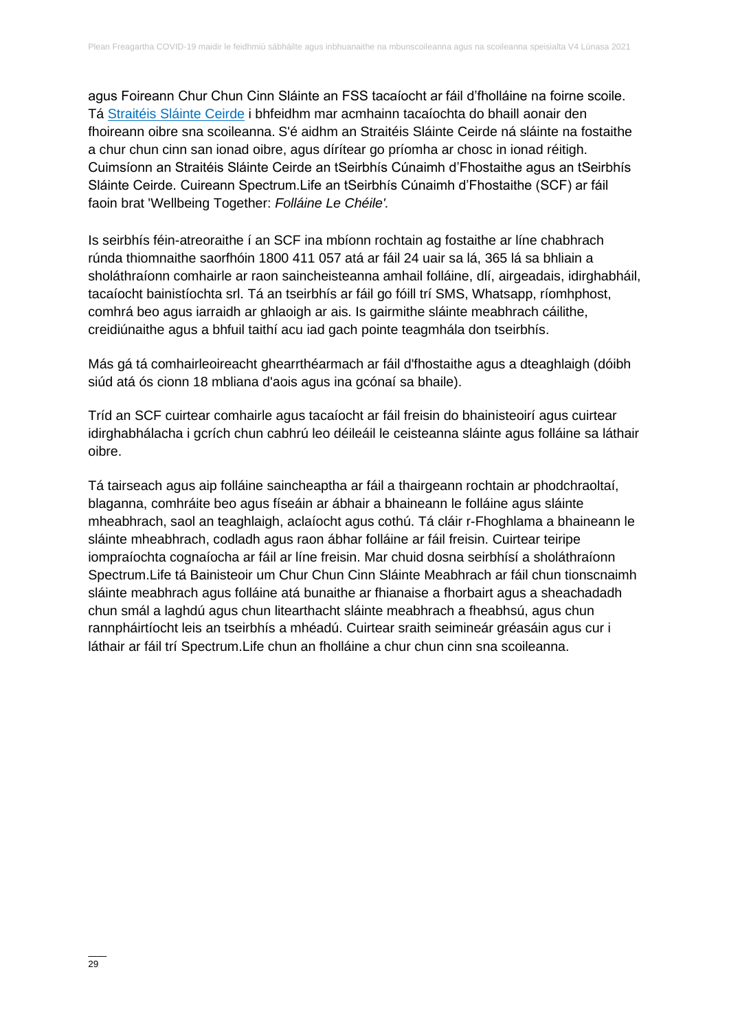agus Foireann Chur Chun Cinn Sláinte an FSS tacaíocht ar fáil d'fholláine na foirne scoile. Tá Straitéis Sláinte Ceirde i bhfeidhm mar acmhainn tacaíochta do bhaill aonair den fhoireann oibre sna scoileanna. S'é aidhm an Straitéis Sláinte Ceirde ná sláinte na fostaithe a chur chun cinn san ionad oibre, agus dírítear go príomha ar chosc in ionad réitigh. Cuimsíonn an Straitéis Sláinte Ceirde an tSeirbhís Cúnaimh d'Fhostaithe agus an tSeirbhís Sláinte Ceirde. Cuireann Spectrum.Life an tSeirbhís Cúnaimh d'Fhostaithe (SCF) ar fáil faoin brat 'Wellbeing Together: *Folláine Le Chéile'.*

Is seirbhís féin-atreoraithe í an SCF ina mbíonn rochtain ag fostaithe ar líne chabhrach rúnda thiomnaithe saorfhóin 1800 411 057 atá ar fáil 24 uair sa lá, 365 lá sa bhliain a sholáthraíonn comhairle ar raon saincheisteanna amhail folláine, dlí, airgeadais, idirghabháil, tacaíocht bainistíochta srl. Tá an tseirbhís ar fáil go fóill trí SMS, Whatsapp, ríomhphost, comhrá beo agus iarraidh ar ghlaoigh ar ais. Is gairmithe sláinte meabhrach cáilithe, creidiúnaithe agus a bhfuil taithí acu iad gach pointe teagmhála don tseirbhís.

Más gá tá comhairleoireacht ghearrthéarmach ar fáil d'fhostaithe agus a dteaghlaigh (dóibh siúd atá ós cionn 18 mbliana d'aois agus ina gcónaí sa bhaile).

Tríd an SCF cuirtear comhairle agus tacaíocht ar fáil freisin do bhainisteoirí agus cuirtear idirghabhálacha i gcrích chun cabhrú leo déileáil le ceisteanna sláinte agus folláine sa láthair oibre.

Tá tairseach agus aip folláine saincheaptha ar fáil a thairgeann rochtain ar phodchraoltaí, blaganna, comhráite beo agus físeáin ar ábhair a bhaineann le folláine agus sláinte mheabhrach, saol an teaghlaigh, aclaíocht agus cothú. Tá cláir r-Fhoghlama a bhaineann le sláinte mheabhrach, codladh agus raon ábhar folláine ar fáil freisin. Cuirtear teiripe iompraíochta cognaíocha ar fáil ar líne freisin. Mar chuid dosna seirbhísí a sholáthraíonn Spectrum.Life tá Bainisteoir um Chur Chun Cinn Sláinte Meabhrach ar fáil chun tionscnaimh sláinte meabhrach agus folláine atá bunaithe ar fhianaise a fhorbairt agus a sheachadadh chun smál a laghdú agus chun litearthacht sláinte meabhrach a fheabhsú, agus chun rannpháirtíocht leis an tseirbhís a mhéadú. Cuirtear sraith seimineár gréasáin agus cur i láthair ar fáil trí Spectrum.Life chun an fholláine a chur chun cinn sna scoileanna.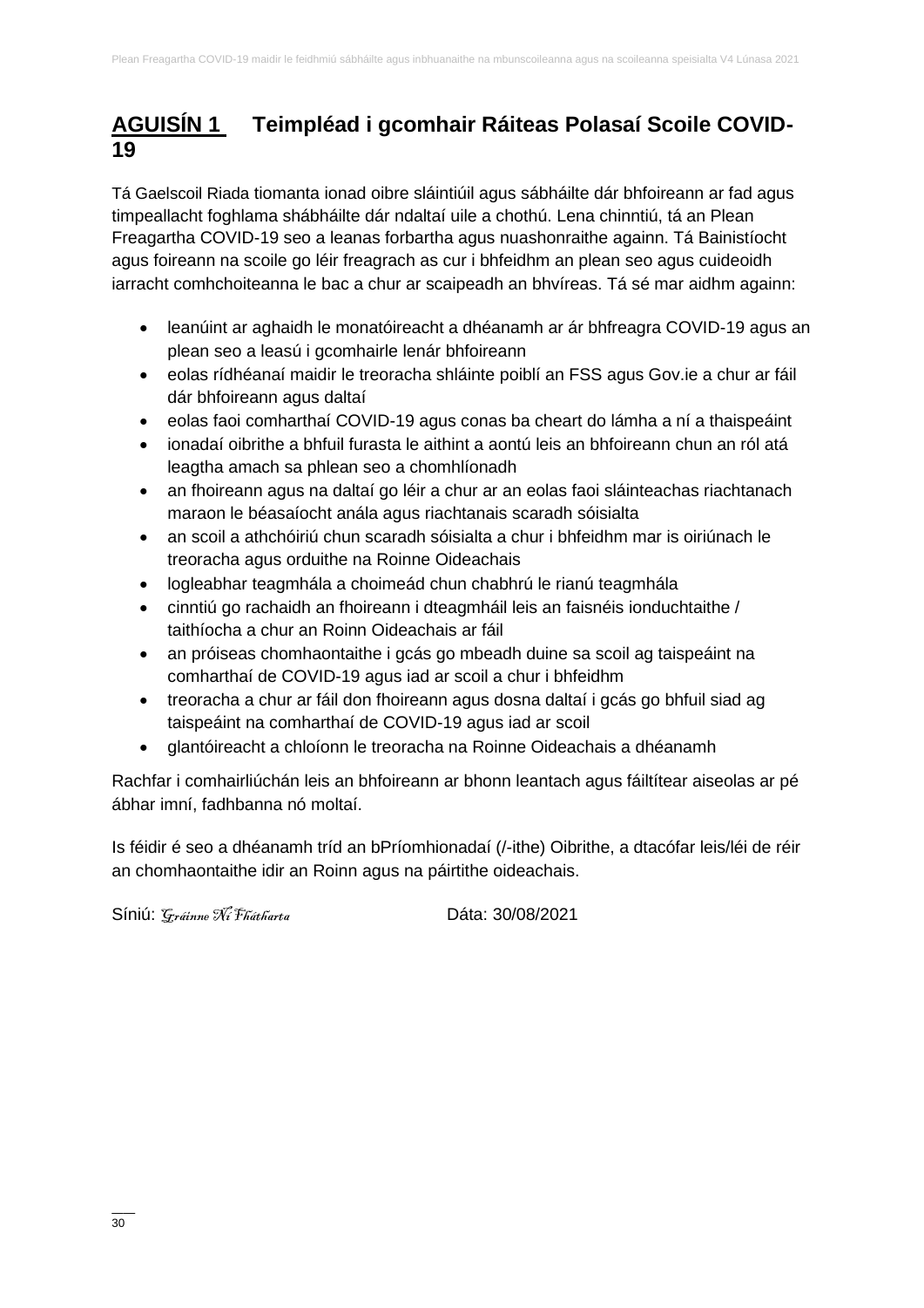# AGUISÍN 1 Teimpléad i gcomhair Ráiteas Polasaí Scoile COVID-19

Tá Gaelscoil Riada tiomanta ionad oibre sláintiúil agus sábháilte dár bhfoireann ar fad agus timpeallacht foghlama shábháilte dár ndaltaí uile a chothú. Lena chinntiú, tá an Plean Freagartha COVID-19 seo a leanas forbartha agus nuashonraithe againn. Tá Bainistíocht agus foireann na scoile go léir freagrach as cur i bhfeidhm an plean seo agus cuideoidh iarracht comhchoiteanna le bac a chur ar scaipeadh an bhvíreas. Tá sé mar aidhm againn:

- leanúint ar aghaidh le monatóireacht a dhéanamh ar ár bhfreagra COVID-19 agus an plean seo a leasú i gcomhairle lenár bhfoireann
- eolas rídhéanaí maidir le treoracha shláinte poiblí an FSS agus Gov.ie a chur ar fáil dár bhfoireann agus daltaí
- eolas faoi comharthaí COVID-19 agus conas ba cheart do lámha a ní a thaispeáint
- ionadaí oibrithe a bhfuil furasta le aithint a aontú leis an bhfoireann chun an ról atá leagtha amach sa phlean seo a chomhlíonadh
- an fhoireann agus na daltaí go léir a chur ar an eolas faoi sláinteachas riachtanach maraon le béasaíocht anála agus riachtanais scaradh sóisialta
- an scoil a athchóiriú chun scaradh sóisialta a chur i bhfeidhm mar is oiriúnach le treoracha agus orduithe na Roinne Oideachais
- logleabhar teagmhála a choimeád chun chabhrú le rianú teagmhála
- cinntiú go rachaidh an fhoireann i dteagmháil leis an faisnéis ionduchtaithe / taithíocha a chur an Roinn Oideachais ar fáil
- an próiseas chomhaontaithe i gcás go mbeadh duine sa scoil ag taispeáint na comharthaí de COVID-19 agus iad ar scoil a chur i bhfeidhm
- treoracha a chur ar fáil don fhoireann agus dosna daltaí i gcás go bhfuil siad ag taispeáint na comharthaí de COVID-19 agus iad ar scoil
- glantóireacht a chloíonn le treoracha na Roinne Oideachais a dhéanamh

Rachfar i comhairliúchán leis an bhfoireann ar bhonn leantach agus fáiltítear aiseolas ar pé ábhar imní, fadhbanna nó moltaí.

Is féidir é seo a dhéanamh tríd an bPríomhionadaí (/-ithe) Oibrithe, a dtacófar leis/léi de réir an chomhaontaithe idir an Roinn agus na páirtithe oideachais.

Síniú: *Gráinne Ní Fhátharta* Dáta: 30/08/2021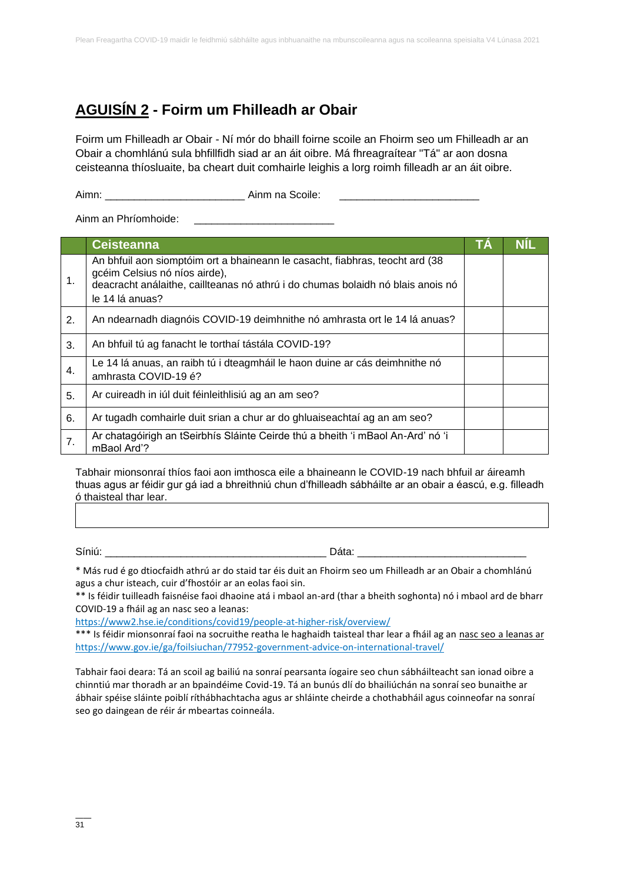## AGUISÍN 2 - Foirm um Fhilleadh ar Obair

Foirm um Fhilleadh ar Obair - Ní mór do bhaill foirne scoile an Fhoirm seo um Fhilleadh ar an Obair a chomhlánú sula bhfillfidh siad ar an áit oibre. Má fhreagraítear "Tá" ar aon dosna ceisteanna thíosluaite, ba cheart duit comhairle leighis a lorg roimh filleadh ar an áit oibre.

Aimn: ________________________ Ainm na Scoile: ________________________

Ainm an Phríomhoide: ________________________

| | Ceisteanna | TÁ | NÍL |
|---|---|---|---|
| 1. | An bhfuil aon siomptóim ort a bhaineann le casacht, fiabhras, teocht ard (38 gcéim Celsius nó níos airde), deacracht análaithe, caillteanas nó athrú i do chumas bolaidh nó blais anois nó le 14 lá anuas? | | |
| 2. | An ndearnadh diagnóis COVID-19 deimhnithe nó amhrasta ort le 14 lá anuas? | | |
| 3. | An bhfuil tú ag fanacht le torthaí tástála COVID-19? | | |
| 4. | Le 14 lá anuas, an raibh tú i dteagmháil le haon duine ar cás deimhnithe nó amhrasta COVID-19 é? | | |
| 5. | Ar cuireadh in iúl duit féinleithlisiú ag an am seo? | | |
| 6. | Ar tugadh comhairle duit srian a chur ar do ghluaiseachtaí ag an am seo? | | |
| 7. | Ar chatagóirigh an tSeirbhís Sláinte Ceirde thú a bheith 'i mBaol An-Ard' nó 'i mBaol Ard'? | | |

Tabhair mionsonraí thíos faoi aon imthosca eile a bhaineann le COVID-19 nach bhfuil ar áireamh thuas agus ar féidir gur gá iad a bhreithniú chun d'fhilleadh sábháilte ar an obair a éascú, e.g. filleadh ó thaisteal thar lear.

| |
|---|
| |

Síniú: ____________________________________ Dáta: ____________________________

* Más rud é go dtiocfaidh athrú ar do staid tar éis duit an Fhoirm seo um Fhilleadh ar an Obair a chomhlánú agus a chur isteach, cuir d'fhostóir ar an eolas faoi sin.

** Is féidir tuilleadh faisnéise faoi dhaoine atá i mbaol an-ard (thar a bheith soghonta) nó i mbaol ard de bharr COVID-19 a fháil ag an nasc seo a leanas:
https://www2.hse.ie/conditions/covid19/people-at-higher-risk/overview/

*** Is féidir mionsonraí faoi na socruithe reatha le haghaidh taisteal thar lear a fháil ag an nasc seo a leanas ar https://www.gov.ie/ga/foilsiuchan/77952-government-advice-on-international-travel/

Tabhair faoi deara: Tá an scoil ag bailiú na sonraí pearsanta íogaire seo chun sábháilteacht san ionad oibre a chinntiú mar thoradh ar an bpaindéime Covid-19. Tá an bunús dlí do bhailiúchán na sonraí seo bunaithe ar ábhair spéise sláinte poiblí ríthábhachtacha agus ar shláinte cheirde a chothabháil agus coinneofar na sonraí seo go daingean de réir ár mbeartas coinneála.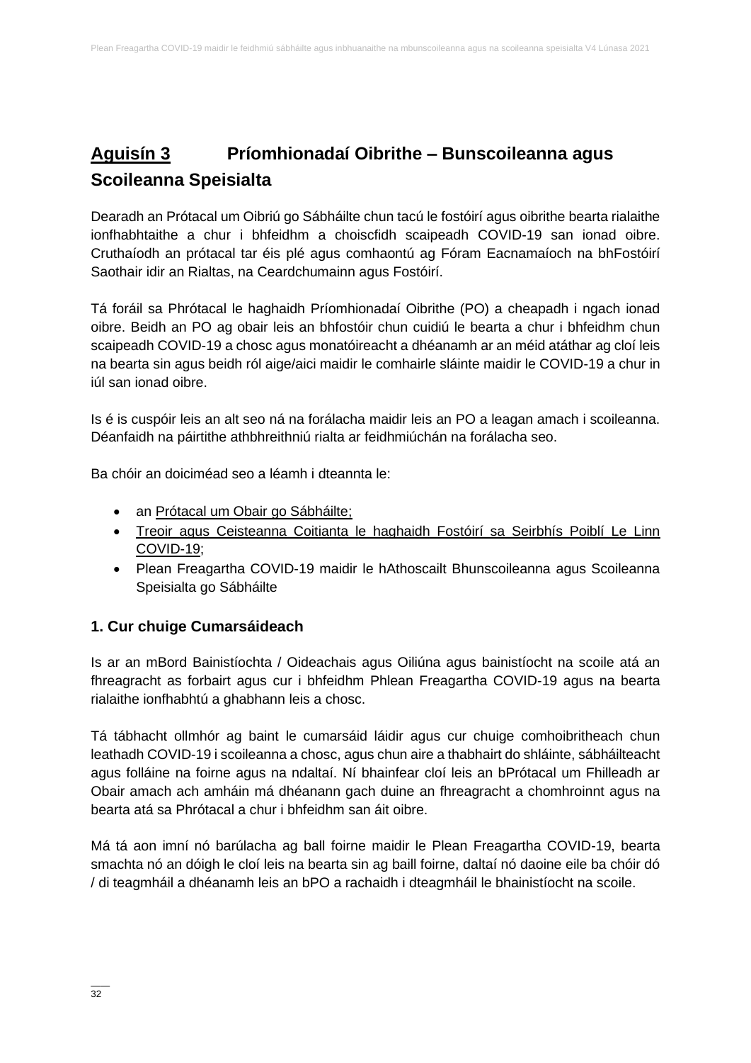## Aguisín 3 Príomhionadaí Oibrithe – Bunscoileanna agus Scoileanna Speisialta

Dearadh an Prótacal um Oibriú go Sábháilte chun tacú le fostóirí agus oibrithe bearta rialaithe ionfhabhtaithe a chur i bhfeidhm a choiscfidh scaipeadh COVID-19 san ionad oibre. Cruthaíodh an prótacal tar éis plé agus comhaontú ag Fóram Eacnamaíoch na bhFostóirí Saothair idir an Rialtas, na Ceardchumainn agus Fostóirí.

Tá foráil sa Phrótacal le haghaidh Príomhionadaí Oibrithe (PO) a cheapadh i ngach ionad oibre. Beidh an PO ag obair leis an bhfostóir chun cuidiú le bearta a chur i bhfeidhm chun scaipeadh COVID-19 a chosc agus monatóireacht a dhéanamh ar an méid atáthar ag cloí leis na bearta sin agus beidh ról aige/aici maidir le comhairle sláinte maidir le COVID-19 a chur in iúl san ionad oibre.

Is é is cuspóir leis an alt seo ná na forálacha maidir leis an PO a leagan amach i scoileanna. Déanfaidh na páirtithe athbhreithniú rialta ar feidhmiúchán na forálacha seo.

Ba chóir an doiciméad seo a léamh i dteannta le:

- an Prótacal um Obair go Sábháilte;
- Treoir agus Ceisteanna Coitianta le haghaidh Fostóirí sa Seirbhís Poiblí Le Linn COVID-19;
- Plean Freagartha COVID-19 maidir le hAthoscailt Bhunscoileanna agus Scoileanna Speisialta go Sábháilte

### 1. Cur chuige Cumarsáideach

Is ar an mBord Bainistíochta / Oideachais agus Oiliúna agus bainistíocht na scoile atá an fhreagracht as forbairt agus cur i bhfeidhm Phlean Freagartha COVID-19 agus na bearta rialaithe ionfhabhtú a ghabhann leis a chosc.

Tá tábhacht ollmhór ag baint le cumarsáid láidir agus cur chuige comhoibritheach chun leathadh COVID-19 i scoileanna a chosc, agus chun aire a thabhairt do shláinte, sábháilteacht agus folláine na foirne agus na ndaltaí. Ní bhainfear cloí leis an bPrótacal um Fhilleadh ar Obair amach ach amháin má dhéanann gach duine an fhreagracht a chomhroinnt agus na bearta atá sa Phrótacal a chur i bhfeidhm san áit oibre.

Má tá aon imní nó barúlacha ag ball foirne maidir le Plean Freagartha COVID-19, bearta smachta nó an dóigh le cloí leis na bearta sin ag baill foirne, daltaí nó daoine eile ba chóir dó / di teagmháil a dhéanamh leis an bPO a rachaidh i dteagmháil le bhainistíocht na scoile.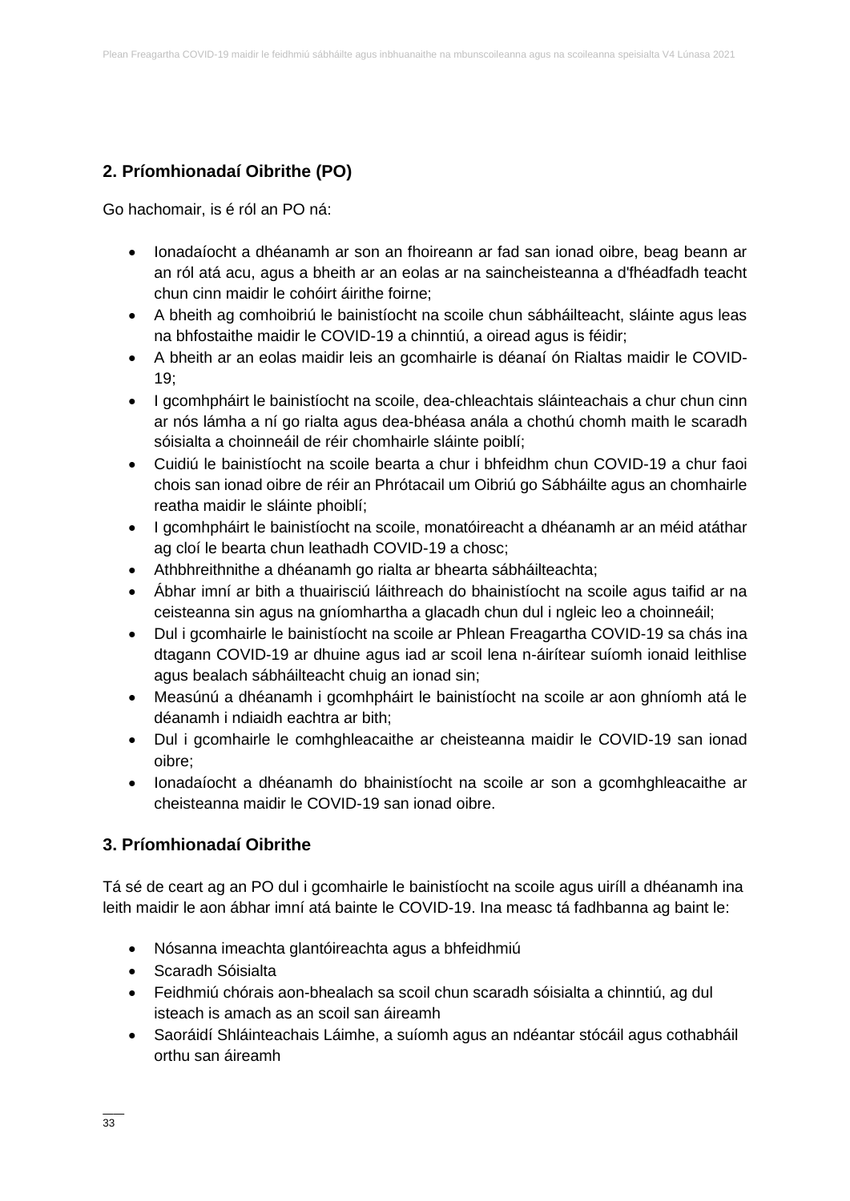## 2. Príomhionadaí Oibrithe (PO)

Go hachomair, is é ról an PO ná:

- Ionadaíocht a dhéanamh ar son an fhoireann ar fad san ionad oibre, beag beann ar an ról atá acu, agus a bheith ar an eolas ar na saincheisteanna a d'fhéadfadh teacht chun cinn maidir le cohóirt áirithe foirne;
- A bheith ag comhoibriú le bainistíocht na scoile chun sábháilteacht, sláinte agus leas na bhfostaithe maidir le COVID-19 a chinntiú, a oiread agus is féidir;
- A bheith ar an eolas maidir leis an gcomhairle is déanaí ón Rialtas maidir le COVID-19;
- I gcomhpháirt le bainistíocht na scoile, dea-chleachtais sláinteachais a chur chun cinn ar nós lámha a ní go rialta agus dea-bhéasa anála a chothú chomh maith le scaradh sóisialta a choinneáil de réir chomhairle sláinte poiblí;
- Cuidiú le bainistíocht na scoile bearta a chur i bhfeidhm chun COVID-19 a chur faoi chois san ionad oibre de réir an Phrótacail um Oibriú go Sábháilte agus an chomhairle reatha maidir le sláinte phoiblí;
- I gcomhpháirt le bainistíocht na scoile, monatóireacht a dhéanamh ar an méid atáthar ag cloí le bearta chun leathadh COVID-19 a chosc;
- Athbhreithnithe a dhéanamh go rialta ar bhearta sábháilteachta;
- Ábhar imní ar bith a thuairisciú láithreach do bhainistíocht na scoile agus taifid ar na ceisteanna sin agus na gníomhartha a glacadh chun dul i ngleic leo a choinneáil;
- Dul i gcomhairle le bainistíocht na scoile ar Phlean Freagartha COVID-19 sa chás ina dtagann COVID-19 ar dhuine agus iad ar scoil lena n-áirítear suíomh ionaid leithlise agus bealach sábháilteacht chuig an ionad sin;
- Measúnú a dhéanamh i gcomhpháirt le bainistíocht na scoile ar aon ghníomh atá le déanamh i ndiaidh eachtra ar bith;
- Dul i gcomhairle le comhghleacaithe ar cheisteanna maidir le COVID-19 san ionad oibre;
- Ionadaíocht a dhéanamh do bhainistíocht na scoile ar son a gcomhghleacaithe ar cheisteanna maidir le COVID-19 san ionad oibre.

## 3. Príomhionadaí Oibrithe

Tá sé de ceart ag an PO dul i gcomhairle le bainistíocht na scoile agus uiríll a dhéanamh ina leith maidir le aon ábhar imní atá bainte le COVID-19. Ina measc tá fadhbanna ag baint le:

- Nósanna imeachta glantóireachta agus a bhfeidhmiú
- Scaradh Sóisialta
- Feidhmiú chórais aon-bhealach sa scoil chun scaradh sóisialta a chinntiú, ag dul isteach is amach as an scoil san áireamh
- Saoráidí Shláinteachais Láimhe, a suíomh agus an ndéantar stócáil agus cothabháil orthu san áireamh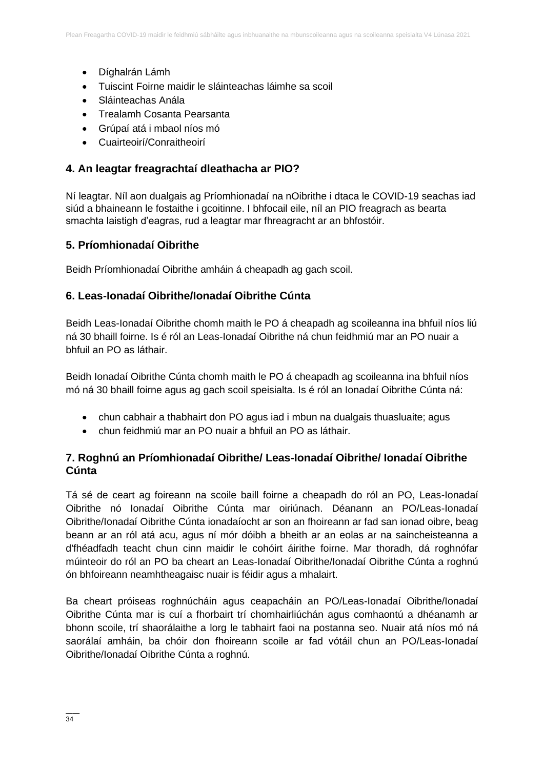- Díghalrán Lámh
- Tuiscint Foirne maidir le sláinteachas láimhe sa scoil
- Sláinteachas Anála
- Trealamh Cosanta Pearsanta
- Grúpaí atá i mbaol níos mó
- Cuairteoirí/Conraitheoirí

### 4. An leagtar freagrachtaí dleathacha ar PIO?

Ní leagtar. Níl aon dualgais ag Príomhionadaí na nOibrithe i dtaca le COVID-19 seachas iad siúd a bhaineann le fostaithe i gcoitinne. I bhfocail eile, níl an PIO freagrach as bearta smachta laistigh d'eagras, rud a leagtar mar fhreagracht ar an bhfostóir.

### 5. Príomhionadaí Oibrithe

Beidh Príomhionadaí Oibrithe amháin á cheapadh ag gach scoil.

### 6. Leas-Ionadaí Oibrithe/Ionadaí Oibrithe Cúnta

Beidh Leas-Ionadaí Oibrithe chomh maith le PO á cheapadh ag scoileanna ina bhfuil níos liú ná 30 bhaill foirne. Is é ról an Leas-Ionadaí Oibrithe ná chun feidhmiú mar an PO nuair a bhfuil an PO as láthair.

Beidh Ionadaí Oibrithe Cúnta chomh maith le PO á cheapadh ag scoileanna ina bhfuil níos mó ná 30 bhaill foirne agus ag gach scoil speisialta. Is é ról an Ionadaí Oibrithe Cúnta ná:

- chun cabhair a thabhairt don PO agus iad i mbun na dualgais thuasluaite; agus
- chun feidhmiú mar an PO nuair a bhfuil an PO as láthair.

### 7. Roghnú an Príomhionadaí Oibrithe/ Leas-Ionadaí Oibrithe/ Ionadaí Oibrithe Cúnta

Tá sé de ceart ag foireann na scoile baill foirne a cheapadh do ról an PO, Leas-Ionadaí Oibrithe nó Ionadaí Oibrithe Cúnta mar oiriúnach. Déanann an PO/Leas-Ionadaí Oibrithe/Ionadaí Oibrithe Cúnta ionadaíocht ar son an fhoireann ar fad san ionad oibre, beag beann ar an ról atá acu, agus ní mór dóibh a bheith ar an eolas ar na saincheisteanna a d'fhéadfadh teacht chun cinn maidir le cohóirt áirithe foirne. Mar thoradh, dá roghnófar múinteoir do ról an PO ba cheart an Leas-Ionadaí Oibrithe/Ionadaí Oibrithe Cúnta a roghnú ón bhfoireann neamhtheagaisc nuair is féidir agus a mhalairt.

Ba cheart próiseas roghnúcháin agus ceapacháin an PO/Leas-Ionadaí Oibrithe/Ionadaí Oibrithe Cúnta mar is cuí a fhorbairt trí chomhairliúchán agus comhaontú a dhéanamh ar bhonn scoile, trí shaorálaithe a lorg le tabhairt faoi na postanna seo. Nuair atá níos mó ná saorálaí amháin, ba chóir don fhoireann scoile ar fad vótáil chun an PO/Leas-Ionadaí Oibrithe/Ionadaí Oibrithe Cúnta a roghnú.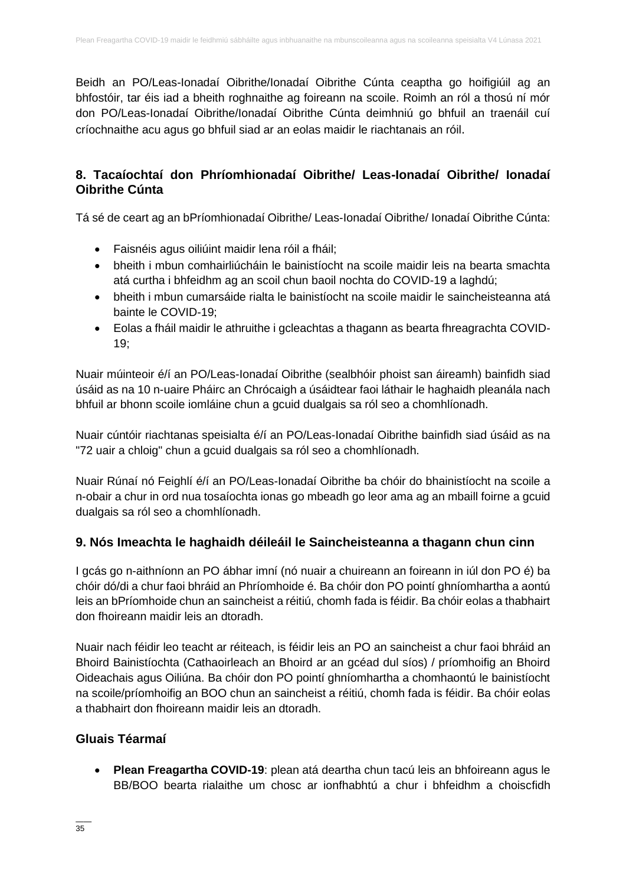Beidh an PO/Leas-Ionadaí Oibrithe/Ionadaí Oibrithe Cúnta ceaptha go hoifigiúil ag an bhfostóir, tar éis iad a bheith roghnaithe ag foireann na scoile. Roimh an ról a thosú ní mór don PO/Leas-Ionadaí Oibrithe/Ionadaí Oibrithe Cúnta deimhniú go bhfuil an traenáil cuí críochnaithe acu agus go bhfuil siad ar an eolas maidir le riachtanais an róil.

## 8. Tacaíochtaí don Phríomhionadaí Oibrithe/ Leas-Ionadaí Oibrithe/ Ionadaí Oibrithe Cúnta

Tá sé de ceart ag an bPríomhionadaí Oibrithe/ Leas-Ionadaí Oibrithe/ Ionadaí Oibrithe Cúnta:

- Faisnéis agus oiliúint maidir lena róil a fháil;
- bheith i mbun comhairliúcháin le bainistíocht na scoile maidir leis na bearta smachta atá curtha i bhfeidhm ag an scoil chun baoil nochta do COVID-19 a laghdú;
- bheith i mbun cumarsáide rialta le bainistíocht na scoile maidir le saincheisteanna atá bainte le COVID-19;
- Eolas a fháil maidir le athruithe i gcleachtas a thagann as bearta fhreagrachta COVID-19;

Nuair múinteoir é/í an PO/Leas-Ionadaí Oibrithe (sealbhóir phoist san áireamh) bainfidh siad úsáid as na 10 n-uaire Pháirc an Chrócaigh a úsáidtear faoi láthair le haghaidh pleanála nach bhfuil ar bhonn scoile iomláine chun a gcuid dualgais sa ról seo a chomhlíonadh.

Nuair cúntóir riachtanas speisialta é/í an PO/Leas-Ionadaí Oibrithe bainfidh siad úsáid as na "72 uair a chloig" chun a gcuid dualgais sa ról seo a chomhlíonadh.

Nuair Rúnaí nó Feighlí é/í an PO/Leas-Ionadaí Oibrithe ba chóir do bhainistíocht na scoile a n-obair a chur in ord nua tosaíochta ionas go mbeadh go leor ama ag an mbaill foirne a gcuid dualgais sa ról seo a chomhlíonadh.

## 9. Nós Imeachta le haghaidh déileáil le Saincheisteanna a thagann chun cinn

I gcás go n-aithníonn an PO ábhar imní (nó nuair a chuireann an foireann in iúl don PO é) ba chóir dó/di a chur faoi bhráid an Phríomhoide é. Ba chóir don PO pointí ghníomhartha a aontú leis an bPríomhoide chun an saincheist a réitiú, chomh fada is féidir. Ba chóir eolas a thabhairt don fhoireann maidir leis an dtoradh.

Nuair nach féidir leo teacht ar réiteach, is féidir leis an PO an saincheist a chur faoi bhráid an Bhoird Bainistíochta (Cathaoirleach an Bhoird ar an gcéad dul síos) / príomhoifig an Bhoird Oideachais agus Oiliúna. Ba chóir don PO pointí ghníomhartha a chomhaontú le bainistíocht na scoile/príomhoifig an BOO chun an saincheist a réitiú, chomh fada is féidir. Ba chóir eolas a thabhairt don fhoireann maidir leis an dtoradh.

## Gluais Téarmaí

- **Plean Freagartha COVID-19**: plean atá deartha chun tacú leis an bhfoireann agus le BB/BOO bearta rialaithe um chosc ar ionfhabhtú a chur i bhfeidhm a choiscfidh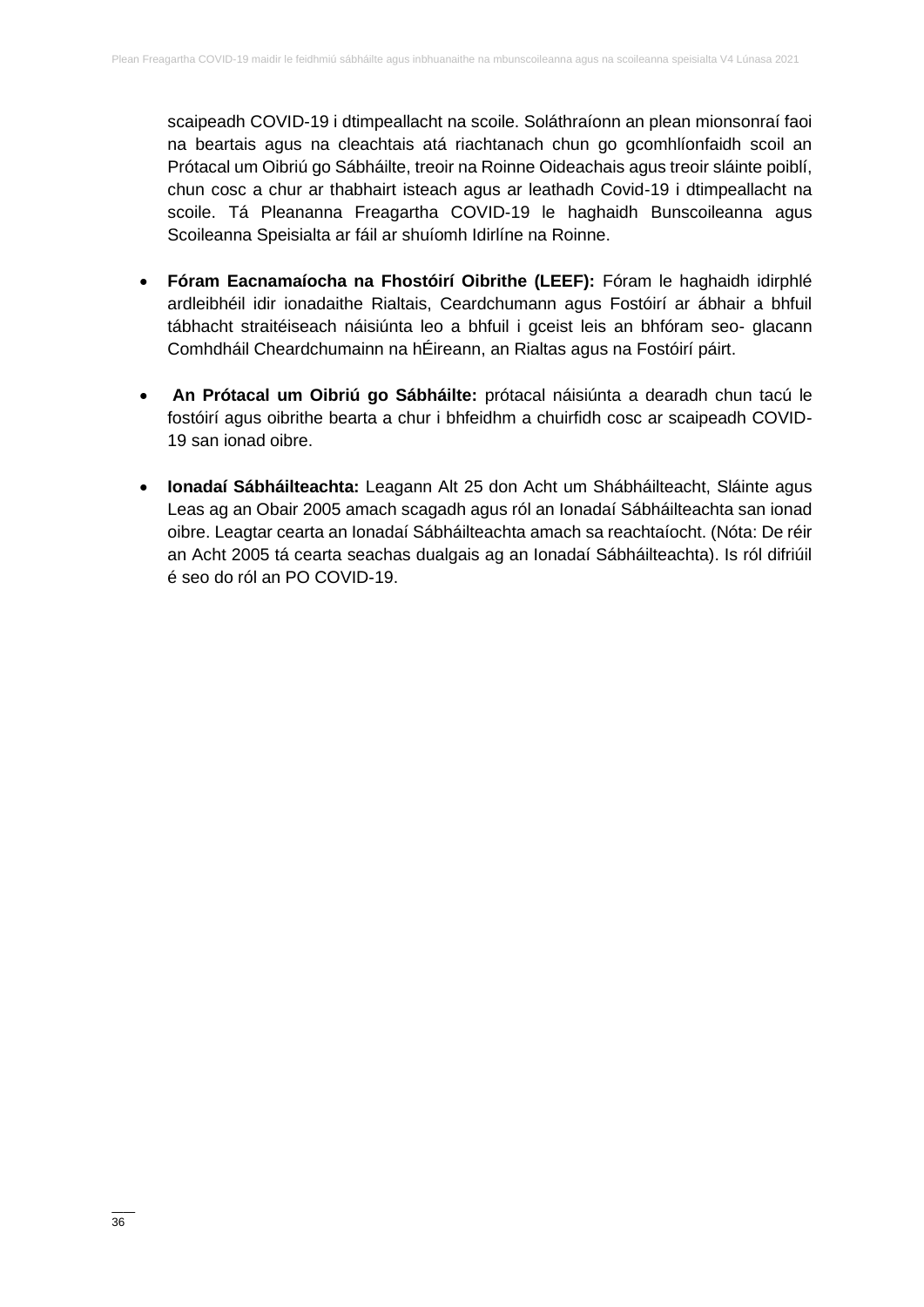scaipeadh COVID-19 i dtimpeallacht na scoile. Soláthraíonn an plean mionsonraí faoi na beartais agus na cleachtais atá riachtanach chun go gcomhlíonfaidh scoil an Prótacal um Oibriú go Sábháilte, treoir na Roinne Oideachais agus treoir sláinte poiblí, chun cosc a chur ar thabhairt isteach agus ar leathadh Covid-19 i dtimpeallacht na scoile. Tá Pleananna Freagartha COVID-19 le haghaidh Bunscoileanna agus Scoileanna Speisialta ar fáil ar shuíomh Idirlíne na Roinne.

- **Fóram Eacnamaíocha na Fhostóirí Oibrithe (LEEF):** Fóram le haghaidh idirphlé ardleibhéil idir ionadaithe Rialtais, Ceardchumann agus Fostóirí ar ábhair a bhfuil tábhacht straitéiseach náisiúnta leo a bhfuil i gceist leis an bhfóram seo- glacann Comhdháil Cheardchumainn na hÉireann, an Rialtas agus na Fostóirí páirt.

- **An Prótacal um Oibriú go Sábháilte:** prótacal náisiúnta a dearadh chun tacú le fostóirí agus oibrithe bearta a chur i bhfeidhm a chuirfidh cosc ar scaipeadh COVID-19 san ionad oibre.

- **Ionadaí Sábháilteachta:** Leagann Alt 25 don Acht um Shábháilteacht, Sláinte agus Leas ag an Obair 2005 amach scagadh agus ról an Ionadaí Sábháilteachta san ionad oibre. Leagtar cearta an Ionadaí Sábháilteachta amach sa reachtaíocht. (Nóta: De réir an Acht 2005 tá cearta seachas dualgais ag an Ionadaí Sábháilteachta). Is ról difriúil é seo do ról an PO COVID-19.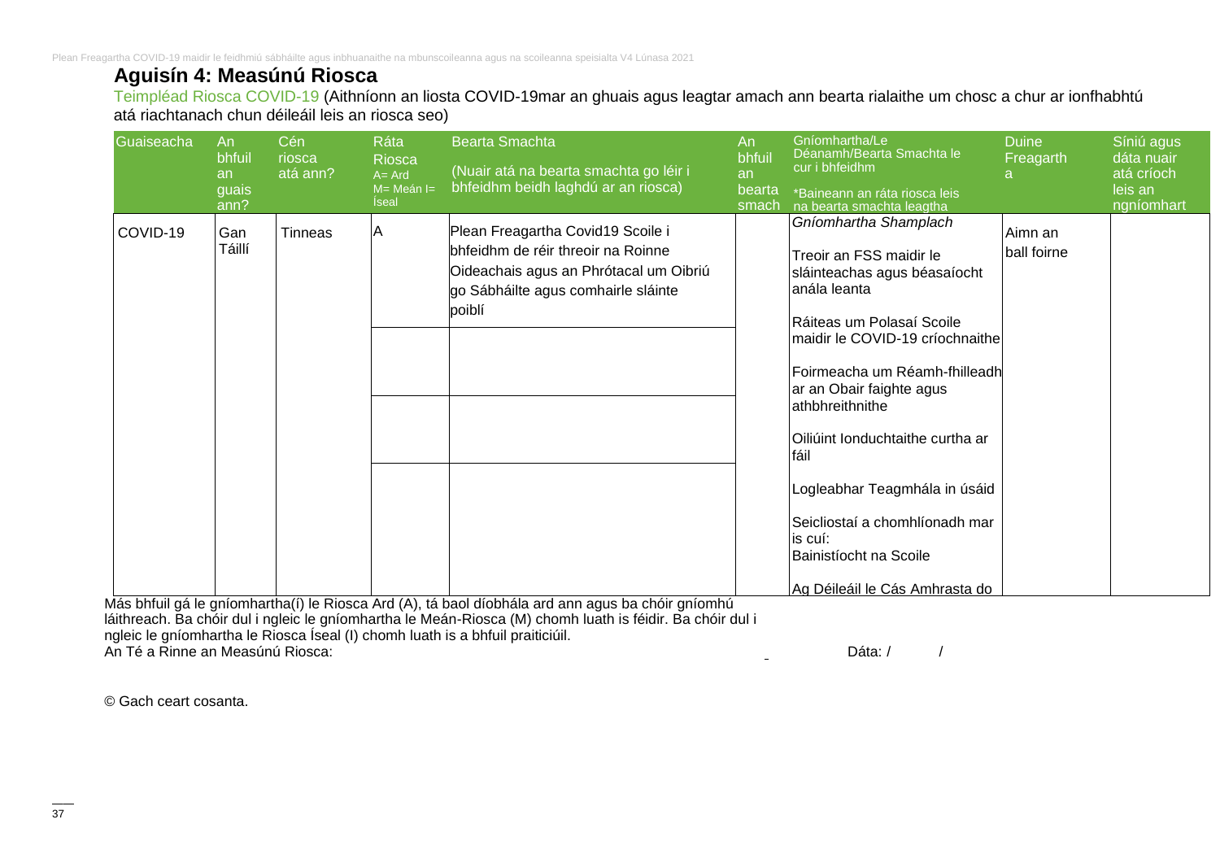## Aguisín 4: Measúnú Riosca

Teimpléad Riosca COVID-19 (Aithníonn an liosta COVID-19mar an ghuais agus leagtar amach ann bearta rialaithe um chosc a chur ar ionfhabhtú atá riachtanach chun déileáil leis an riosca seo)

| Guaiseacha | An bhfuil an guais ann? | Cén riosca atá ann? | Ráta Riosca A= Ard M= Meán I= Íseal | Bearta Smachta (Nuair atá na bearta smachta go léir i bhfeidhm beidh laghdú ar an riosca) | An bhfuil an bearta smach | Gníomhartha/Le Déanamh/Bearta Smachta le cur i bhfeidhm *Baineann an ráta riosca leis na bearta smachta leagtha | Duine Freagartha | Síniú agus dáta nuair atá críoch leis an ngníomhart |
|---|---|---|---|---|---|---|---|---|
| COVID-19 | Gan Táillí | Tinneas | A | Plean Freagartha Covid19 Scoile i bhfeidhm de réir threoir na Roinne Oideachais agus an Phrótacal um Oibriú go Sábháilte agus comhairle sláinte poiblí | | *Gníomhartha Shamplach*<br><br>Treoir an FSS maidir le sláinteachas agus béasaíocht anála leanta<br><br>Ráiteas um Polasaí Scoile maidir le COVID-19 críochnaithe<br><br>Foirmeacha um Réamh-fhilleadh ar an Obair faighte agus athbhreithnithe<br><br>Oiliúint Ionduchtaithe curtha ar fáil<br><br>Logleabhar Teagmhála in úsáid<br><br>Seicliostaí a chomhlíonadh mar is cuí:<br>Bainistíocht na Scoile<br><br>Ag Déileáil le Cás Amhrasta do | Aimn an ball foirne | |
| | | | | | | | | |
| | | | | | | | | |
| | | | | | | | | |

Más bhfuil gá le gníomhartha(í) le Riosca Ard (A), tá baol díobhála ard ann agus ba chóir gníomhú láithreach. Ba chóir dul i ngleic le gníomhartha le Meán-Riosca (M) chomh luath is féidir. Ba chóir dul i ngleic le gníomhartha le Riosca Íseal (I) chomh luath is a bhfuil praiticiúil.

An Té a Rinne an Measúnú Riosca: Dáta: / /

© Gach ceart cosanta.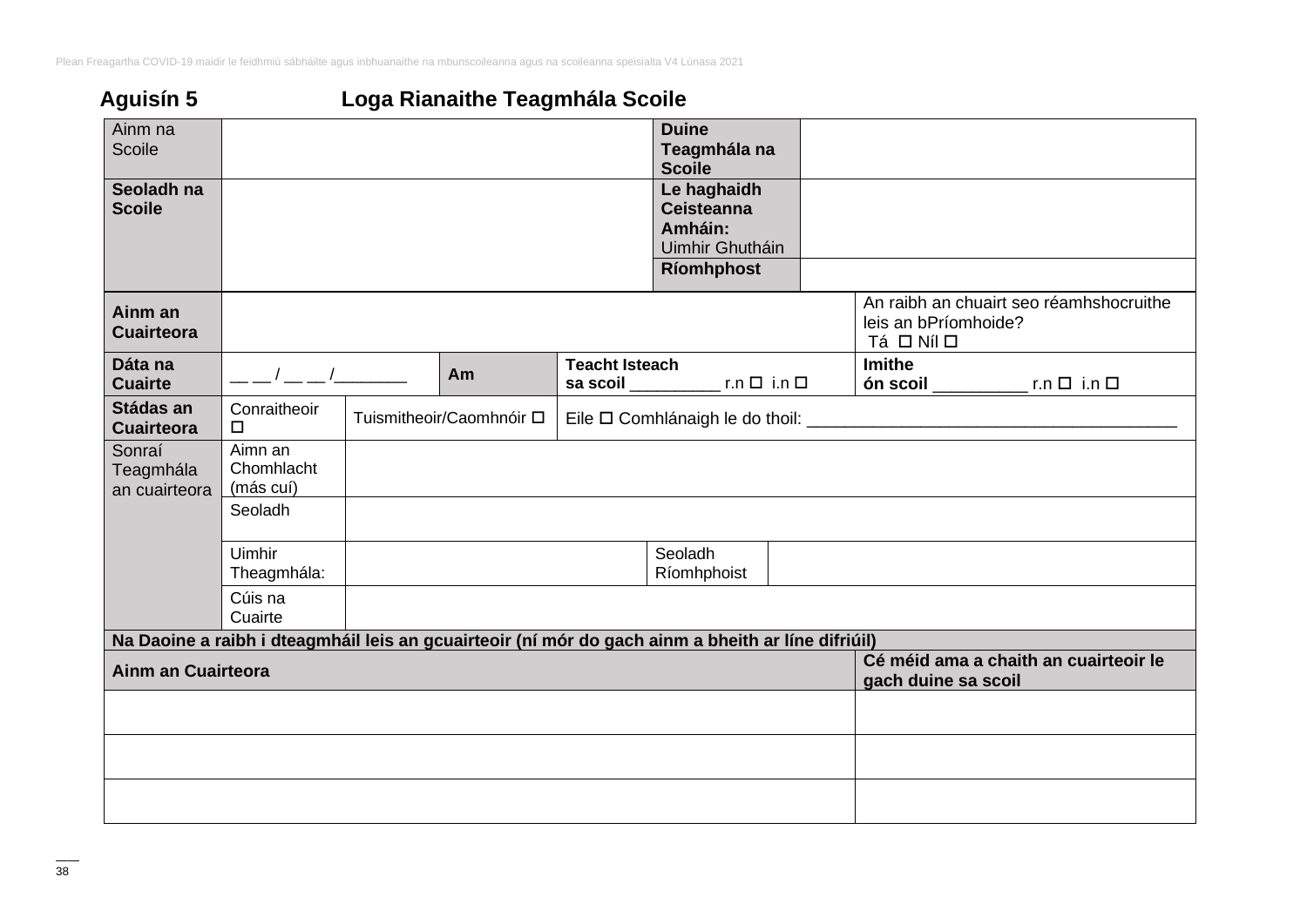## Aguisín 5 Loga Rianaithe Teagmhála Scoile

| Ainm na Scoile | | **Duine Teagmhála na Scoile** | |
|---|---|---|---|
| **Seoladh na Scoile** | | **Le haghaidh Ceisteanna Amháin:** Uimhir Ghutháin | |
| | | **Ríomhphost** | |

| **Ainm an Cuairteora** | | | | An raibh an chuairt seo réamhshocruithe leis an bPríomhoide? Tá ☐ Níl ☐ |
|---|---|---|---|---|
| **Dáta na Cuairte** | __ __ / __ __ /________ | **Am** | **Teacht Isteach sa scoil** _________ r.n ☐ i.n ☐ | **Imithe ón scoil** __________ r.n ☐ i.n ☐ |
| **Stádas an Cuairteora** | Conraitheoir ☐ | Tuismitheoir/Caomhnóir ☐ | Eile ☐ Comhlánaigh le do thoil: _______________________________________ | |

| Sonraí Teagmhála an cuairteora | Aimn an Chomhlacht (más cuí) | | | |
|---|---|---|---|---|
| | Seoladh | | | |
| | Uimhir Theagmhála: | | Seoladh Ríomhphoist | |
| | Cúis na Cuairte | | | |

| **Na Daoine a raibh i dteagmháil leis an gcuairteoir (ní mór do gach ainm a bheith ar líne difriúil)** | |
|---|---|
| **Ainm an Cuairteora** | **Cé méid ama a chaith an cuairteoir le gach duine sa scoil** |
| | |
| | |
| | |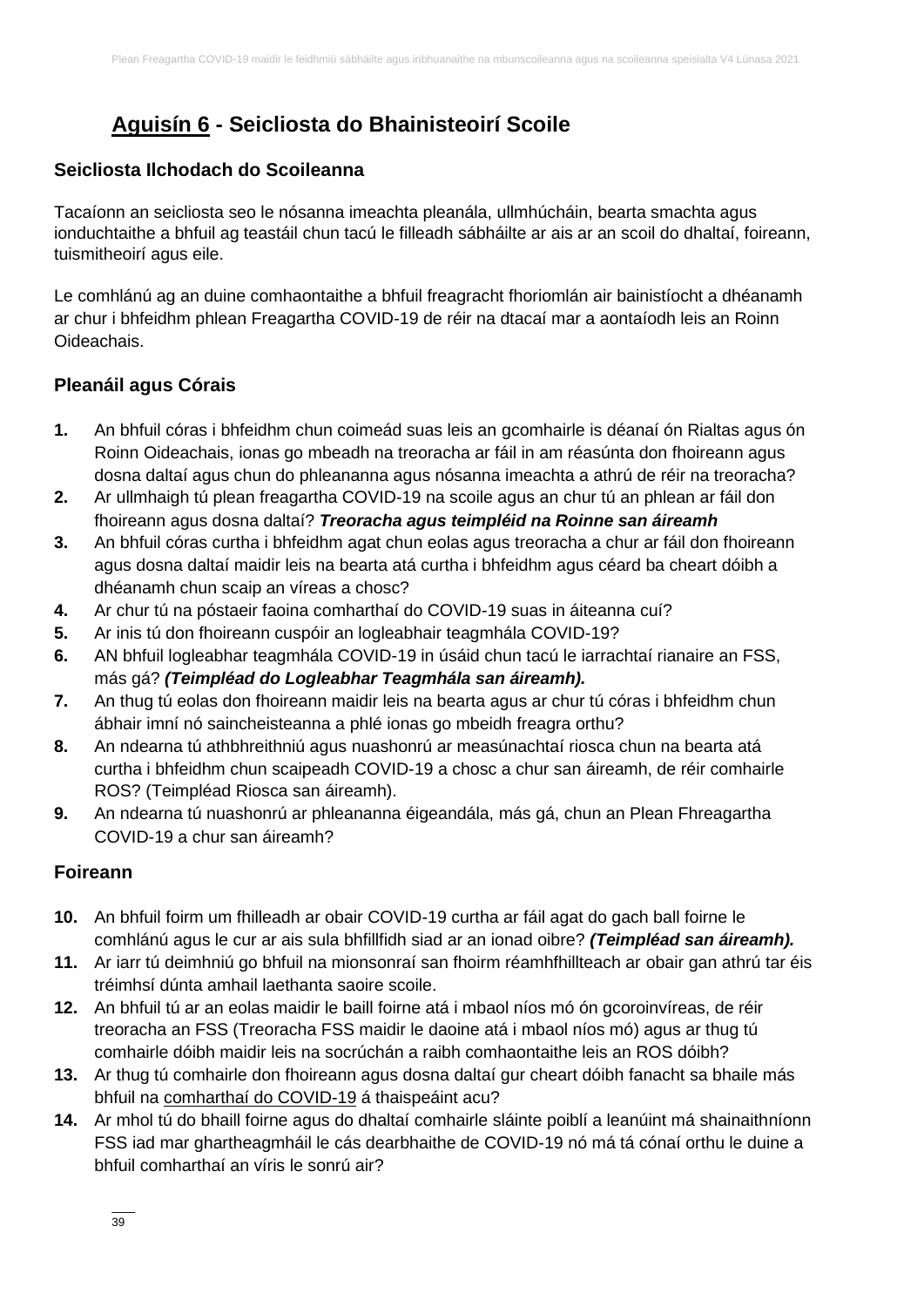## Aguisín 6 - Seicliosta do Bhainisteoirí Scoile

### Seicliosta Ilchodach do Scoileanna

Tacaíonn an seicliosta seo le nósanna imeachta pleanála, ullmhúcháin, bearta smachta agus ionduchtaithe a bhfuil ag teastáil chun tacú le filleadh sábháilte ar ais ar an scoil do dhaltaí, foireann, tuismitheoirí agus eile.

Le comhlánú ag an duine comhaontaithe a bhfuil freagracht fhoriomlán air bainistíocht a dhéanamh ar chur i bhfeidhm phlean Freagartha COVID-19 de réir na dtacaí mar a aontaíodh leis an Roinn Oideachais.

### Pleanáil agus Córais

1. An bhfuil córas i bhfeidhm chun coimeád suas leis an gcomhairle is déanaí ón Rialtas agus ón Roinn Oideachais, ionas go mbeadh na treoracha ar fáil in am réasúnta don fhoireann agus dosna daltaí agus chun do phleananna agus nósanna imeachta a athrú de réir na treoracha?
2. Ar ullmhaigh tú plean freagartha COVID-19 na scoile agus an chur tú an phlean ar fáil don fhoireann agus dosna daltaí? ***Treoracha agus teimpléid na Roinne san áireamh***
3. An bhfuil córas curtha i bhfeidhm agat chun eolas agus treoracha a chur ar fáil don fhoireann agus dosna daltaí maidir leis na bearta atá curtha i bhfeidhm agus céard ba cheart dóibh a dhéanamh chun scaip an víreas a chosc?
4. Ar chur tú na póstaeir faoina comharthaí do COVID-19 suas in áiteanna cuí?
5. Ar inis tú don fhoireann cuspóir an logleabhair teagmhála COVID-19?
6. AN bhfuil logleabhar teagmhála COVID-19 in úsáid chun tacú le iarrachtaí rianaire an FSS, más gá? ***(Teimpléad do Logleabhar Teagmhála san áireamh).***
7. An thug tú eolas don fhoireann maidir leis na bearta agus ar chur tú córas i bhfeidhm chun ábhair imní nó saincheisteanna a phlé ionas go mbeidh freagra orthu?
8. An ndearna tú athbhreithniú agus nuashonrú ar measúnachtaí riosca chun na bearta atá curtha i bhfeidhm chun scaipeadh COVID-19 a chosc a chur san áireamh, de réir comhairle ROS? (Teimpléad Riosca san áireamh).
9. An ndearna tú nuashonrú ar phleananna éigeandála, más gá, chun an Plean Fhreagartha COVID-19 a chur san áireamh?

### Foireann

10. An bhfuil foirm um fhilleadh ar obair COVID-19 curtha ar fáil agat do gach ball foirne le comhlánú agus le cur ar ais sula bhfillfidh siad ar an ionad oibre? ***(Teimpléad san áireamh).***
11. Ar iarr tú deimhniú go bhfuil na mionsonraí san fhoirm réamhfhillteach ar obair gan athrú tar éis tréimhsí dúnta amhail laethanta saoire scoile.
12. An bhfuil tú ar an eolas maidir le baill foirne atá i mbaol níos mó ón gcoroinvíreas, de réir treoracha an FSS (Treoracha FSS maidir le daoine atá i mbaol níos mó) agus ar thug tú comhairle dóibh maidir leis na socrúchán a raibh comhaontaithe leis an ROS dóibh?
13. Ar thug tú comhairle don fhoireann agus dosna daltaí gur cheart dóibh fanacht sa bhaile más bhfuil na comharthaí do COVID-19 á thaispeáint acu?
14. Ar mhol tú do bhaill foirne agus do dhaltaí comhairle sláinte poiblí a leanúint má shainaithníonn FSS iad mar ghartheagmháil le cás dearbhaithe de COVID-19 nó má tá cónaí orthu le duine a bhfuil comharthaí an víris le sonrú air?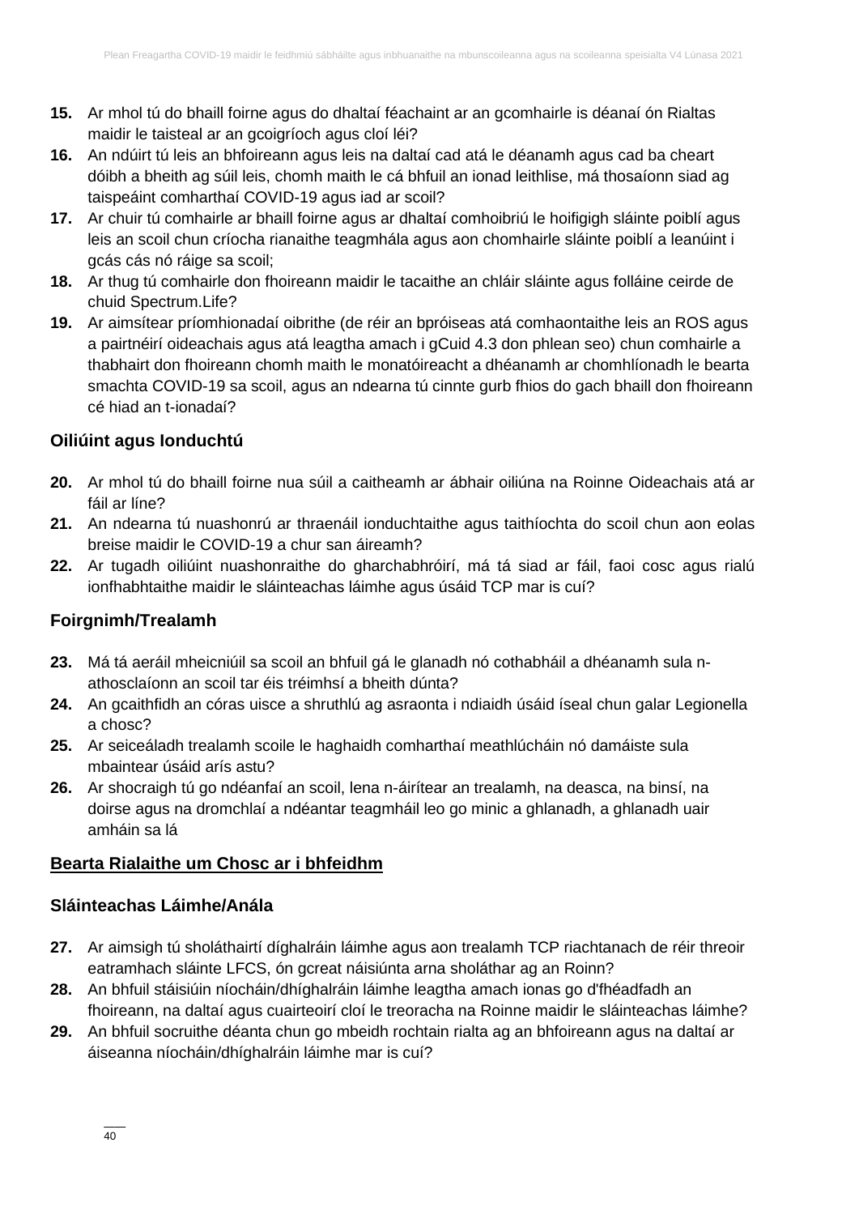**15.** Ar mhol tú do bhaill foirne agus do dhaltaí féachaint ar an gcomhairle is déanaí ón Rialtas maidir le taisteal ar an gcoigríoch agus cloí léi?

**16.** An ndúirt tú leis an bhfoireann agus leis na daltaí cad atá le déanamh agus cad ba cheart dóibh a bheith ag súil leis, chomh maith le cá bhfuil an ionad leithlise, má thosaíonn siad ag taispeáint comharthaí COVID-19 agus iad ar scoil?

**17.** Ar chuir tú comhairle ar bhaill foirne agus ar dhaltaí comhoibriú le hoifigigh sláinte poiblí agus leis an scoil chun críocha rianaithe teagmhála agus aon chomhairle sláinte poiblí a leanúint i gcás cás nó ráige sa scoil;

**18.** Ar thug tú comhairle don fhoireann maidir le tacaithe an chláir sláinte agus folláine ceirde de chuid Spectrum.Life?

**19.** Ar aimsítear príomhionadaí oibrithe (de réir an bpróiseas atá comhaontaithe leis an ROS agus a pairtnéirí oideachais agus atá leagtha amach i gCuid 4.3 don phlean seo) chun comhairle a thabhairt don fhoireann chomh maith le monatóireacht a dhéanamh ar chomhlíonadh le bearta smachta COVID-19 sa scoil, agus an ndearna tú cinnte gurb fhios do gach bhaill don fhoireann cé hiad an t-ionadaí?

### Oiliúint agus Ionduchtú

**20.** Ar mhol tú do bhaill foirne nua súil a caitheamh ar ábhair oiliúna na Roinne Oideachais atá ar fáil ar líne?

**21.** An ndearna tú nuashonrú ar thraenáil ionduchtaithe agus taithíochta do scoil chun aon eolas breise maidir le COVID-19 a chur san áireamh?

**22.** Ar tugadh oiliúint nuashonraithe do gharchabhróirí, má tá siad ar fáil, faoi cosc agus rialú ionfhabhtaithe maidir le sláinteachas láimhe agus úsáid TCP mar is cuí?

### Foirgnimh/Trealamh

**23.** Má tá aeráil mheicniúil sa scoil an bhfuil gá le glanadh nó cothabháil a dhéanamh sula n-athosclaíonn an scoil tar éis tréimhsí a bheith dúnta?

**24.** An gcaithfidh an córas uisce a shruthlú ag asraonta i ndiaidh úsáid íseal chun galar Legionella a chosc?

**25.** Ar seiceáladh trealamh scoile le haghaidh comharthaí meathlúcháin nó damáiste sula mbaintear úsáid arís astu?

**26.** Ar shocraigh tú go ndéanfaí an scoil, lena n-áirítear an trealamh, na deasca, na binsí, na doirse agus na dromchlaí a ndéantar teagmháil leo go minic a ghlanadh, a ghlanadh uair amháin sa lá

### <u>Bearta Rialaithe um Chosc ar i bhfeidhm</u>

### Sláinteachas Láimhe/Anála

**27.** Ar aimsigh tú sholáthairtí díghalráin láimhe agus aon trealamh TCP riachtanach de réir threoir eatramhach sláinte LFCS, ón gcreat náisiúnta arna sholáthar ag an Roinn?

**28.** An bhfuil stáisiúin níocháin/dhíghalráin láimhe leagtha amach ionas go d'fhéadfadh an fhoireann, na daltaí agus cuairteoirí cloí le treoracha na Roinne maidir le sláinteachas láimhe?

**29.** An bhfuil socruithe déanta chun go mbeidh rochtain rialta ag an bhfoireann agus na daltaí ar áiseanna níocháin/dhíghalráin láimhe mar is cuí?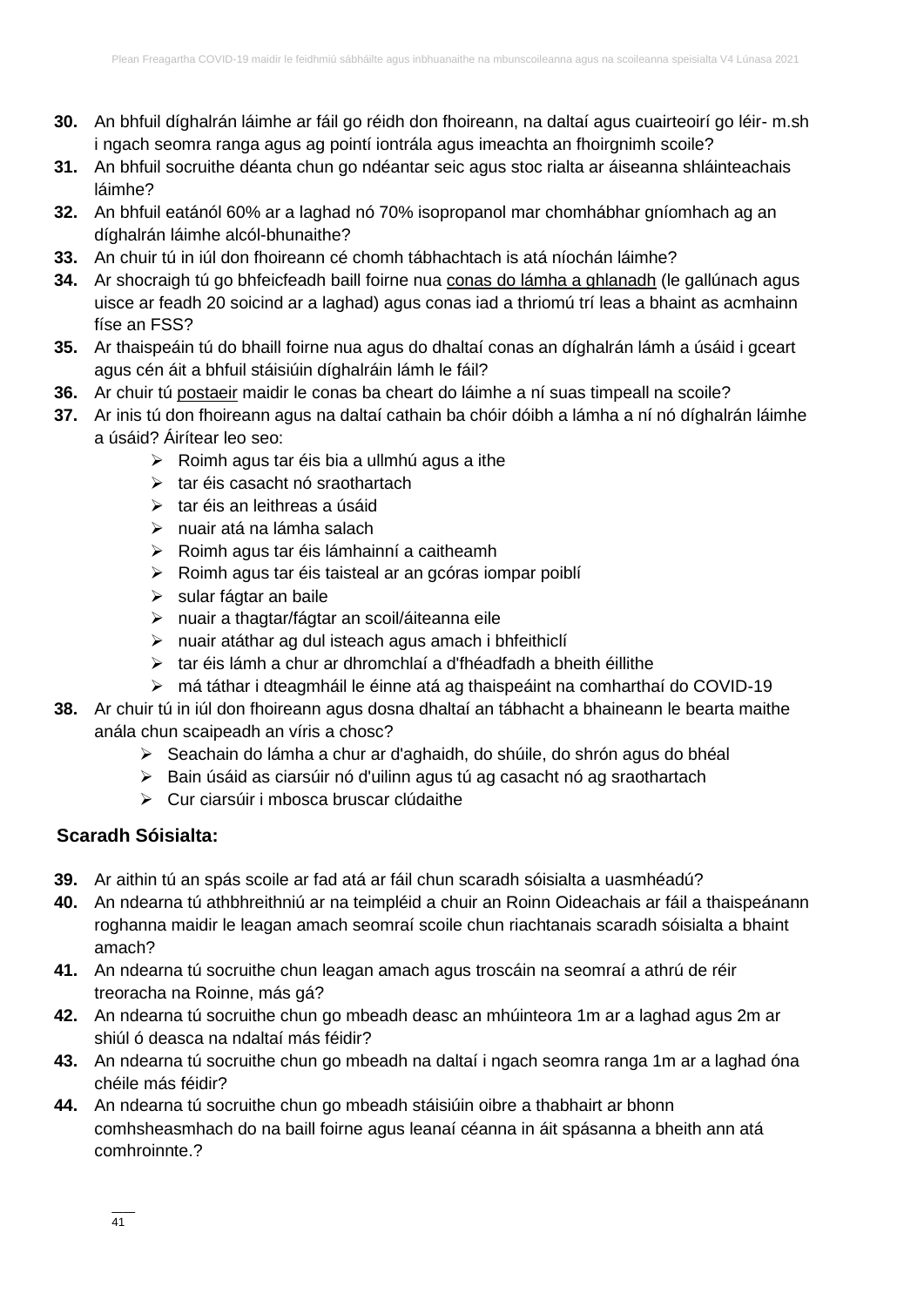30. An bhfuil díghalrán láimhe ar fáil go réidh don fhoireann, na daltaí agus cuairteoirí go léir- m.sh i ngach seomra ranga agus ag pointí iontrála agus imeachta an fhoirgnimh scoile?
31. An bhfuil socruithe déanta chun go ndéantar seic agus stoc rialta ar áiseanna shláinteachais láimhe?
32. An bhfuil eatánól 60% ar a laghad nó 70% isopropanol mar chomhábhar gníomhach ag an díghalrán láimhe alcól-bhunaithe?
33. An chuir tú in iúl don fhoireann cé chomh tábhachtach is atá níochán láimhe?
34. Ar shocraigh tú go bhfeicfeadh baill foirne nua conas do lámha a ghlanadh (le gallúnach agus uisce ar feadh 20 soicind ar a laghad) agus conas iad a thriomú trí leas a bhaint as acmhainn físe an FSS?
35. Ar thaispeáin tú do bhaill foirne nua agus do dhaltaí conas an díghalrán lámh a úsáid i gceart agus cén áit a bhfuil stáisiúin díghalráin lámh le fáil?
36. Ar chuir tú postaeir maidir le conas ba cheart do láimhe a ní suas timpeall na scoile?
37. Ar inis tú don fhoireann agus na daltaí cathain ba chóir dóibh a lámha a ní nó díghalrán láimhe a úsáid? Áirítear leo seo:
    - Roimh agus tar éis bia a ullmhú agus a ithe
    - tar éis casacht nó sraothartach
    - tar éis an leithreas a úsáid
    - nuair atá na lámha salach
    - Roimh agus tar éis lámhainní a caitheamh
    - Roimh agus tar éis taisteal ar an gcóras iompar poiblí
    - sular fágtar an baile
    - nuair a thagtar/fágtar an scoil/áiteanna eile
    - nuair atáthar ag dul isteach agus amach i bhfeithiclí
    - tar éis lámh a chur ar dhromchlaí a d'fhéadfadh a bheith éillithe
    - má táthar i dteagmháil le éinne atá ag thaispeáint na comharthaí do COVID-19
38. Ar chuir tú in iúl don fhoireann agus dosna dhaltaí an tábhacht a bhaineann le bearta maithe anála chun scaipeadh an víris a chosc?
    - Seachain do lámha a chur ar d'aghaidh, do shúile, do shrón agus do bhéal
    - Bain úsáid as ciarsúir nó d'uilinn agus tú ag casacht nó ag sraothartach
    - Cur ciarsúir i mbosca bruscar clúdaithe

### Scaradh Sóisialta:

39. Ar aithin tú an spás scoile ar fad atá ar fáil chun scaradh sóisialta a uasmhéadú?
40. An ndearna tú athbhreithniú ar na teimpléid a chuir an Roinn Oideachais ar fáil a thaispeánann roghanna maidir le leagan amach seomraí scoile chun riachtanais scaradh sóisialta a bhaint amach?
41. An ndearna tú socruithe chun leagan amach agus troscáin na seomraí a athrú de réir treoracha na Roinne, más gá?
42. An ndearna tú socruithe chun go mbeadh deasc an mhúinteora 1m ar a laghad agus 2m ar shiúl ó deasca na ndaltaí más féidir?
43. An ndearna tú socruithe chun go mbeadh na daltaí i ngach seomra ranga 1m ar a laghad óna chéile más féidir?
44. An ndearna tú socruithe chun go mbeadh stáisiúin oibre a thabhairt ar bhonn comhsheasmhach do na baill foirne agus leanaí céanna in áit spásanna a bheith ann atá comhroinnte.?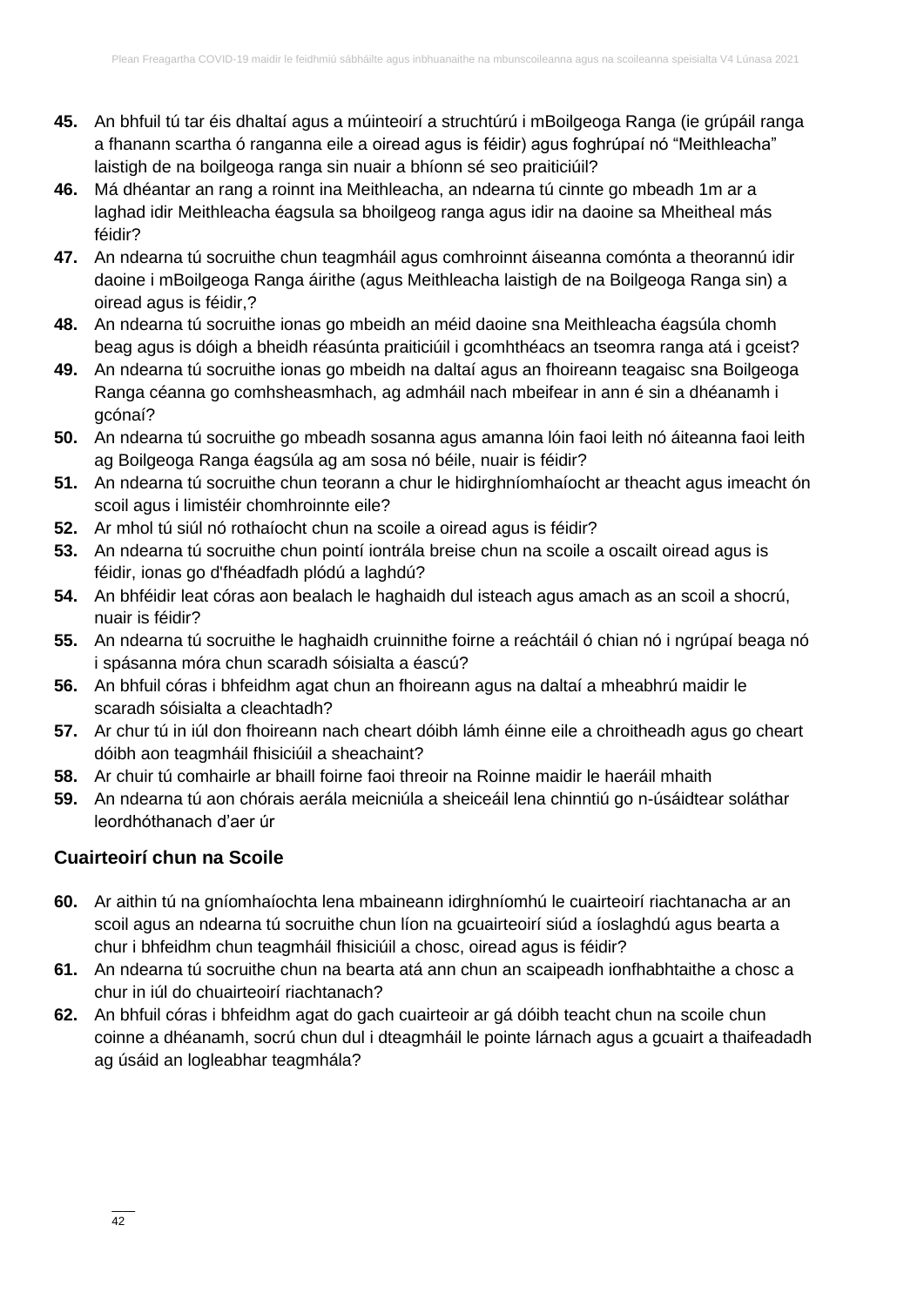45. An bhfuil tú tar éis dhaltaí agus a múinteoirí a struchtúrú i mBoilgeoga Ranga (ie grúpáil ranga a fhanann scartha ó ranganna eile a oiread agus is féidir) agus foghrúpaí nó "Meithleacha" laistigh de na boilgeoga ranga sin nuair a bhíonn sé seo praiticiúil?
46. Má dhéantar an rang a roinnt ina Meithleacha, an ndearna tú cinnte go mbeadh 1m ar a laghad idir Meithleacha éagsula sa bhoilgeog ranga agus idir na daoine sa Mheitheal más féidir?
47. An ndearna tú socruithe chun teagmháil agus comhroinnt áiseanna comónta a theorannú idir daoine i mBoilgeoga Ranga áirithe (agus Meithleacha laistigh de na Boilgeoga Ranga sin) a oiread agus is féidir,?
48. An ndearna tú socruithe ionas go mbeidh an méid daoine sna Meithleacha éagsúla chomh beag agus is dóigh a bheidh réasúnta praiticiúil i gcomhthéacs an tseomra ranga atá i gceist?
49. An ndearna tú socruithe ionas go mbeidh na daltaí agus an fhoireann teagaisc sna Boilgeoga Ranga céanna go comhsheasmhach, ag admháil nach mbeifear in ann é sin a dhéanamh i gcónaí?
50. An ndearna tú socruithe go mbeadh sosanna agus amanna lóin faoi leith nó áiteanna faoi leith ag Boilgeoga Ranga éagsúla ag am sosa nó béile, nuair is féidir?
51. An ndearna tú socruithe chun teorann a chur le hidirghníomhaíocht ar theacht agus imeacht ón scoil agus i limistéir chomhroinnte eile?
52. Ar mhol tú siúl nó rothaíocht chun na scoile a oiread agus is féidir?
53. An ndearna tú socruithe chun pointí iontrála breise chun na scoile a oscailt oiread agus is féidir, ionas go d'fhéadfadh plódú a laghdú?
54. An bhféidir leat córas aon bealach le haghaidh dul isteach agus amach as an scoil a shocrú, nuair is féidir?
55. An ndearna tú socruithe le haghaidh cruinnithe foirne a reáchtáil ó chian nó i ngrúpaí beaga nó i spásanna móra chun scaradh sóisialta a éascú?
56. An bhfuil córas i bhfeidhm agat chun an fhoireann agus na daltaí a mheabhrú maidir le scaradh sóisialta a cleachtadh?
57. Ar chur tú in iúl don fhoireann nach cheart dóibh lámh éinne eile a chroitheadh agus go cheart dóibh aon teagmháil fhisiciúil a sheachaint?
58. Ar chuir tú comhairle ar bhaill foirne faoi threoir na Roinne maidir le haeráil mhaith
59. An ndearna tú aon chórais aerála meicniúla a sheiceáil lena chinntiú go n-úsáidtear soláthar leordhóthanach d'aer úr

### Cuairteoirí chun na Scoile

60. Ar aithin tú na gníomhaíochta lena mbaineann idirghníomhú le cuairteoirí riachtanacha ar an scoil agus an ndearna tú socruithe chun líon na gcuairteoirí siúd a íoslaghdú agus bearta a chur i bhfeidhm chun teagmháil fhisiciúil a chosc, oiread agus is féidir?
61. An ndearna tú socruithe chun na bearta atá ann chun an scaipeadh ionfhabhtaithe a chosc a chur in iúl do chuairteoirí riachtanach?
62. An bhfuil córas i bhfeidhm agat do gach cuairteoir ar gá dóibh teacht chun na scoile chun coinne a dhéanamh, socrú chun dul i dteagmháil le pointe lárnach agus a gcuairt a thaifeadadh ag úsáid an logleabhar teagmhála?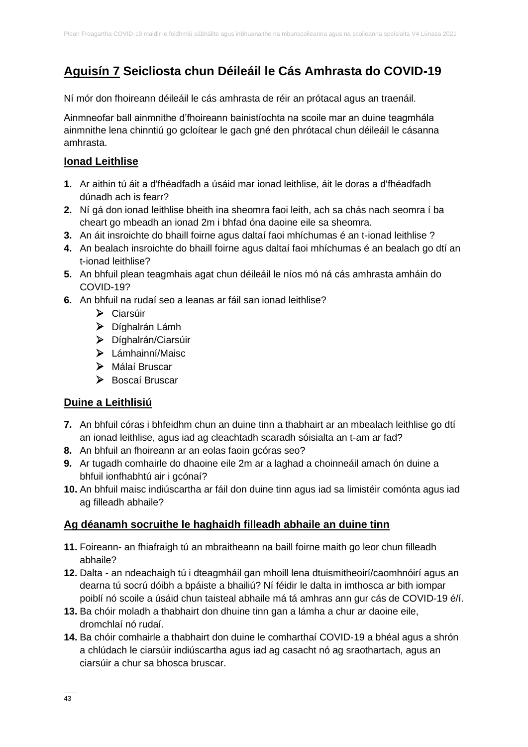# <u>Aguisín 7</u> Seicliosta chun Déileáil le Cás Amhrasta do COVID-19

Ní mór don fhoireann déileáil le cás amhrasta de réir an prótacal agus an traenáil.

Ainmneofar ball ainmnithe d'fhoireann bainistíochta na scoile mar an duine teagmhála ainmnithe lena chinntiú go gcloítear le gach gné den phrótacal chun déileáil le cásanna amhrasta.

## <u>Ionad Leithlise</u>

1. Ar aithin tú áit a d'fhéadfadh a úsáid mar ionad leithlise, áit le doras a d'fhéadfadh dúnadh ach is fearr?
2. Ní gá don ionad leithlise bheith ina sheomra faoi leith, ach sa chás nach seomra í ba cheart go mbeadh an ionad 2m i bhfad óna daoine eile sa sheomra.
3. An áit insroichte do bhaill foirne agus daltaí faoi mhíchumas é an t-ionad leithlise ?
4. An bealach insroichte do bhaill foirne agus daltaí faoi mhíchumas é an bealach go dtí an t-ionad leithlise?
5. An bhfuil plean teagmhais agat chun déileáil le níos mó ná cás amhrasta amháin do COVID-19?
6. An bhfuil na rudaí seo a leanas ar fáil san ionad leithlise?
   - Ciarsúir
   - Díghalrán Lámh
   - Díghalrán/Ciarsúir
   - Lámhainní/Maisc
   - Málaí Bruscar
   - Boscaí Bruscar

## <u>Duine a Leithlisiú</u>

7. An bhfuil córas i bhfeidhm chun an duine tinn a thabhairt ar an mbealach leithlise go dtí an ionad leithlise, agus iad ag cleachtadh scaradh sóisialta an t-am ar fad?
8. An bhfuil an fhoireann ar an eolas faoin gcóras seo?
9. Ar tugadh comhairle do dhaoine eile 2m ar a laghad a choinneáil amach ón duine a bhfuil ionfhabhtú air i gcónaí?
10. An bhfuil maisc indiúscartha ar fáil don duine tinn agus iad sa limistéir comónta agus iad ag filleadh abhaile?

## <u>Ag déanamh socruithe le haghaidh filleadh abhaile an duine tinn</u>

11. Foireann- an fhiafraigh tú an mbraitheann na baill foirne maith go leor chun filleadh abhaile?
12. Dalta - an ndeachaigh tú i dteagmháil gan mhoill lena dtuismitheoirí/caomhnóirí agus an dearna tú socrú dóibh a bpáiste a bhailiú? Ní féidir le dalta in imthosca ar bith iompar poiblí nó scoile a úsáid chun taisteal abhaile má tá amhras ann gur cás de COVID-19 é/í.
13. Ba chóir moladh a thabhairt don dhuine tinn gan a lámha a chur ar daoine eile, dromchlaí nó rudaí.
14. Ba chóir comhairle a thabhairt don duine le comharthaí COVID-19 a bhéal agus a shrón a chlúdach le ciarsúir indiúscartha agus iad ag casacht nó ag sraothartach, agus an ciarsúir a chur sa bhosca bruscar.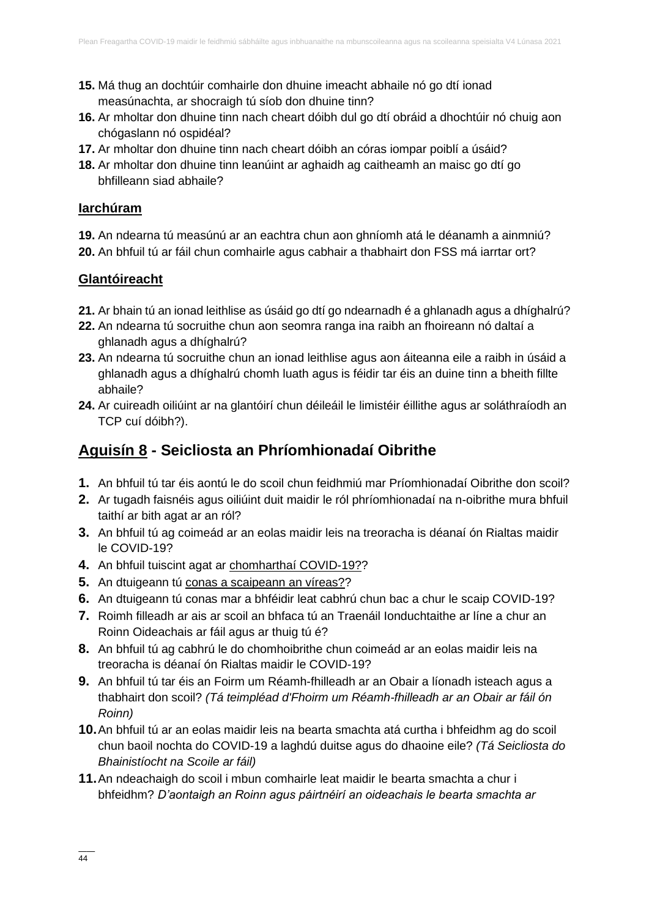15. Má thug an dochtúir comhairle don dhuine imeacht abhaile nó go dtí ionad measúnachta, ar shocraigh tú síob don dhuine tinn?
16. Ar mholtar don dhuine tinn nach cheart dóibh dul go dtí obráid a dhochtúir nó chuig aon chógaslann nó ospidéal?
17. Ar mholtar don dhuine tinn nach cheart dóibh an córas iompar poiblí a úsáid?
18. Ar mholtar don dhuine tinn leanúint ar aghaidh ag caitheamh an maisc go dtí go bhfilleann siad abhaile?

**Iarchúram**

19. An ndearna tú measúnú ar an eachtra chun aon ghníomh atá le déanamh a ainmniú?
20. An bhfuil tú ar fáil chun comhairle agus cabhair a thabhairt don FSS má iarrtar ort?

**Glantóireacht**

21. Ar bhain tú an ionad leithlise as úsáid go dtí go ndearnadh é a ghlanadh agus a dhíghalrú?
22. An ndearna tú socruithe chun aon seomra ranga ina raibh an fhoireann nó daltaí a ghlanadh agus a dhíghalrú?
23. An ndearna tú socruithe chun an ionad leithlise agus aon áiteanna eile a raibh in úsáid a ghlanadh agus a dhíghalrú chomh luath agus is féidir tar éis an duine tinn a bheith fillte abhaile?
24. Ar cuireadh oiliúint ar na glantóirí chun déileáil le limistéir éillithe agus ar soláthraíodh an TCP cuí dóibh?).

## Aguisín 8 - Seicliosta an Phríomhionadaí Oibrithe

1. An bhfuil tú tar éis aontú le do scoil chun feidhmiú mar Príomhionadaí Oibrithe don scoil?
2. Ar tugadh faisnéis agus oiliúint duit maidir le ról phríomhionadaí na n-oibrithe mura bhfuil taithí ar bith agat ar an ról?
3. An bhfuil tú ag coimeád ar an eolas maidir leis na treoracha is déanaí ón Rialtas maidir le COVID-19?
4. An bhfuil tuiscint agat ar chomharthaí COVID-19??
5. An dtuigeann tú conas a scaipeann an víreas??
6. An dtuigeann tú conas mar a bhféidir leat cabhrú chun bac a chur le scaip COVID-19?
7. Roimh filleadh ar ais ar scoil an bhfaca tú an Traenáil Ionduchtaithe ar líne a chur an Roinn Oideachais ar fáil agus ar thuig tú é?
8. An bhfuil tú ag cabhrú le do chomhoibrithe chun coimeád ar an eolas maidir leis na treoracha is déanaí ón Rialtas maidir le COVID-19?
9. An bhfuil tú tar éis an Foirm um Réamh-fhilleadh ar an Obair a líonadh isteach agus a thabhairt don scoil? *(Tá teimpléad d'Fhoirm um Réamh-fhilleadh ar an Obair ar fáil ón Roinn)*
10. An bhfuil tú ar an eolas maidir leis na bearta smachta atá curtha i bhfeidhm ag do scoil chun baoil nochta do COVID-19 a laghdú duitse agus do dhaoine eile? *(Tá Seicliosta do Bhainistíocht na Scoile ar fáil)*
11. An ndeachaigh do scoil i mbun comhairle leat maidir le bearta smachta a chur i bhfeidhm? *D'aontaigh an Roinn agus páirtnéirí an oideachais le bearta smachta ar*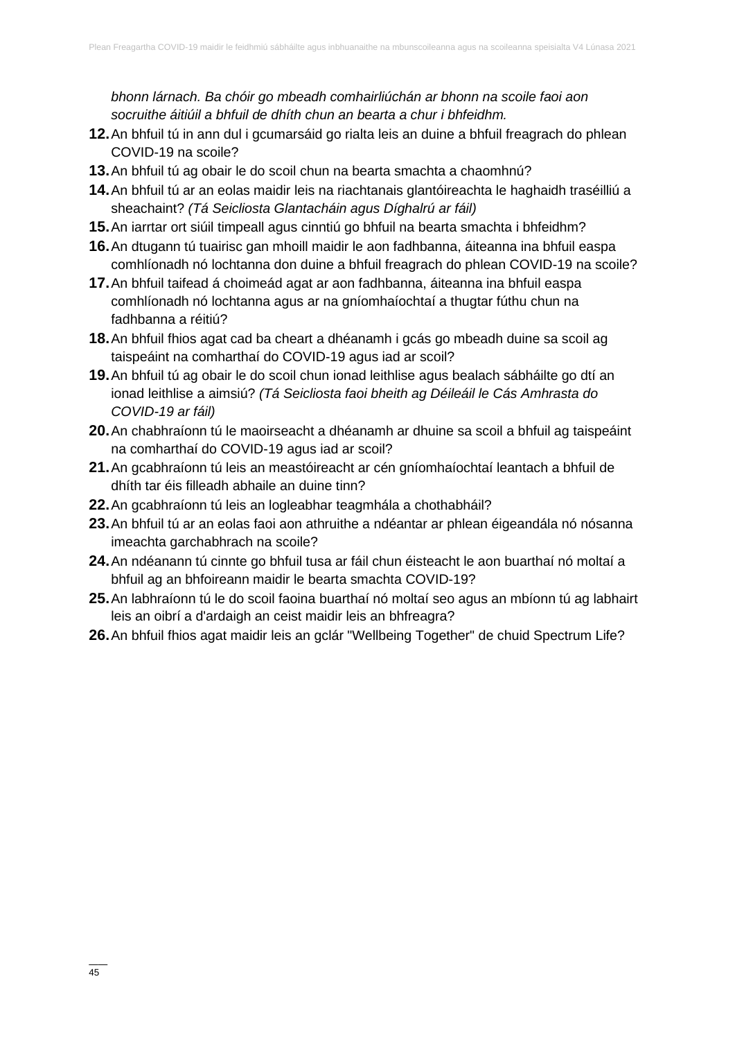*bhonn lárnach. Ba chóir go mbeadh comhairliúchán ar bhonn na scoile faoi aon socruithe áitiúil a bhfuil de dhíth chun an bearta a chur i bhfeidhm.*

12. An bhfuil tú in ann dul i gcumarsáid go rialta leis an duine a bhfuil freagrach do phlean COVID-19 na scoile?
13. An bhfuil tú ag obair le do scoil chun na bearta smachta a chaomhnú?
14. An bhfuil tú ar an eolas maidir leis na riachtanais glantóireachta le haghaidh traséilliú a sheachaint? *(Tá Seicliosta Glantacháin agus Díghalrú ar fáil)*
15. An iarrtar ort siúil timpeall agus cinntiú go bhfuil na bearta smachta i bhfeidhm?
16. An dtugann tú tuairisc gan mhoill maidir le aon fadhbanna, áiteanna ina bhfuil easpa comhlíonadh nó lochtanna don duine a bhfuil freagrach do phlean COVID-19 na scoile?
17. An bhfuil taifead á choimeád agat ar aon fadhbanna, áiteanna ina bhfuil easpa comhlíonadh nó lochtanna agus ar na gníomhaíochtaí a thugtar fúthu chun na fadhbanna a réitiú?
18. An bhfuil fhios agat cad ba cheart a dhéanamh i gcás go mbeadh duine sa scoil ag taispeáint na comharthaí do COVID-19 agus iad ar scoil?
19. An bhfuil tú ag obair le do scoil chun ionad leithlise agus bealach sábháilte go dtí an ionad leithlise a aimsiú? *(Tá Seicliosta faoi bheith ag Déileáil le Cás Amhrasta do COVID-19 ar fáil)*
20. An chabhraíonn tú le maoirseacht a dhéanamh ar dhuine sa scoil a bhfuil ag taispeáint na comharthaí do COVID-19 agus iad ar scoil?
21. An gcabhraíonn tú leis an meastóireacht ar cén gníomhaíochtaí leantach a bhfuil de dhíth tar éis filleadh abhaile an duine tinn?
22. An gcabhraíonn tú leis an logleabhar teagmhála a chothabháil?
23. An bhfuil tú ar an eolas faoi aon athruithe a ndéantar ar phlean éigeandála nó nósanna imeachta garchabhrach na scoile?
24. An ndéanann tú cinnte go bhfuil tusa ar fáil chun éisteacht le aon buarthaí nó moltaí a bhfuil ag an bhfoireann maidir le bearta smachta COVID-19?
25. An labhraíonn tú le do scoil faoina buarthaí nó moltaí seo agus an mbíonn tú ag labhairt leis an oibrí a d'ardaigh an ceist maidir leis an bhfreagra?
26. An bhfuil fhios agat maidir leis an gclár "Wellbeing Together" de chuid Spectrum Life?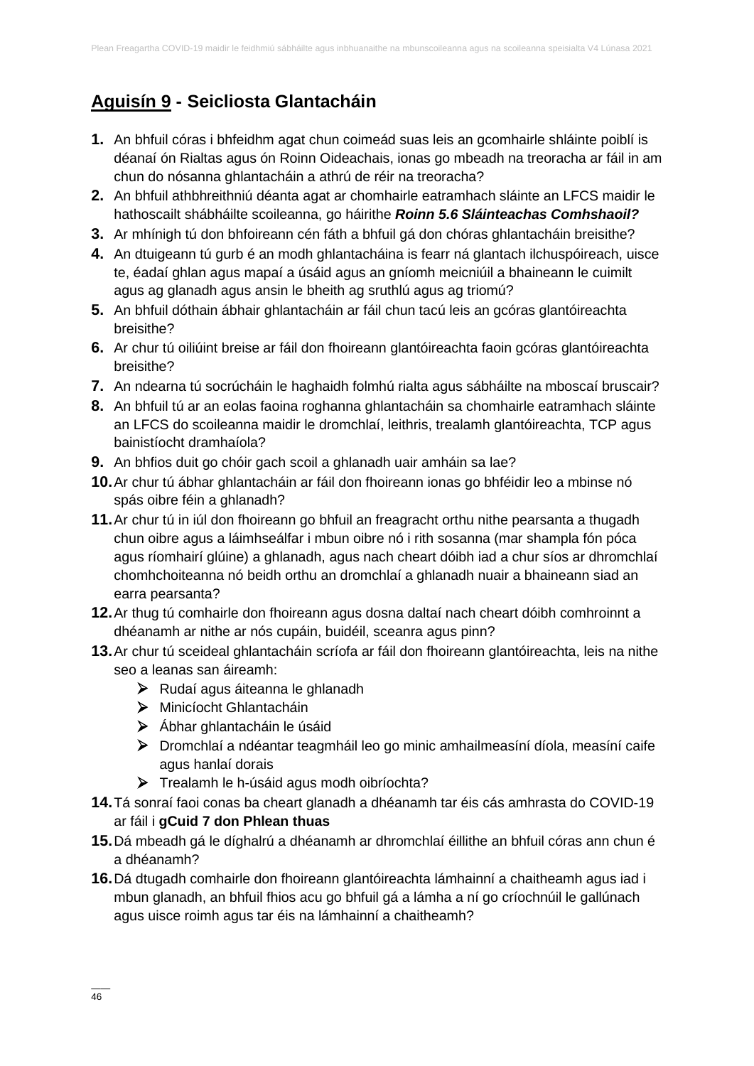## <u>Aguisín 9</u> - Seicliosta Glantacháin

1. An bhfuil córas i bhfeidhm agat chun coimeád suas leis an gcomhairle shláinte poiblí is déanaí ón Rialtas agus ón Roinn Oideachais, ionas go mbeadh na treoracha ar fáil in am chun do nósanna ghlantacháin a athrú de réir na treoracha?
2. An bhfuil athbhreithniú déanta agat ar chomhairle eatramhach sláinte an LFCS maidir le hathoscailt shábháilte scoileanna, go háirithe ***Roinn 5.6 Sláinteachas Comhshaoil?***
3. Ar mhínigh tú don bhfoireann cén fáth a bhfuil gá don chóras ghlantacháin breisithe?
4. An dtuigeann tú gurb é an modh ghlantacháina is fearr ná glantach ilchuspóireach, uisce te, éadaí ghlan agus mapaí a úsáid agus an gníomh meicniúil a bhaineann le cuimilt agus ag glanadh agus ansin le bheith ag sruthlú agus ag triomú?
5. An bhfuil dóthain ábhair ghlantacháin ar fáil chun tacú leis an gcóras glantóireachta breisithe?
6. Ar chur tú oiliúint breise ar fáil don fhoireann glantóireachta faoin gcóras glantóireachta breisithe?
7. An ndearna tú socrúcháin le haghaidh folmhú rialta agus sábháilte na mboscaí bruscair?
8. An bhfuil tú ar an eolas faoina roghanna ghlantacháin sa chomhairle eatramhach sláinte an LFCS do scoileanna maidir le dromchlaí, leithris, trealamh glantóireachta, TCP agus bainistíocht dramhaíola?
9. An bhfios duit go chóir gach scoil a ghlanadh uair amháin sa lae?
10. Ar chur tú ábhar ghlantacháin ar fáil don fhoireann ionas go bhféidir leo a mbinse nó spás oibre féin a ghlanadh?
11. Ar chur tú in iúl don fhoireann go bhfuil an freagracht orthu nithe pearsanta a thugadh chun oibre agus a láimhseálfar i mbun oibre nó i rith sosanna (mar shampla fón póca agus ríomhairí glúine) a ghlanadh, agus nach cheart dóibh iad a chur síos ar dhromchlaí chomhchoiteanna nó beidh orthu an dromchlaí a ghlanadh nuair a bhaineann siad an earra pearsanta?
12. Ar thug tú comhairle don fhoireann agus dosna daltaí nach cheart dóibh comhroinnt a dhéanamh ar nithe ar nós cupáin, buidéil, sceanra agus pinn?
13. Ar chur tú sceideal ghlantacháin scríofa ar fáil don fhoireann glantóireachta, leis na nithe seo a leanas san áireamh:
    - Rudaí agus áiteanna le ghlanadh
    - Minicíocht Ghlantacháin
    - Ábhar ghlantacháin le úsáid
    - Dromchlaí a ndéantar teagmháil leo go minic amhailmeasíní díola, measíní caife agus hanlaí dorais
    - Trealamh le h-úsáid agus modh oibríochta?
14. Tá sonraí faoi conas ba cheart glanadh a dhéanamh tar éis cás amhrasta do COVID-19 ar fáil i **gCuid 7 don Phlean thuas**
15. Dá mbeadh gá le díghalrú a dhéanamh ar dhromchlaí éillithe an bhfuil córas ann chun é a dhéanamh?
16. Dá dtugadh comhairle don fhoireann glantóireachta lámhainní a chaitheamh agus iad i mbun glanadh, an bhfuil fhios acu go bhfuil gá a lámha a ní go críochnúil le gallúnach agus uisce roimh agus tar éis na lámhainní a chaitheamh?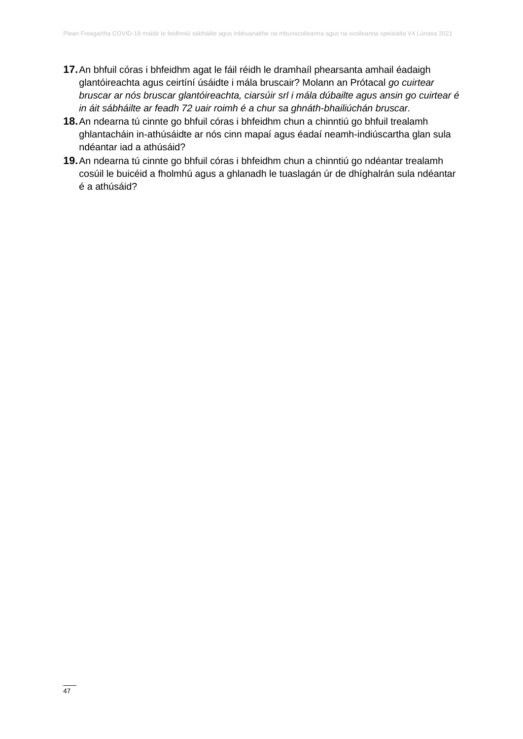17. An bhfuil córas i bhfeidhm agat le fáil réidh le dramhaíl phearsanta amhail éadaigh glantóireachta agus ceirtíní úsáidte i mála bruscair? Molann an Prótacal *go cuirtear bruscar ar nós bruscar glantóireachta, ciarsúir srl i mála dúbailte agus ansin go cuirtear é in áit sábháilte ar feadh 72 uair roimh é a chur sa ghnáth-bhailiúchán bruscar.*
18. An ndearna tú cinnte go bhfuil córas i bhfeidhm chun a chinntiú go bhfuil trealamh ghlantacháin in-athúsáidte ar nós cinn mapaí agus éadaí neamh-indiúscartha glan sula ndéantar iad a athúsáid?
19. An ndearna tú cinnte go bhfuil córas i bhfeidhm chun a chinntiú go ndéantar trealamh cosúil le buicéid a fholmhú agus a ghlanadh le tuaslagán úr de dhíghalrán sula ndéantar é a athúsáid?